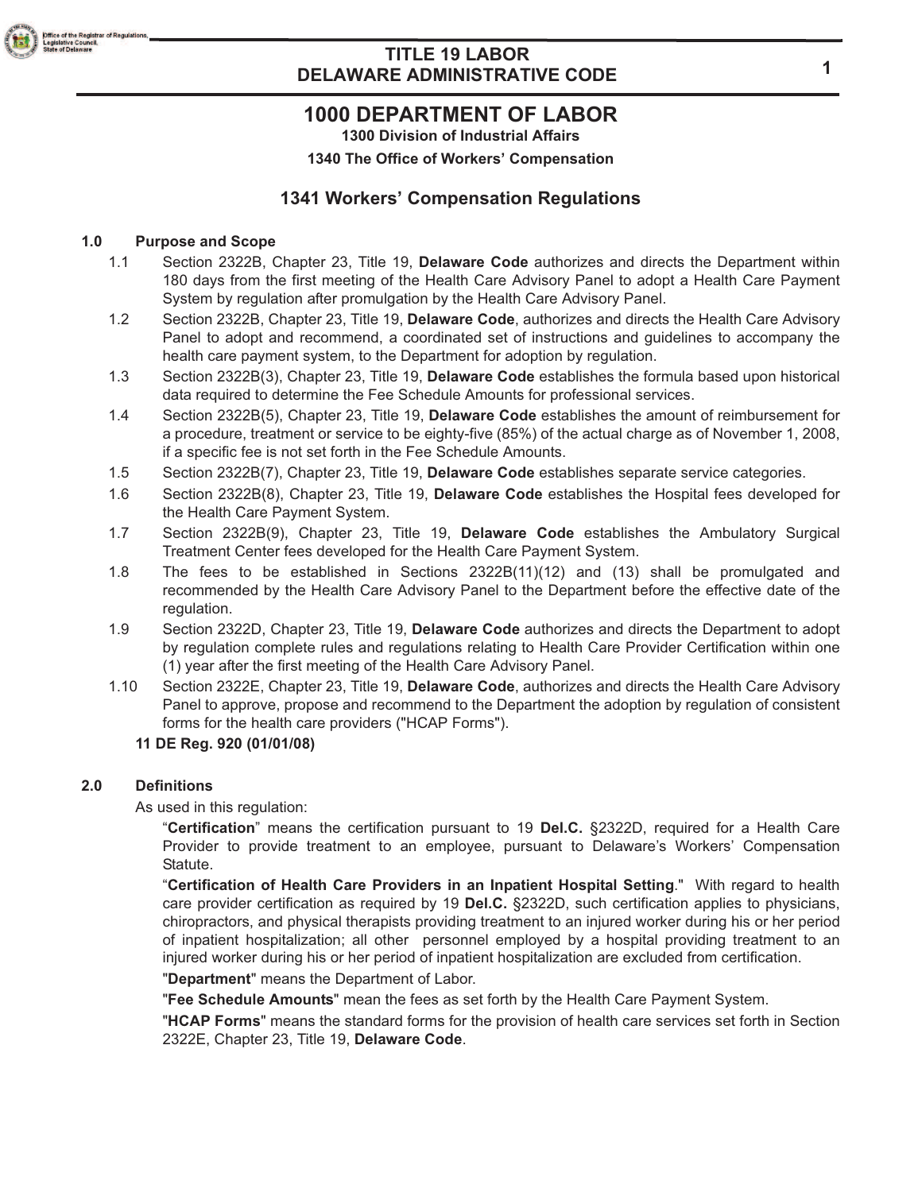# 1000 DEPARTMENT OF LABOR

### 1300 Division of Industrial Affairs

### 1340 The Office of Workers' Compensation

## 1341 Workers' Compensation Regulations

**1.0 Purpose and Scope**

1.1 Section 2322B, Chapter 23, Title 19, **Delaware Code** authorizes and directs the Department within 180 days from the first meeting of the Health Care Advisory Panel to adopt a Health Care Payment System by regulation after promulgation by the Health Care Advisory Panel.

1.2 Section 2322B, Chapter 23, Title 19, **Delaware Code**, authorizes and directs the Health Care Advisory Panel to adopt and recommend, a coordinated set of instructions and guidelines to accompany the health care payment system, to the Department for adoption by regulation.

1.3 Section 2322B(3), Chapter 23, Title 19, **Delaware Code** establishes the formula based upon historical data required to determine the Fee Schedule Amounts for professional services.

1.4 Section 2322B(5), Chapter 23, Title 19, **Delaware Code** establishes the amount of reimbursement for a procedure, treatment or service to be eighty-five (85%) of the actual charge as of November 1, 2008, if a specific fee is not set forth in the Fee Schedule Amounts.

1.5 Section 2322B(7), Chapter 23, Title 19, **Delaware Code** establishes separate service categories.

1.6 Section 2322B(8), Chapter 23, Title 19, **Delaware Code** establishes the Hospital fees developed for the Health Care Payment System.

1.7 Section 2322B(9), Chapter 23, Title 19, **Delaware Code** establishes the Ambulatory Surgical Treatment Center fees developed for the Health Care Payment System.

1.8 The fees to be established in Sections 2322B(11)(12) and (13) shall be promulgated and recommended by the Health Care Advisory Panel to the Department before the effective date of the regulation.

1.9 Section 2322D, Chapter 23, Title 19, **Delaware Code** authorizes and directs the Department to adopt by regulation complete rules and regulations relating to Health Care Provider Certification within one (1) year after the first meeting of the Health Care Advisory Panel.

1.10 Section 2322E, Chapter 23, Title 19, **Delaware Code**, authorizes and directs the Health Care Advisory Panel to approve, propose and recommend to the Department the adoption by regulation of consistent forms for the health care providers ("HCAP Forms").

**11 DE Reg. 920 (01/01/08)**

**2.0 Definitions**

As used in this regulation:

"**Certification**" means the certification pursuant to 19 **Del.C.** §2322D, required for a Health Care Provider to provide treatment to an employee, pursuant to Delaware's Workers' Compensation Statute.

"**Certification of Health Care Providers in an Inpatient Hospital Setting**." With regard to health care provider certification as required by 19 **Del.C.** §2322D, such certification applies to physicians, chiropractors, and physical therapists providing treatment to an injured worker during his or her period of inpatient hospitalization; all other personnel employed by a hospital providing treatment to an injured worker during his or her period of inpatient hospitalization are excluded from certification.

"**Department**" means the Department of Labor.

"**Fee Schedule Amounts**" mean the fees as set forth by the Health Care Payment System.

"**HCAP Forms**" means the standard forms for the provision of health care services set forth in Section 2322E, Chapter 23, Title 19, **Delaware Code**.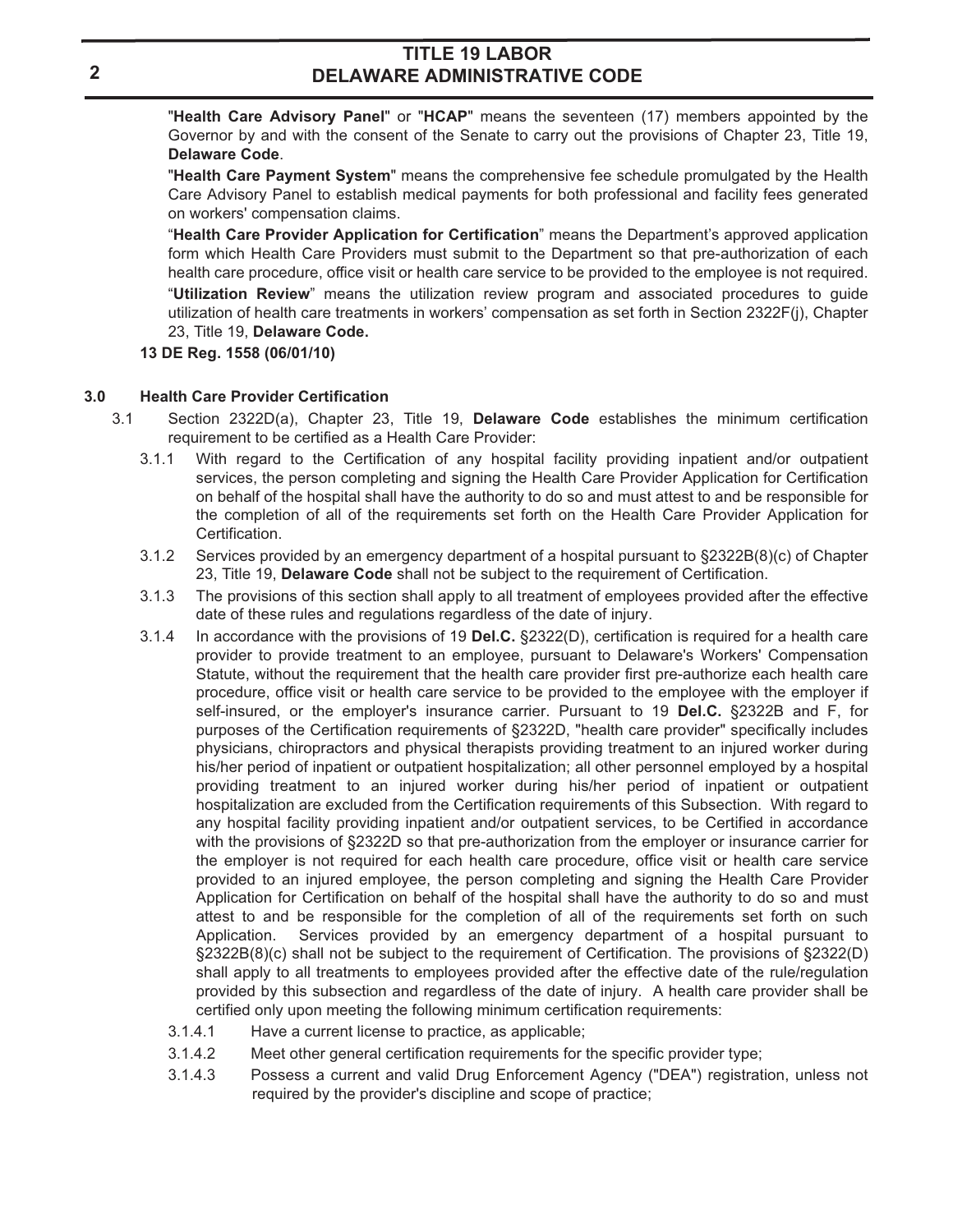"**Health Care Advisory Panel**" or "**HCAP**" means the seventeen (17) members appointed by the Governor by and with the consent of the Senate to carry out the provisions of Chapter 23, Title 19, **Delaware Code**.

"**Health Care Payment System**" means the comprehensive fee schedule promulgated by the Health Care Advisory Panel to establish medical payments for both professional and facility fees generated on workers' compensation claims.

"**Health Care Provider Application for Certification**" means the Department's approved application form which Health Care Providers must submit to the Department so that pre-authorization of each health care procedure, office visit or health care service to be provided to the employee is not required.

"**Utilization Review**" means the utilization review program and associated procedures to guide utilization of health care treatments in workers' compensation as set forth in Section 2322F(j), Chapter 23, Title 19, **Delaware Code.**

**13 DE Reg. 1558 (06/01/10)**

## 3.0 Health Care Provider Certification

3.1 Section 2322D(a), Chapter 23, Title 19, **Delaware Code** establishes the minimum certification requirement to be certified as a Health Care Provider:

3.1.1 With regard to the Certification of any hospital facility providing inpatient and/or outpatient services, the person completing and signing the Health Care Provider Application for Certification on behalf of the hospital shall have the authority to do so and must attest to and be responsible for the completion of all of the requirements set forth on the Health Care Provider Application for Certification.

3.1.2 Services provided by an emergency department of a hospital pursuant to §2322B(8)(c) of Chapter 23, Title 19, **Delaware Code** shall not be subject to the requirement of Certification.

3.1.3 The provisions of this section shall apply to all treatment of employees provided after the effective date of these rules and regulations regardless of the date of injury.

3.1.4 In accordance with the provisions of 19 **Del.C.** §2322(D), certification is required for a health care provider to provide treatment to an employee, pursuant to Delaware's Workers' Compensation Statute, without the requirement that the health care provider first pre-authorize each health care procedure, office visit or health care service to be provided to the employee with the employer if self-insured, or the employer's insurance carrier. Pursuant to 19 **Del.C.** §2322B and F, for purposes of the Certification requirements of §2322D, "health care provider" specifically includes physicians, chiropractors and physical therapists providing treatment to an injured worker during his/her period of inpatient or outpatient hospitalization; all other personnel employed by a hospital providing treatment to an injured worker during his/her period of inpatient or outpatient hospitalization are excluded from the Certification requirements of this Subsection. With regard to any hospital facility providing inpatient and/or outpatient services, to be Certified in accordance with the provisions of §2322D so that pre-authorization from the employer or insurance carrier for the employer is not required for each health care procedure, office visit or health care service provided to an injured employee, the person completing and signing the Health Care Provider Application for Certification on behalf of the hospital shall have the authority to do so and must attest to and be responsible for the completion of all of the requirements set forth on such Application. Services provided by an emergency department of a hospital pursuant to §2322B(8)(c) shall not be subject to the requirement of Certification. The provisions of §2322(D) shall apply to all treatments to employees provided after the effective date of the rule/regulation provided by this subsection and regardless of the date of injury. A health care provider shall be certified only upon meeting the following minimum certification requirements:

3.1.4.1 Have a current license to practice, as applicable;

3.1.4.2 Meet other general certification requirements for the specific provider type;

3.1.4.3 Possess a current and valid Drug Enforcement Agency ("DEA") registration, unless not required by the provider's discipline and scope of practice;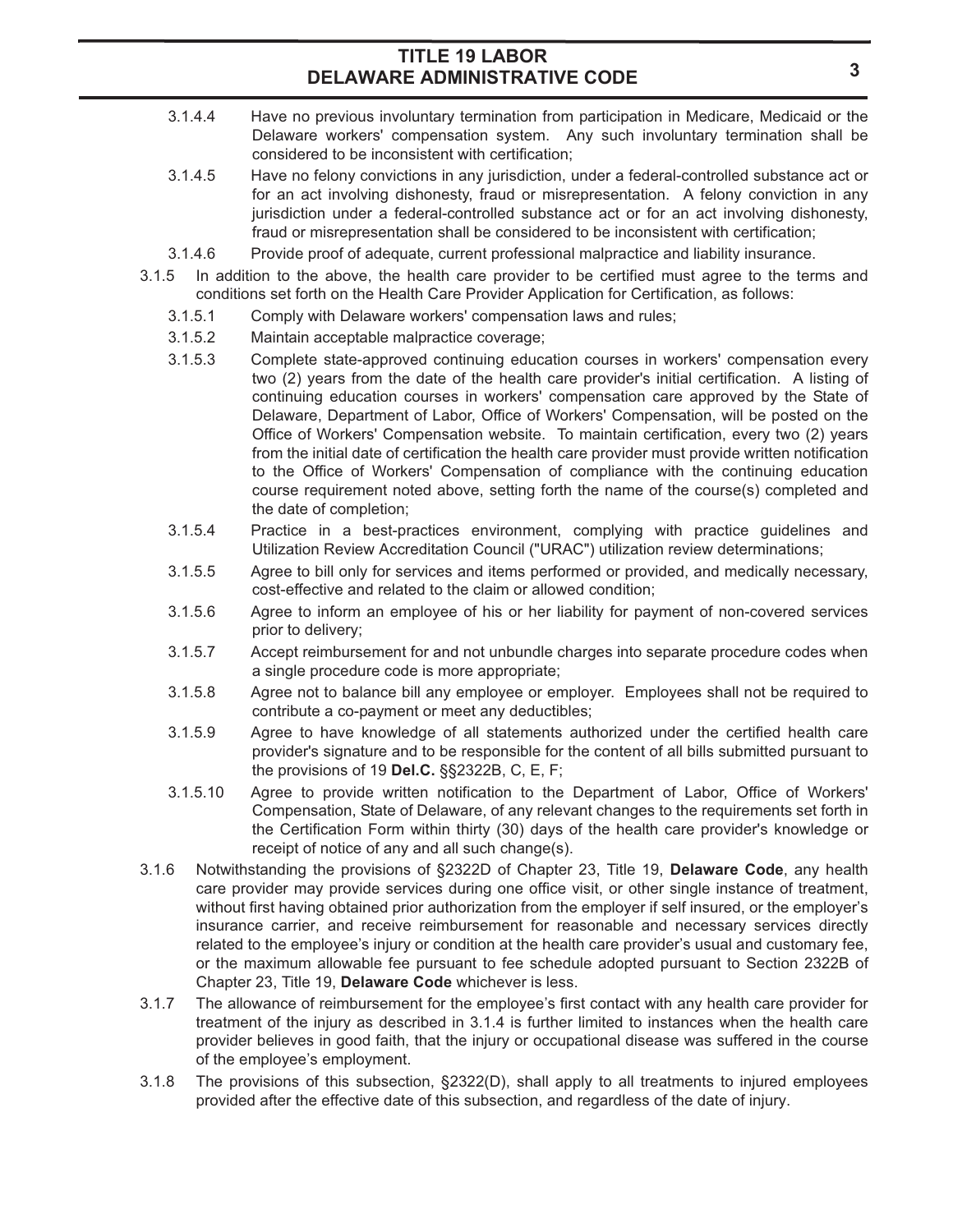3.1.4.4 Have no previous involuntary termination from participation in Medicare, Medicaid or the Delaware workers' compensation system. Any such involuntary termination shall be considered to be inconsistent with certification;

3.1.4.5 Have no felony convictions in any jurisdiction, under a federal-controlled substance act or for an act involving dishonesty, fraud or misrepresentation. A felony conviction in any jurisdiction under a federal-controlled substance act or for an act involving dishonesty, fraud or misrepresentation shall be considered to be inconsistent with certification;

3.1.4.6 Provide proof of adequate, current professional malpractice and liability insurance.

3.1.5 In addition to the above, the health care provider to be certified must agree to the terms and conditions set forth on the Health Care Provider Application for Certification, as follows:

3.1.5.1 Comply with Delaware workers' compensation laws and rules;

3.1.5.2 Maintain acceptable malpractice coverage;

3.1.5.3 Complete state-approved continuing education courses in workers' compensation every two (2) years from the date of the health care provider's initial certification. A listing of continuing education courses in workers' compensation care approved by the State of Delaware, Department of Labor, Office of Workers' Compensation, will be posted on the Office of Workers' Compensation website. To maintain certification, every two (2) years from the initial date of certification the health care provider must provide written notification to the Office of Workers' Compensation of compliance with the continuing education course requirement noted above, setting forth the name of the course(s) completed and the date of completion;

3.1.5.4 Practice in a best-practices environment, complying with practice guidelines and Utilization Review Accreditation Council ("URAC") utilization review determinations;

3.1.5.5 Agree to bill only for services and items performed or provided, and medically necessary, cost-effective and related to the claim or allowed condition;

3.1.5.6 Agree to inform an employee of his or her liability for payment of non-covered services prior to delivery;

3.1.5.7 Accept reimbursement for and not unbundle charges into separate procedure codes when a single procedure code is more appropriate;

3.1.5.8 Agree not to balance bill any employee or employer. Employees shall not be required to contribute a co-payment or meet any deductibles;

3.1.5.9 Agree to have knowledge of all statements authorized under the certified health care provider's signature and to be responsible for the content of all bills submitted pursuant to the provisions of 19 **Del.C.** §§2322B, C, E, F;

3.1.5.10 Agree to provide written notification to the Department of Labor, Office of Workers' Compensation, State of Delaware, of any relevant changes to the requirements set forth in the Certification Form within thirty (30) days of the health care provider's knowledge or receipt of notice of any and all such change(s).

3.1.6 Notwithstanding the provisions of §2322D of Chapter 23, Title 19, **Delaware Code**, any health care provider may provide services during one office visit, or other single instance of treatment, without first having obtained prior authorization from the employer if self insured, or the employer's insurance carrier, and receive reimbursement for reasonable and necessary services directly related to the employee's injury or condition at the health care provider's usual and customary fee, or the maximum allowable fee pursuant to fee schedule adopted pursuant to Section 2322B of Chapter 23, Title 19, **Delaware Code** whichever is less.

3.1.7 The allowance of reimbursement for the employee's first contact with any health care provider for treatment of the injury as described in 3.1.4 is further limited to instances when the health care provider believes in good faith, that the injury or occupational disease was suffered in the course of the employee's employment.

3.1.8 The provisions of this subsection, §2322(D), shall apply to all treatments to injured employees provided after the effective date of this subsection, and regardless of the date of injury.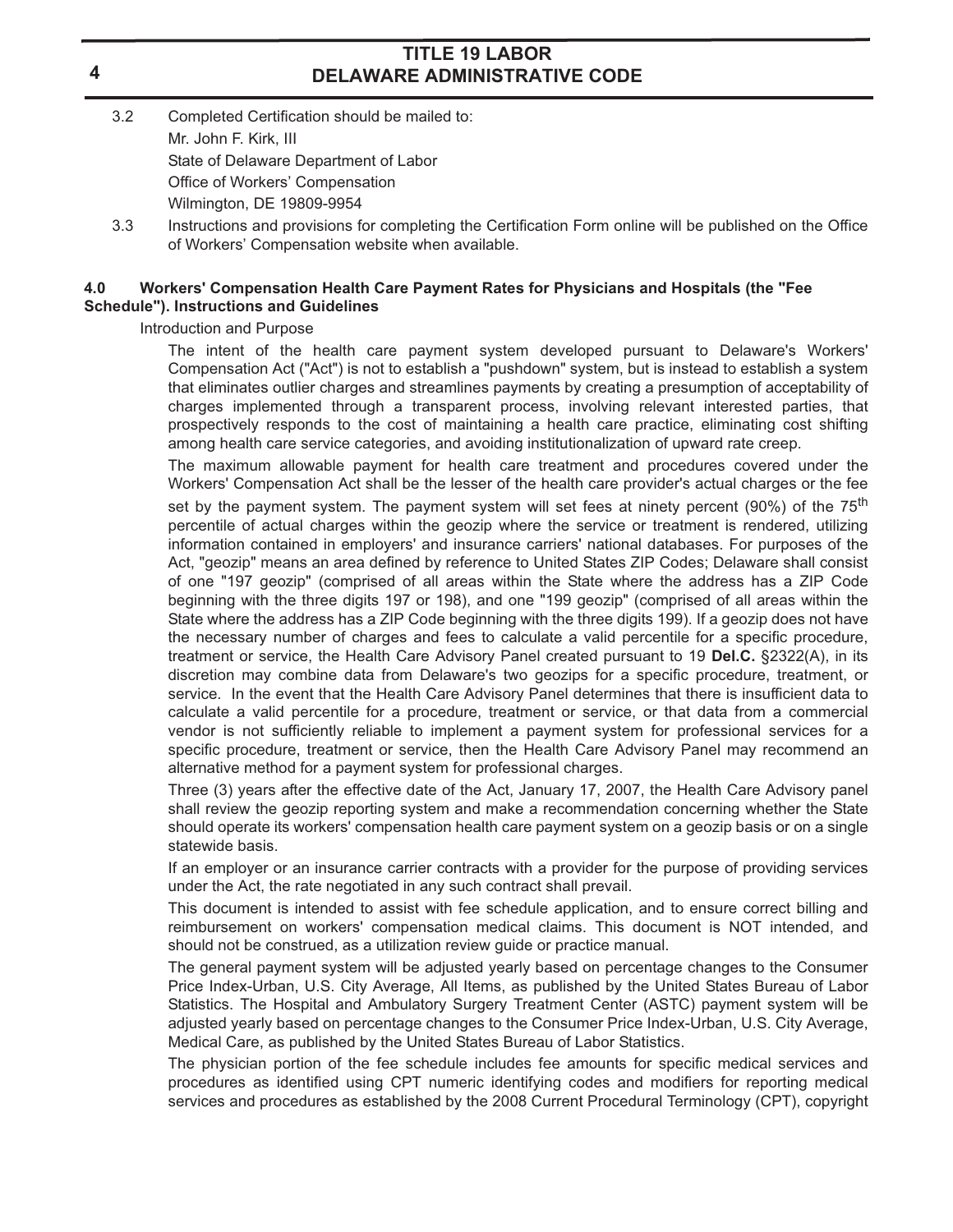3.2 Completed Certification should be mailed to:

Mr. John F. Kirk, III
State of Delaware Department of Labor
Office of Workers' Compensation
Wilmington, DE 19809-9954

3.3 Instructions and provisions for completing the Certification Form online will be published on the Office of Workers' Compensation website when available.

## 4.0 Workers' Compensation Health Care Payment Rates for Physicians and Hospitals (the "Fee Schedule"). Instructions and Guidelines

Introduction and Purpose

The intent of the health care payment system developed pursuant to Delaware's Workers' Compensation Act ("Act") is not to establish a "pushdown" system, but is instead to establish a system that eliminates outlier charges and streamlines payments by creating a presumption of acceptability of charges implemented through a transparent process, involving relevant interested parties, that prospectively responds to the cost of maintaining a health care practice, eliminating cost shifting among health care service categories, and avoiding institutionalization of upward rate creep.

The maximum allowable payment for health care treatment and procedures covered under the Workers' Compensation Act shall be the lesser of the health care provider's actual charges or the fee set by the payment system. The payment system will set fees at ninety percent (90%) of the 75th percentile of actual charges within the geozip where the service or treatment is rendered, utilizing information contained in employers' and insurance carriers' national databases. For purposes of the Act, "geozip" means an area defined by reference to United States ZIP Codes; Delaware shall consist of one "197 geozip" (comprised of all areas within the State where the address has a ZIP Code beginning with the three digits 197 or 198), and one "199 geozip" (comprised of all areas within the State where the address has a ZIP Code beginning with the three digits 199). If a geozip does not have the necessary number of charges and fees to calculate a valid percentile for a specific procedure, treatment or service, the Health Care Advisory Panel created pursuant to 19 **Del.C.** §2322(A), in its discretion may combine data from Delaware's two geozips for a specific procedure, treatment, or service. In the event that the Health Care Advisory Panel determines that there is insufficient data to calculate a valid percentile for a procedure, treatment or service, or that data from a commercial vendor is not sufficiently reliable to implement a payment system for professional services for a specific procedure, treatment or service, then the Health Care Advisory Panel may recommend an alternative method for a payment system for professional charges.

Three (3) years after the effective date of the Act, January 17, 2007, the Health Care Advisory panel shall review the geozip reporting system and make a recommendation concerning whether the State should operate its workers' compensation health care payment system on a geozip basis or on a single statewide basis.

If an employer or an insurance carrier contracts with a provider for the purpose of providing services under the Act, the rate negotiated in any such contract shall prevail.

This document is intended to assist with fee schedule application, and to ensure correct billing and reimbursement on workers' compensation medical claims. This document is NOT intended, and should not be construed, as a utilization review guide or practice manual.

The general payment system will be adjusted yearly based on percentage changes to the Consumer Price Index-Urban, U.S. City Average, All Items, as published by the United States Bureau of Labor Statistics. The Hospital and Ambulatory Surgery Treatment Center (ASTC) payment system will be adjusted yearly based on percentage changes to the Consumer Price Index-Urban, U.S. City Average, Medical Care, as published by the United States Bureau of Labor Statistics.

The physician portion of the fee schedule includes fee amounts for specific medical services and procedures as identified using CPT numeric identifying codes and modifiers for reporting medical services and procedures as established by the 2008 Current Procedural Terminology (CPT), copyright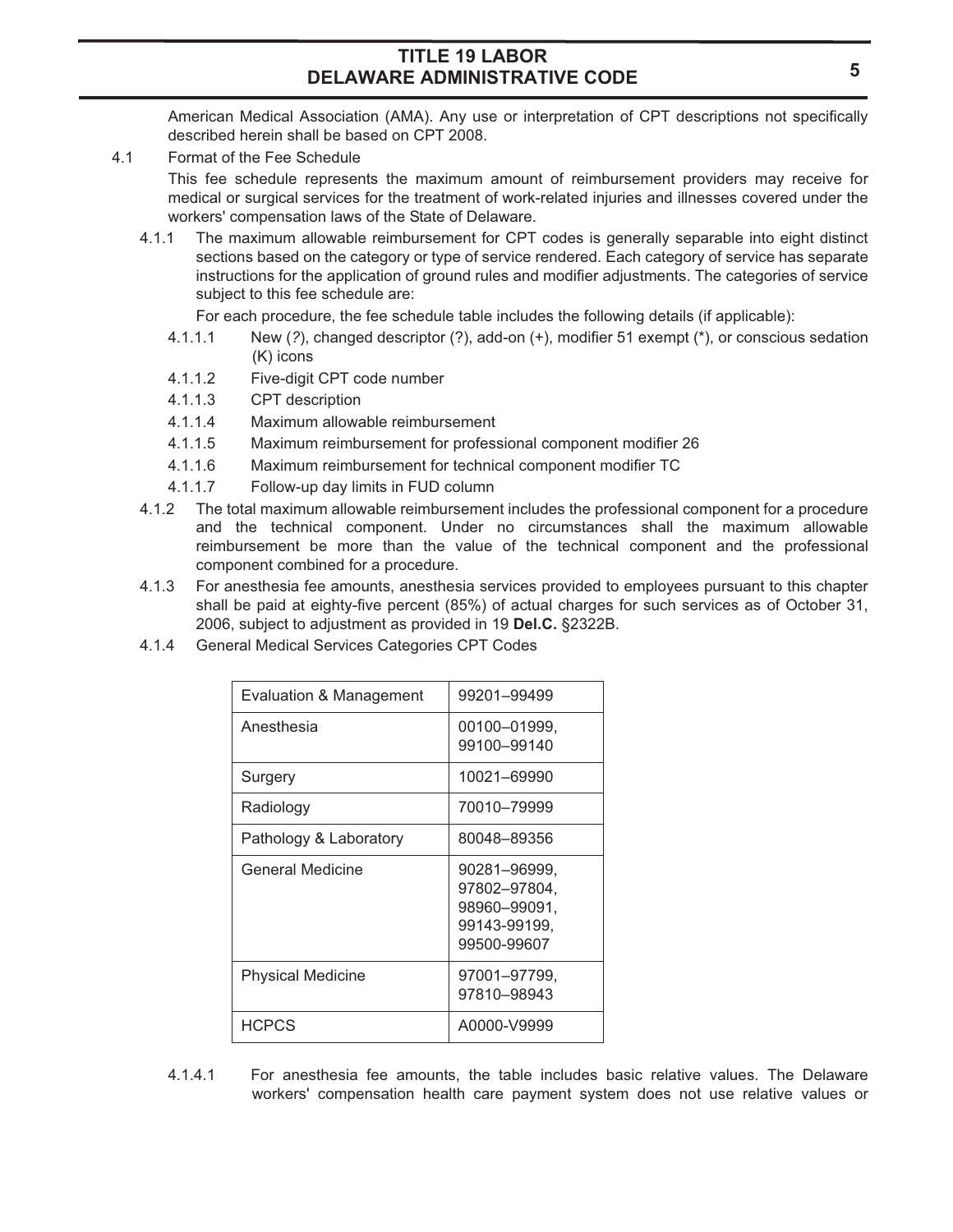American Medical Association (AMA). Any use or interpretation of CPT descriptions not specifically described herein shall be based on CPT 2008.

4.1 Format of the Fee Schedule

This fee schedule represents the maximum amount of reimbursement providers may receive for medical or surgical services for the treatment of work-related injuries and illnesses covered under the workers' compensation laws of the State of Delaware.

4.1.1 The maximum allowable reimbursement for CPT codes is generally separable into eight distinct sections based on the category or type of service rendered. Each category of service has separate instructions for the application of ground rules and modifier adjustments. The categories of service subject to this fee schedule are:

For each procedure, the fee schedule table includes the following details (if applicable):

4.1.1.1 New (?), changed descriptor (?), add-on (+), modifier 51 exempt (*), or conscious sedation (K) icons

4.1.1.2 Five-digit CPT code number

4.1.1.3 CPT description

4.1.1.4 Maximum allowable reimbursement

4.1.1.5 Maximum reimbursement for professional component modifier 26

4.1.1.6 Maximum reimbursement for technical component modifier TC

4.1.1.7 Follow-up day limits in FUD column

4.1.2 The total maximum allowable reimbursement includes the professional component for a procedure and the technical component. Under no circumstances shall the maximum allowable reimbursement be more than the value of the technical component and the professional component combined for a procedure.

4.1.3 For anesthesia fee amounts, anesthesia services provided to employees pursuant to this chapter shall be paid at eighty-five percent (85%) of actual charges for such services as of October 31, 2006, subject to adjustment as provided in 19 **Del.C.** §2322B.

4.1.4 General Medical Services Categories CPT Codes

| | |
|---|---|
| Evaluation & Management | 99201–99499 |
| Anesthesia | 00100–01999, 99100–99140 |
| Surgery | 10021–69990 |
| Radiology | 70010–79999 |
| Pathology & Laboratory | 80048–89356 |
| General Medicine | 90281–96999, 97802–97804, 98960–99091, 99143-99199, 99500-99607 |
| Physical Medicine | 97001–97799, 97810–98943 |
| HCPCS | A0000-V9999 |

4.1.4.1 For anesthesia fee amounts, the table includes basic relative values. The Delaware workers' compensation health care payment system does not use relative values or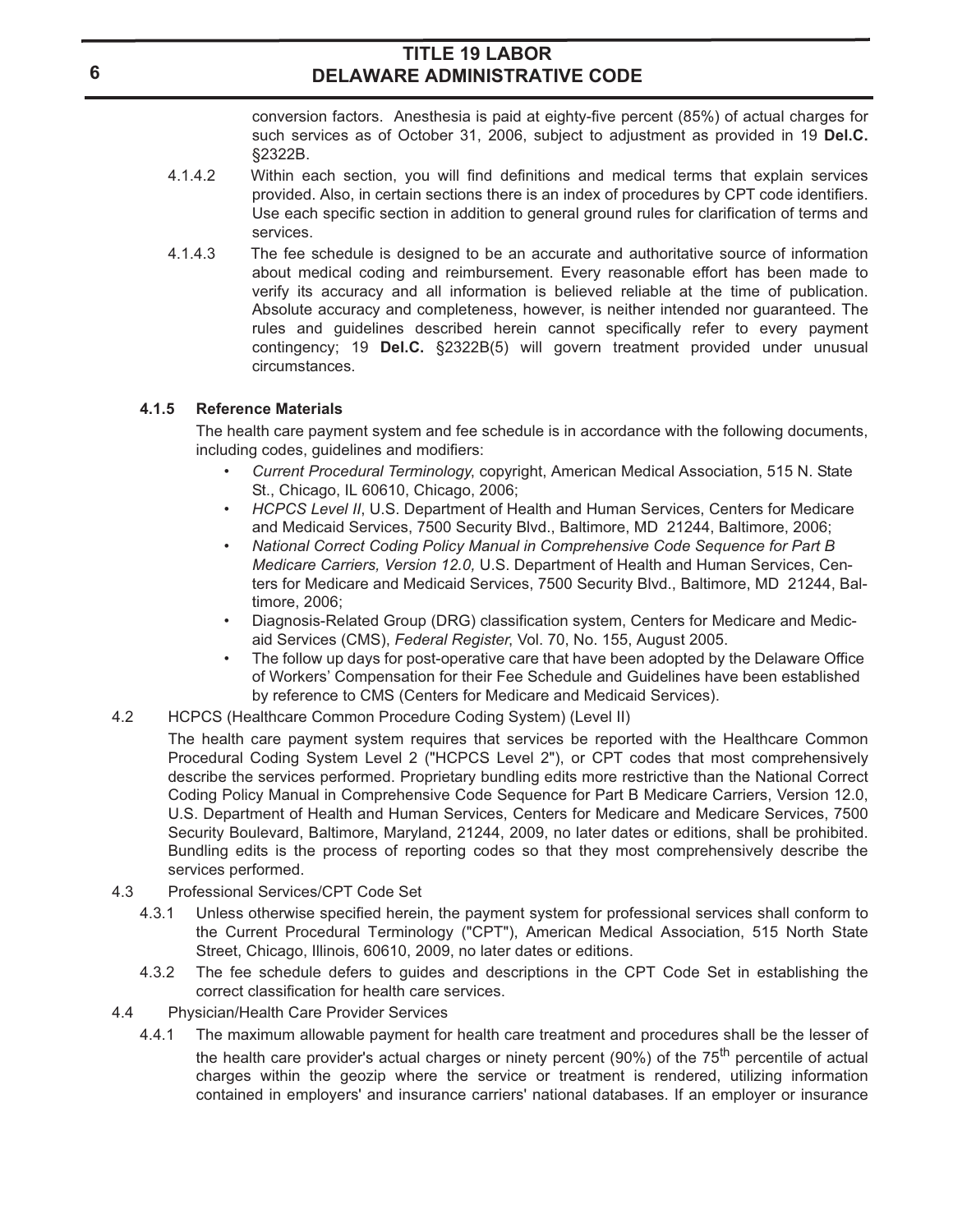conversion factors. Anesthesia is paid at eighty-five percent (85%) of actual charges for such services as of October 31, 2006, subject to adjustment as provided in 19 **Del.C.** §2322B.

4.1.4.2 Within each section, you will find definitions and medical terms that explain services provided. Also, in certain sections there is an index of procedures by CPT code identifiers. Use each specific section in addition to general ground rules for clarification of terms and services.

4.1.4.3 The fee schedule is designed to be an accurate and authoritative source of information about medical coding and reimbursement. Every reasonable effort has been made to verify its accuracy and all information is believed reliable at the time of publication. Absolute accuracy and completeness, however, is neither intended nor guaranteed. The rules and guidelines described herein cannot specifically refer to every payment contingency; 19 **Del.C.** §2322B(5) will govern treatment provided under unusual circumstances.

**4.1.5 Reference Materials**

The health care payment system and fee schedule is in accordance with the following documents, including codes, guidelines and modifiers:

- *Current Procedural Terminology*, copyright, American Medical Association, 515 N. State St., Chicago, IL 60610, Chicago, 2006;
- *HCPCS Level II*, U.S. Department of Health and Human Services, Centers for Medicare and Medicaid Services, 7500 Security Blvd., Baltimore, MD 21244, Baltimore, 2006;
- *National Correct Coding Policy Manual in Comprehensive Code Sequence for Part B Medicare Carriers, Version 12.0,* U.S. Department of Health and Human Services, Centers for Medicare and Medicaid Services, 7500 Security Blvd., Baltimore, MD 21244, Baltimore, 2006;
- Diagnosis-Related Group (DRG) classification system, Centers for Medicare and Medicaid Services (CMS), *Federal Register*, Vol. 70, No. 155, August 2005.
- The follow up days for post-operative care that have been adopted by the Delaware Office of Workers' Compensation for their Fee Schedule and Guidelines have been established by reference to CMS (Centers for Medicare and Medicaid Services).

4.2 HCPCS (Healthcare Common Procedure Coding System) (Level II)

The health care payment system requires that services be reported with the Healthcare Common Procedural Coding System Level 2 ("HCPCS Level 2"), or CPT codes that most comprehensively describe the services performed. Proprietary bundling edits more restrictive than the National Correct Coding Policy Manual in Comprehensive Code Sequence for Part B Medicare Carriers, Version 12.0, U.S. Department of Health and Human Services, Centers for Medicare and Medicare Services, 7500 Security Boulevard, Baltimore, Maryland, 21244, 2009, no later dates or editions, shall be prohibited. Bundling edits is the process of reporting codes so that they most comprehensively describe the services performed.

4.3 Professional Services/CPT Code Set

4.3.1 Unless otherwise specified herein, the payment system for professional services shall conform to the Current Procedural Terminology ("CPT"), American Medical Association, 515 North State Street, Chicago, Illinois, 60610, 2009, no later dates or editions.

4.3.2 The fee schedule defers to guides and descriptions in the CPT Code Set in establishing the correct classification for health care services.

4.4 Physician/Health Care Provider Services

4.4.1 The maximum allowable payment for health care treatment and procedures shall be the lesser of the health care provider's actual charges or ninety percent (90%) of the 75$^{th}$ percentile of actual charges within the geozip where the service or treatment is rendered, utilizing information contained in employers' and insurance carriers' national databases. If an employer or insurance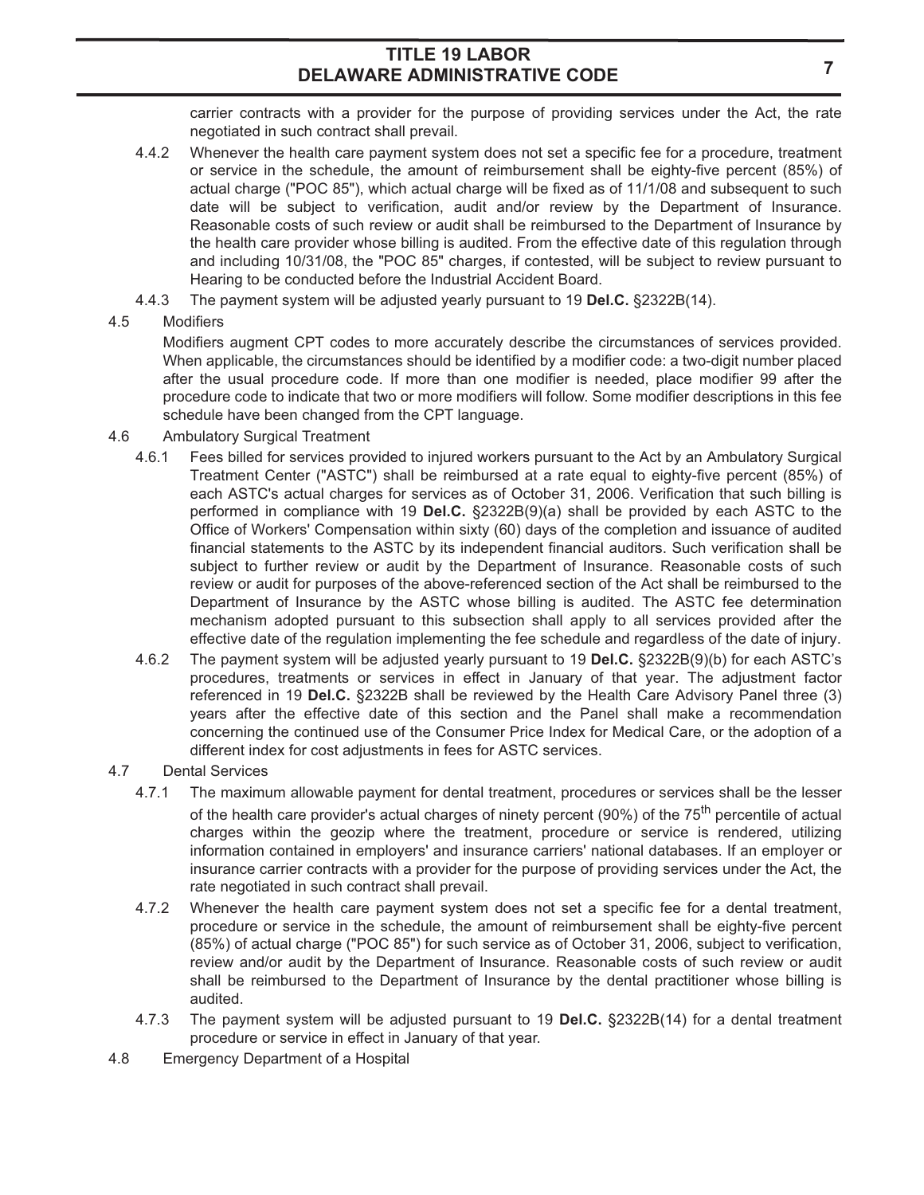carrier contracts with a provider for the purpose of providing services under the Act, the rate negotiated in such contract shall prevail.

4.4.2 Whenever the health care payment system does not set a specific fee for a procedure, treatment or service in the schedule, the amount of reimbursement shall be eighty-five percent (85%) of actual charge ("POC 85"), which actual charge will be fixed as of 11/1/08 and subsequent to such date will be subject to verification, audit and/or review by the Department of Insurance. Reasonable costs of such review or audit shall be reimbursed to the Department of Insurance by the health care provider whose billing is audited. From the effective date of this regulation through and including 10/31/08, the "POC 85" charges, if contested, will be subject to review pursuant to Hearing to be conducted before the Industrial Accident Board.

4.4.3 The payment system will be adjusted yearly pursuant to 19 **Del.C.** §2322B(14).

4.5 Modifiers

Modifiers augment CPT codes to more accurately describe the circumstances of services provided. When applicable, the circumstances should be identified by a modifier code: a two-digit number placed after the usual procedure code. If more than one modifier is needed, place modifier 99 after the procedure code to indicate that two or more modifiers will follow. Some modifier descriptions in this fee schedule have been changed from the CPT language.

4.6 Ambulatory Surgical Treatment

4.6.1 Fees billed for services provided to injured workers pursuant to the Act by an Ambulatory Surgical Treatment Center ("ASTC") shall be reimbursed at a rate equal to eighty-five percent (85%) of each ASTC's actual charges for services as of October 31, 2006. Verification that such billing is performed in compliance with 19 **Del.C.** §2322B(9)(a) shall be provided by each ASTC to the Office of Workers' Compensation within sixty (60) days of the completion and issuance of audited financial statements to the ASTC by its independent financial auditors. Such verification shall be subject to further review or audit by the Department of Insurance. Reasonable costs of such review or audit for purposes of the above-referenced section of the Act shall be reimbursed to the Department of Insurance by the ASTC whose billing is audited. The ASTC fee determination mechanism adopted pursuant to this subsection shall apply to all services provided after the effective date of the regulation implementing the fee schedule and regardless of the date of injury.

4.6.2 The payment system will be adjusted yearly pursuant to 19 **Del.C.** §2322B(9)(b) for each ASTC's procedures, treatments or services in effect in January of that year. The adjustment factor referenced in 19 **Del.C.** §2322B shall be reviewed by the Health Care Advisory Panel three (3) years after the effective date of this section and the Panel shall make a recommendation concerning the continued use of the Consumer Price Index for Medical Care, or the adoption of a different index for cost adjustments in fees for ASTC services.

4.7 Dental Services

4.7.1 The maximum allowable payment for dental treatment, procedures or services shall be the lesser of the health care provider's actual charges of ninety percent (90%) of the 75th percentile of actual charges within the geozip where the treatment, procedure or service is rendered, utilizing information contained in employers' and insurance carriers' national databases. If an employer or insurance carrier contracts with a provider for the purpose of providing services under the Act, the rate negotiated in such contract shall prevail.

4.7.2 Whenever the health care payment system does not set a specific fee for a dental treatment, procedure or service in the schedule, the amount of reimbursement shall be eighty-five percent (85%) of actual charge ("POC 85") for such service as of October 31, 2006, subject to verification, review and/or audit by the Department of Insurance. Reasonable costs of such review or audit shall be reimbursed to the Department of Insurance by the dental practitioner whose billing is audited.

4.7.3 The payment system will be adjusted pursuant to 19 **Del.C.** §2322B(14) for a dental treatment procedure or service in effect in January of that year.

4.8 Emergency Department of a Hospital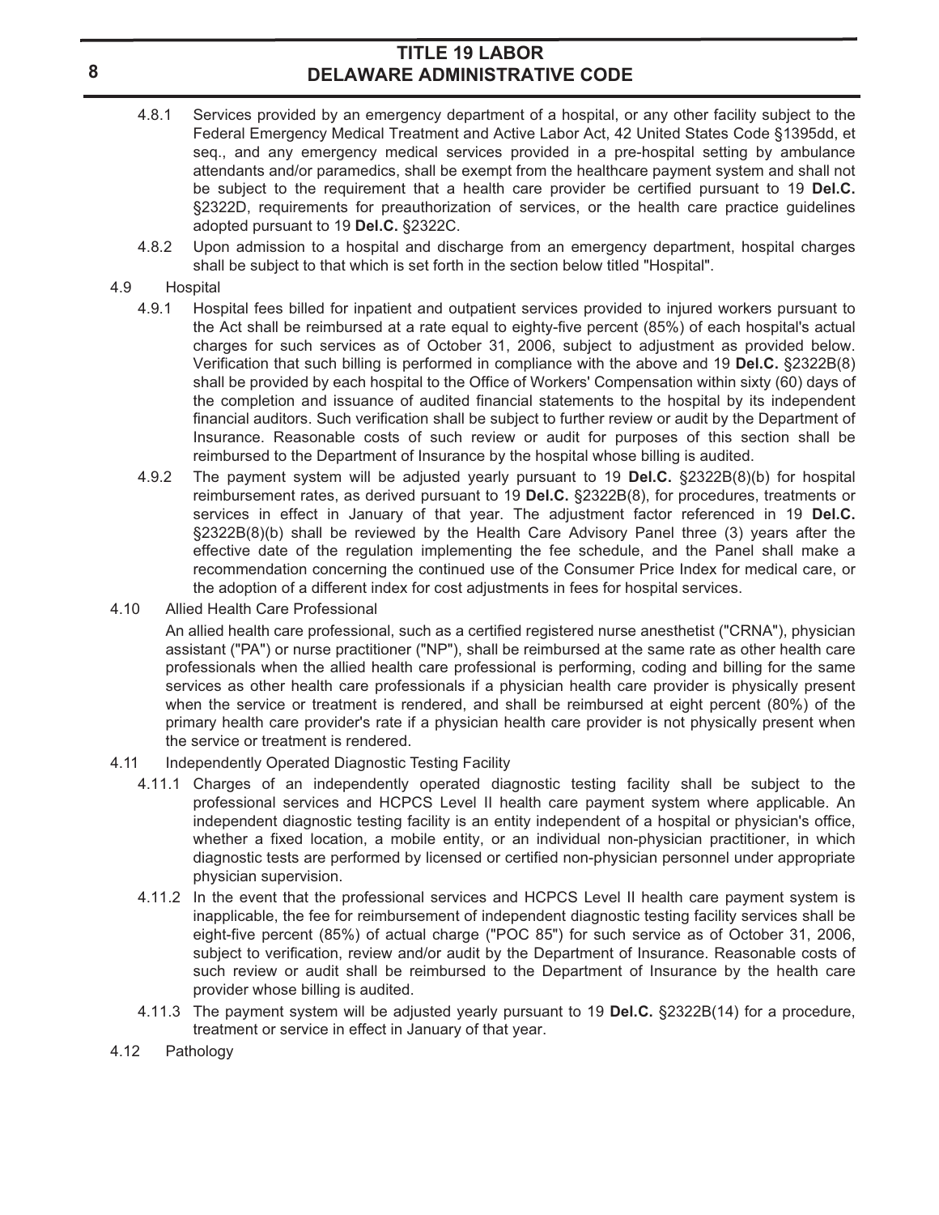4.8.1 Services provided by an emergency department of a hospital, or any other facility subject to the Federal Emergency Medical Treatment and Active Labor Act, 42 United States Code §1395dd, et seq., and any emergency medical services provided in a pre-hospital setting by ambulance attendants and/or paramedics, shall be exempt from the healthcare payment system and shall not be subject to the requirement that a health care provider be certified pursuant to 19 **Del.C.** §2322D, requirements for preauthorization of services, or the health care practice guidelines adopted pursuant to 19 **Del.C.** §2322C.

4.8.2 Upon admission to a hospital and discharge from an emergency department, hospital charges shall be subject to that which is set forth in the section below titled "Hospital".

4.9 Hospital

4.9.1 Hospital fees billed for inpatient and outpatient services provided to injured workers pursuant to the Act shall be reimbursed at a rate equal to eighty-five percent (85%) of each hospital's actual charges for such services as of October 31, 2006, subject to adjustment as provided below. Verification that such billing is performed in compliance with the above and 19 **Del.C.** §2322B(8) shall be provided by each hospital to the Office of Workers' Compensation within sixty (60) days of the completion and issuance of audited financial statements to the hospital by its independent financial auditors. Such verification shall be subject to further review or audit by the Department of Insurance. Reasonable costs of such review or audit for purposes of this section shall be reimbursed to the Department of Insurance by the hospital whose billing is audited.

4.9.2 The payment system will be adjusted yearly pursuant to 19 **Del.C.** §2322B(8)(b) for hospital reimbursement rates, as derived pursuant to 19 **Del.C.** §2322B(8), for procedures, treatments or services in effect in January of that year. The adjustment factor referenced in 19 **Del.C.** §2322B(8)(b) shall be reviewed by the Health Care Advisory Panel three (3) years after the effective date of the regulation implementing the fee schedule, and the Panel shall make a recommendation concerning the continued use of the Consumer Price Index for medical care, or the adoption of a different index for cost adjustments in fees for hospital services.

4.10 Allied Health Care Professional

An allied health care professional, such as a certified registered nurse anesthetist ("CRNA"), physician assistant ("PA") or nurse practitioner ("NP"), shall be reimbursed at the same rate as other health care professionals when the allied health care professional is performing, coding and billing for the same services as other health care professionals if a physician health care provider is physically present when the service or treatment is rendered, and shall be reimbursed at eight percent (80%) of the primary health care provider's rate if a physician health care provider is not physically present when the service or treatment is rendered.

4.11 Independently Operated Diagnostic Testing Facility

4.11.1 Charges of an independently operated diagnostic testing facility shall be subject to the professional services and HCPCS Level II health care payment system where applicable. An independent diagnostic testing facility is an entity independent of a hospital or physician's office, whether a fixed location, a mobile entity, or an individual non-physician practitioner, in which diagnostic tests are performed by licensed or certified non-physician personnel under appropriate physician supervision.

4.11.2 In the event that the professional services and HCPCS Level II health care payment system is inapplicable, the fee for reimbursement of independent diagnostic testing facility services shall be eight-five percent (85%) of actual charge ("POC 85") for such service as of October 31, 2006, subject to verification, review and/or audit by the Department of Insurance. Reasonable costs of such review or audit shall be reimbursed to the Department of Insurance by the health care provider whose billing is audited.

4.11.3 The payment system will be adjusted yearly pursuant to 19 **Del.C.** §2322B(14) for a procedure, treatment or service in effect in January of that year.

4.12 Pathology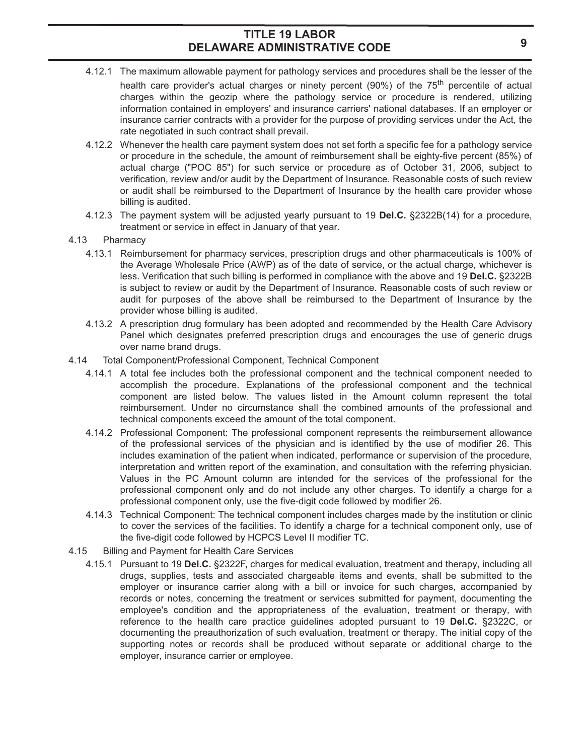4.12.1 The maximum allowable payment for pathology services and procedures shall be the lesser of the health care provider's actual charges or ninety percent (90%) of the 75th percentile of actual charges within the geozip where the pathology service or procedure is rendered, utilizing information contained in employers' and insurance carriers' national databases. If an employer or insurance carrier contracts with a provider for the purpose of providing services under the Act, the rate negotiated in such contract shall prevail.

4.12.2 Whenever the health care payment system does not set forth a specific fee for a pathology service or procedure in the schedule, the amount of reimbursement shall be eighty-five percent (85%) of actual charge ("POC 85") for such service or procedure as of October 31, 2006, subject to verification, review and/or audit by the Department of Insurance. Reasonable costs of such review or audit shall be reimbursed to the Department of Insurance by the health care provider whose billing is audited.

4.12.3 The payment system will be adjusted yearly pursuant to 19 **Del.C.** §2322B(14) for a procedure, treatment or service in effect in January of that year.

4.13 Pharmacy

4.13.1 Reimbursement for pharmacy services, prescription drugs and other pharmaceuticals is 100% of the Average Wholesale Price (AWP) as of the date of service, or the actual charge, whichever is less. Verification that such billing is performed in compliance with the above and 19 **Del.C.** §2322B is subject to review or audit by the Department of Insurance. Reasonable costs of such review or audit for purposes of the above shall be reimbursed to the Department of Insurance by the provider whose billing is audited.

4.13.2 A prescription drug formulary has been adopted and recommended by the Health Care Advisory Panel which designates preferred prescription drugs and encourages the use of generic drugs over name brand drugs.

4.14 Total Component/Professional Component, Technical Component

4.14.1 A total fee includes both the professional component and the technical component needed to accomplish the procedure. Explanations of the professional component and the technical component are listed below. The values listed in the Amount column represent the total reimbursement. Under no circumstance shall the combined amounts of the professional and technical components exceed the amount of the total component.

4.14.2 Professional Component: The professional component represents the reimbursement allowance of the professional services of the physician and is identified by the use of modifier 26. This includes examination of the patient when indicated, performance or supervision of the procedure, interpretation and written report of the examination, and consultation with the referring physician. Values in the PC Amount column are intended for the services of the professional for the professional component only and do not include any other charges. To identify a charge for a professional component only, use the five-digit code followed by modifier 26.

4.14.3 Technical Component: The technical component includes charges made by the institution or clinic to cover the services of the facilities. To identify a charge for a technical component only, use of the five-digit code followed by HCPCS Level II modifier TC.

4.15 Billing and Payment for Health Care Services

4.15.1 Pursuant to 19 **Del.C.** §2322F**,** charges for medical evaluation, treatment and therapy, including all drugs, supplies, tests and associated chargeable items and events, shall be submitted to the employer or insurance carrier along with a bill or invoice for such charges, accompanied by records or notes, concerning the treatment or services submitted for payment, documenting the employee's condition and the appropriateness of the evaluation, treatment or therapy, with reference to the health care practice guidelines adopted pursuant to 19 **Del.C.** §2322C, or documenting the preauthorization of such evaluation, treatment or therapy. The initial copy of the supporting notes or records shall be produced without separate or additional charge to the employer, insurance carrier or employee.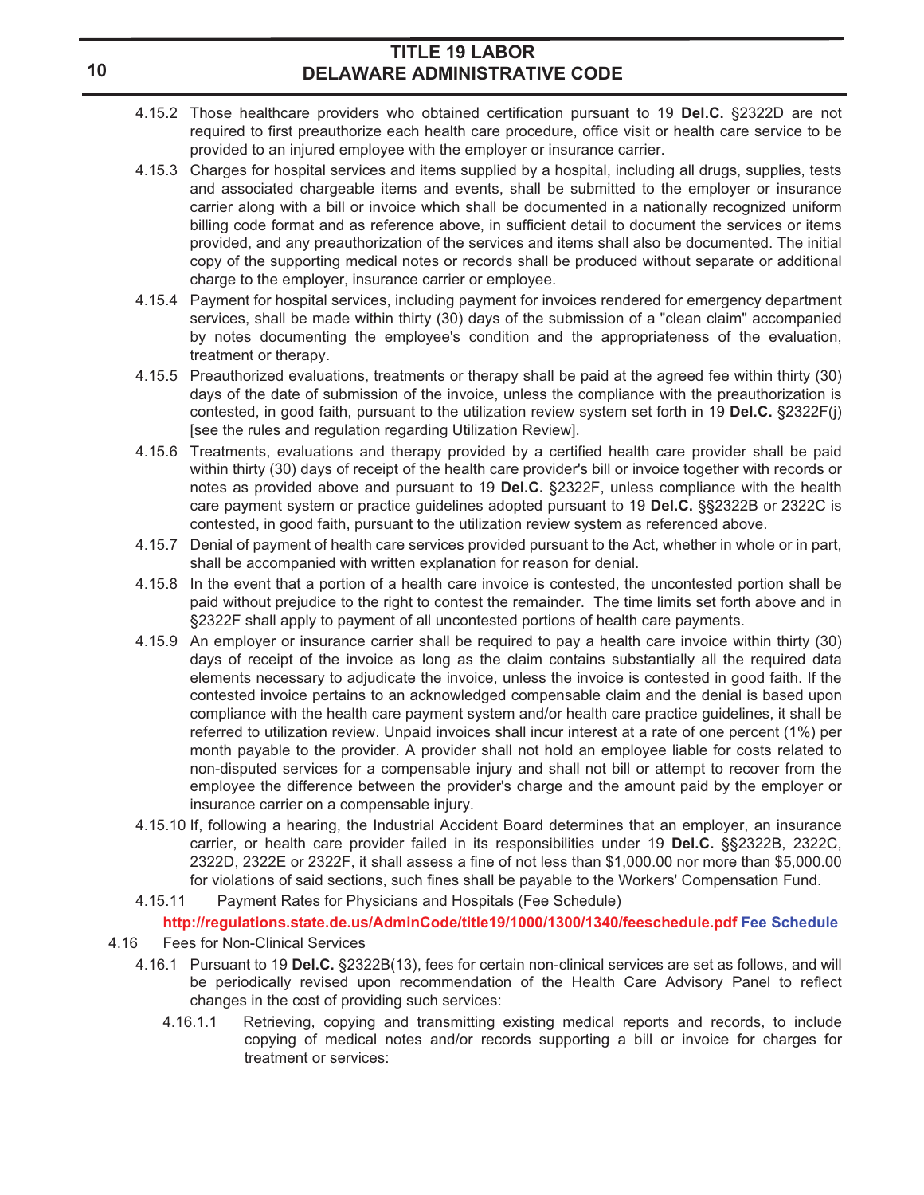4.15.2 Those healthcare providers who obtained certification pursuant to 19 **Del.C.** §2322D are not required to first preauthorize each health care procedure, office visit or health care service to be provided to an injured employee with the employer or insurance carrier.

4.15.3 Charges for hospital services and items supplied by a hospital, including all drugs, supplies, tests and associated chargeable items and events, shall be submitted to the employer or insurance carrier along with a bill or invoice which shall be documented in a nationally recognized uniform billing code format and as reference above, in sufficient detail to document the services or items provided, and any preauthorization of the services and items shall also be documented. The initial copy of the supporting medical notes or records shall be produced without separate or additional charge to the employer, insurance carrier or employee.

4.15.4 Payment for hospital services, including payment for invoices rendered for emergency department services, shall be made within thirty (30) days of the submission of a "clean claim" accompanied by notes documenting the employee's condition and the appropriateness of the evaluation, treatment or therapy.

4.15.5 Preauthorized evaluations, treatments or therapy shall be paid at the agreed fee within thirty (30) days of the date of submission of the invoice, unless the compliance with the preauthorization is contested, in good faith, pursuant to the utilization review system set forth in 19 **Del.C.** §2322F(j) [see the rules and regulation regarding Utilization Review].

4.15.6 Treatments, evaluations and therapy provided by a certified health care provider shall be paid within thirty (30) days of receipt of the health care provider's bill or invoice together with records or notes as provided above and pursuant to 19 **Del.C.** §2322F, unless compliance with the health care payment system or practice guidelines adopted pursuant to 19 **Del.C.** §§2322B or 2322C is contested, in good faith, pursuant to the utilization review system as referenced above.

4.15.7 Denial of payment of health care services provided pursuant to the Act, whether in whole or in part, shall be accompanied with written explanation for reason for denial.

4.15.8 In the event that a portion of a health care invoice is contested, the uncontested portion shall be paid without prejudice to the right to contest the remainder. The time limits set forth above and in §2322F shall apply to payment of all uncontested portions of health care payments.

4.15.9 An employer or insurance carrier shall be required to pay a health care invoice within thirty (30) days of receipt of the invoice as long as the claim contains substantially all the required data elements necessary to adjudicate the invoice, unless the invoice is contested in good faith. If the contested invoice pertains to an acknowledged compensable claim and the denial is based upon compliance with the health care payment system and/or health care practice guidelines, it shall be referred to utilization review. Unpaid invoices shall incur interest at a rate of one percent (1%) per month payable to the provider. A provider shall not hold an employee liable for costs related to non-disputed services for a compensable injury and shall not bill or attempt to recover from the employee the difference between the provider's charge and the amount paid by the employer or insurance carrier on a compensable injury.

4.15.10 If, following a hearing, the Industrial Accident Board determines that an employer, an insurance carrier, or health care provider failed in its responsibilities under 19 **Del.C.** §§2322B, 2322C, 2322D, 2322E or 2322F, it shall assess a fine of not less than $1,000.00 nor more than $5,000.00 for violations of said sections, such fines shall be payable to the Workers' Compensation Fund.

4.15.11 Payment Rates for Physicians and Hospitals (Fee Schedule)

**http://regulations.state.de.us/AdminCode/title19/1000/1300/1340/feeschedule.pdf Fee Schedule**

4.16 Fees for Non-Clinical Services

4.16.1 Pursuant to 19 **Del.C.** §2322B(13), fees for certain non-clinical services are set as follows, and will be periodically revised upon recommendation of the Health Care Advisory Panel to reflect changes in the cost of providing such services:

4.16.1.1 Retrieving, copying and transmitting existing medical reports and records, to include copying of medical notes and/or records supporting a bill or invoice for charges for treatment or services: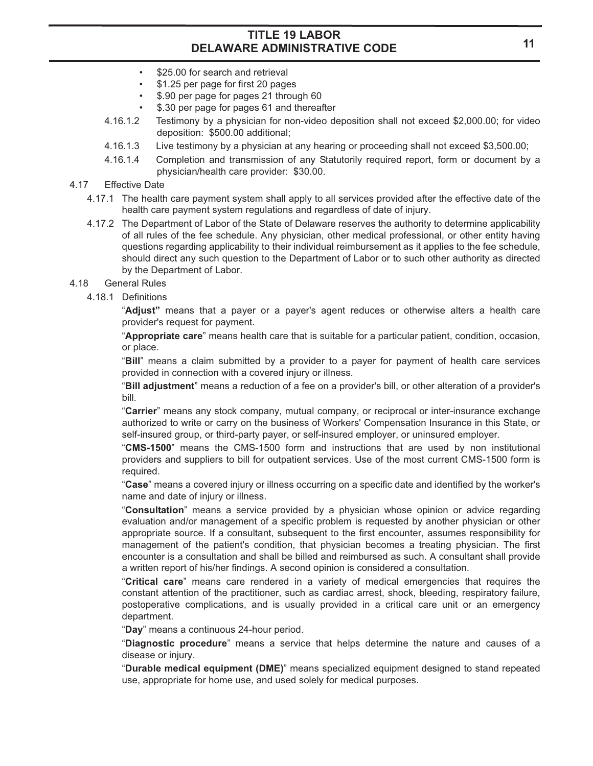- $25.00 for search and retrieval
- $1.25 per page for first 20 pages
- $.90 per page for pages 21 through 60
- $.30 per page for pages 61 and thereafter

4.16.1.2 Testimony by a physician for non-video deposition shall not exceed $2,000.00; for video deposition: $500.00 additional;

4.16.1.3 Live testimony by a physician at any hearing or proceeding shall not exceed $3,500.00;

4.16.1.4 Completion and transmission of any Statutorily required report, form or document by a physician/health care provider: $30.00.

4.17 Effective Date

4.17.1 The health care payment system shall apply to all services provided after the effective date of the health care payment system regulations and regardless of date of injury.

4.17.2 The Department of Labor of the State of Delaware reserves the authority to determine applicability of all rules of the fee schedule. Any physician, other medical professional, or other entity having questions regarding applicability to their individual reimbursement as it applies to the fee schedule, should direct any such question to the Department of Labor or to such other authority as directed by the Department of Labor.

4.18 General Rules

4.18.1 Definitions

"**Adjust"** means that a payer or a payer's agent reduces or otherwise alters a health care provider's request for payment.

"**Appropriate care**" means health care that is suitable for a particular patient, condition, occasion, or place.

"**Bill**" means a claim submitted by a provider to a payer for payment of health care services provided in connection with a covered injury or illness.

"**Bill adjustment**" means a reduction of a fee on a provider's bill, or other alteration of a provider's bill.

"**Carrier**" means any stock company, mutual company, or reciprocal or inter-insurance exchange authorized to write or carry on the business of Workers' Compensation Insurance in this State, or self-insured group, or third-party payer, or self-insured employer, or uninsured employer.

"**CMS-1500**" means the CMS-1500 form and instructions that are used by non institutional providers and suppliers to bill for outpatient services. Use of the most current CMS-1500 form is required.

"**Case**" means a covered injury or illness occurring on a specific date and identified by the worker's name and date of injury or illness.

"**Consultation**" means a service provided by a physician whose opinion or advice regarding evaluation and/or management of a specific problem is requested by another physician or other appropriate source. If a consultant, subsequent to the first encounter, assumes responsibility for management of the patient's condition, that physician becomes a treating physician. The first encounter is a consultation and shall be billed and reimbursed as such. A consultant shall provide a written report of his/her findings. A second opinion is considered a consultation.

"**Critical care**" means care rendered in a variety of medical emergencies that requires the constant attention of the practitioner, such as cardiac arrest, shock, bleeding, respiratory failure, postoperative complications, and is usually provided in a critical care unit or an emergency department.

"**Day**" means a continuous 24-hour period.

"**Diagnostic procedure**" means a service that helps determine the nature and causes of a disease or injury.

"**Durable medical equipment (DME)**" means specialized equipment designed to stand repeated use, appropriate for home use, and used solely for medical purposes.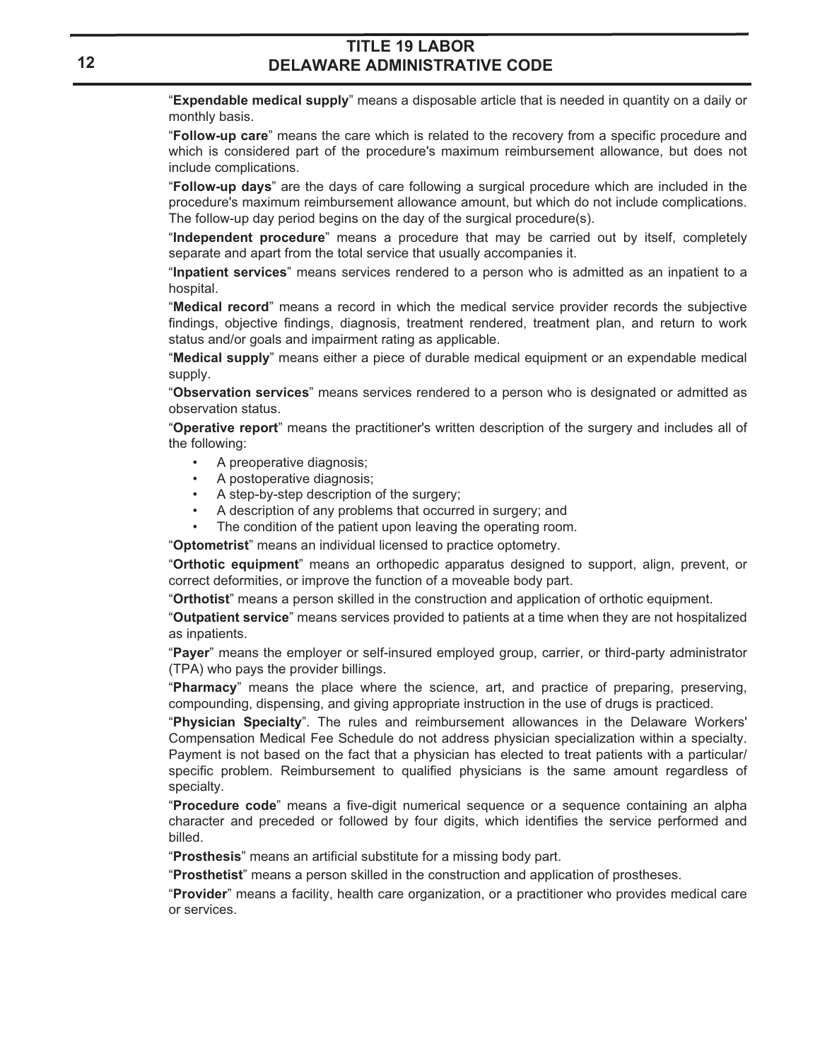"**Expendable medical supply**" means a disposable article that is needed in quantity on a daily or monthly basis.

"**Follow-up care**" means the care which is related to the recovery from a specific procedure and which is considered part of the procedure's maximum reimbursement allowance, but does not include complications.

"**Follow-up days**" are the days of care following a surgical procedure which are included in the procedure's maximum reimbursement allowance amount, but which do not include complications. The follow-up day period begins on the day of the surgical procedure(s).

"**Independent procedure**" means a procedure that may be carried out by itself, completely separate and apart from the total service that usually accompanies it.

"**Inpatient services**" means services rendered to a person who is admitted as an inpatient to a hospital.

"**Medical record**" means a record in which the medical service provider records the subjective findings, objective findings, diagnosis, treatment rendered, treatment plan, and return to work status and/or goals and impairment rating as applicable.

"**Medical supply**" means either a piece of durable medical equipment or an expendable medical supply.

"**Observation services**" means services rendered to a person who is designated or admitted as observation status.

"**Operative report**" means the practitioner's written description of the surgery and includes all of the following:

- A preoperative diagnosis;
- A postoperative diagnosis;
- A step-by-step description of the surgery;
- A description of any problems that occurred in surgery; and
- The condition of the patient upon leaving the operating room.

"**Optometrist**" means an individual licensed to practice optometry.

"**Orthotic equipment**" means an orthopedic apparatus designed to support, align, prevent, or correct deformities, or improve the function of a moveable body part.

"**Orthotist**" means a person skilled in the construction and application of orthotic equipment.

"**Outpatient service**" means services provided to patients at a time when they are not hospitalized as inpatients.

"**Payer**" means the employer or self-insured employed group, carrier, or third-party administrator (TPA) who pays the provider billings.

"**Pharmacy**" means the place where the science, art, and practice of preparing, preserving, compounding, dispensing, and giving appropriate instruction in the use of drugs is practiced.

"**Physician Specialty**". The rules and reimbursement allowances in the Delaware Workers' Compensation Medical Fee Schedule do not address physician specialization within a specialty. Payment is not based on the fact that a physician has elected to treat patients with a particular/specific problem. Reimbursement to qualified physicians is the same amount regardless of specialty.

"**Procedure code**" means a five-digit numerical sequence or a sequence containing an alpha character and preceded or followed by four digits, which identifies the service performed and billed.

"**Prosthesis**" means an artificial substitute for a missing body part.

"**Prosthetist**" means a person skilled in the construction and application of prostheses.

"**Provider**" means a facility, health care organization, or a practitioner who provides medical care or services.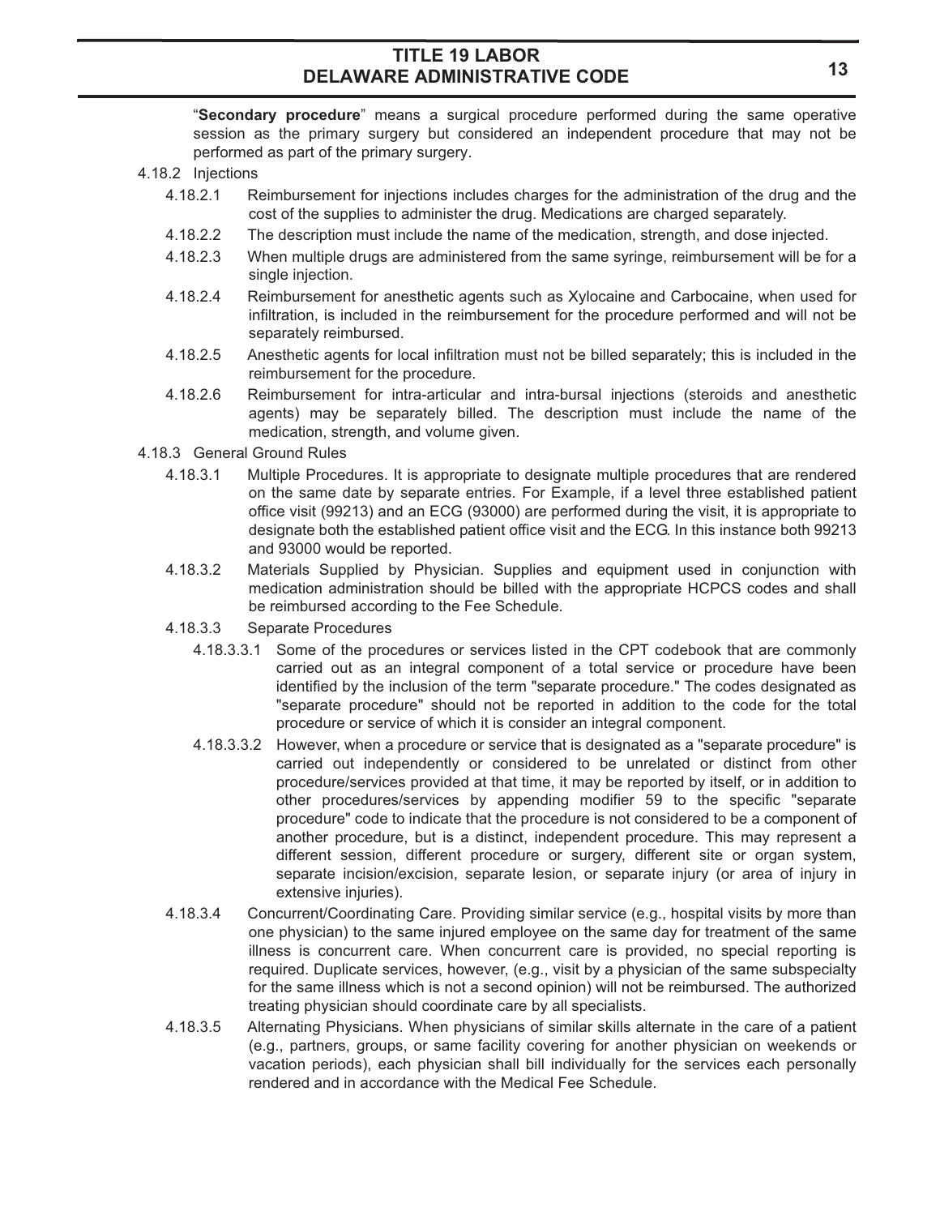"**Secondary procedure**" means a surgical procedure performed during the same operative session as the primary surgery but considered an independent procedure that may not be performed as part of the primary surgery.

4.18.2 Injections

4.18.2.1 Reimbursement for injections includes charges for the administration of the drug and the cost of the supplies to administer the drug. Medications are charged separately.

4.18.2.2 The description must include the name of the medication, strength, and dose injected.

4.18.2.3 When multiple drugs are administered from the same syringe, reimbursement will be for a single injection.

4.18.2.4 Reimbursement for anesthetic agents such as Xylocaine and Carbocaine, when used for infiltration, is included in the reimbursement for the procedure performed and will not be separately reimbursed.

4.18.2.5 Anesthetic agents for local infiltration must not be billed separately; this is included in the reimbursement for the procedure.

4.18.2.6 Reimbursement for intra-articular and intra-bursal injections (steroids and anesthetic agents) may be separately billed. The description must include the name of the medication, strength, and volume given.

4.18.3 General Ground Rules

4.18.3.1 Multiple Procedures. It is appropriate to designate multiple procedures that are rendered on the same date by separate entries. For Example, if a level three established patient office visit (99213) and an ECG (93000) are performed during the visit, it is appropriate to designate both the established patient office visit and the ECG. In this instance both 99213 and 93000 would be reported.

4.18.3.2 Materials Supplied by Physician. Supplies and equipment used in conjunction with medication administration should be billed with the appropriate HCPCS codes and shall be reimbursed according to the Fee Schedule.

4.18.3.3 Separate Procedures

4.18.3.3.1 Some of the procedures or services listed in the CPT codebook that are commonly carried out as an integral component of a total service or procedure have been identified by the inclusion of the term "separate procedure." The codes designated as "separate procedure" should not be reported in addition to the code for the total procedure or service of which it is consider an integral component.

4.18.3.3.2 However, when a procedure or service that is designated as a "separate procedure" is carried out independently or considered to be unrelated or distinct from other procedure/services provided at that time, it may be reported by itself, or in addition to other procedures/services by appending modifier 59 to the specific "separate procedure" code to indicate that the procedure is not considered to be a component of another procedure, but is a distinct, independent procedure. This may represent a different session, different procedure or surgery, different site or organ system, separate incision/excision, separate lesion, or separate injury (or area of injury in extensive injuries).

4.18.3.4 Concurrent/Coordinating Care. Providing similar service (e.g., hospital visits by more than one physician) to the same injured employee on the same day for treatment of the same illness is concurrent care. When concurrent care is provided, no special reporting is required. Duplicate services, however, (e.g., visit by a physician of the same subspecialty for the same illness which is not a second opinion) will not be reimbursed. The authorized treating physician should coordinate care by all specialists.

4.18.3.5 Alternating Physicians. When physicians of similar skills alternate in the care of a patient (e.g., partners, groups, or same facility covering for another physician on weekends or vacation periods), each physician shall bill individually for the services each personally rendered and in accordance with the Medical Fee Schedule.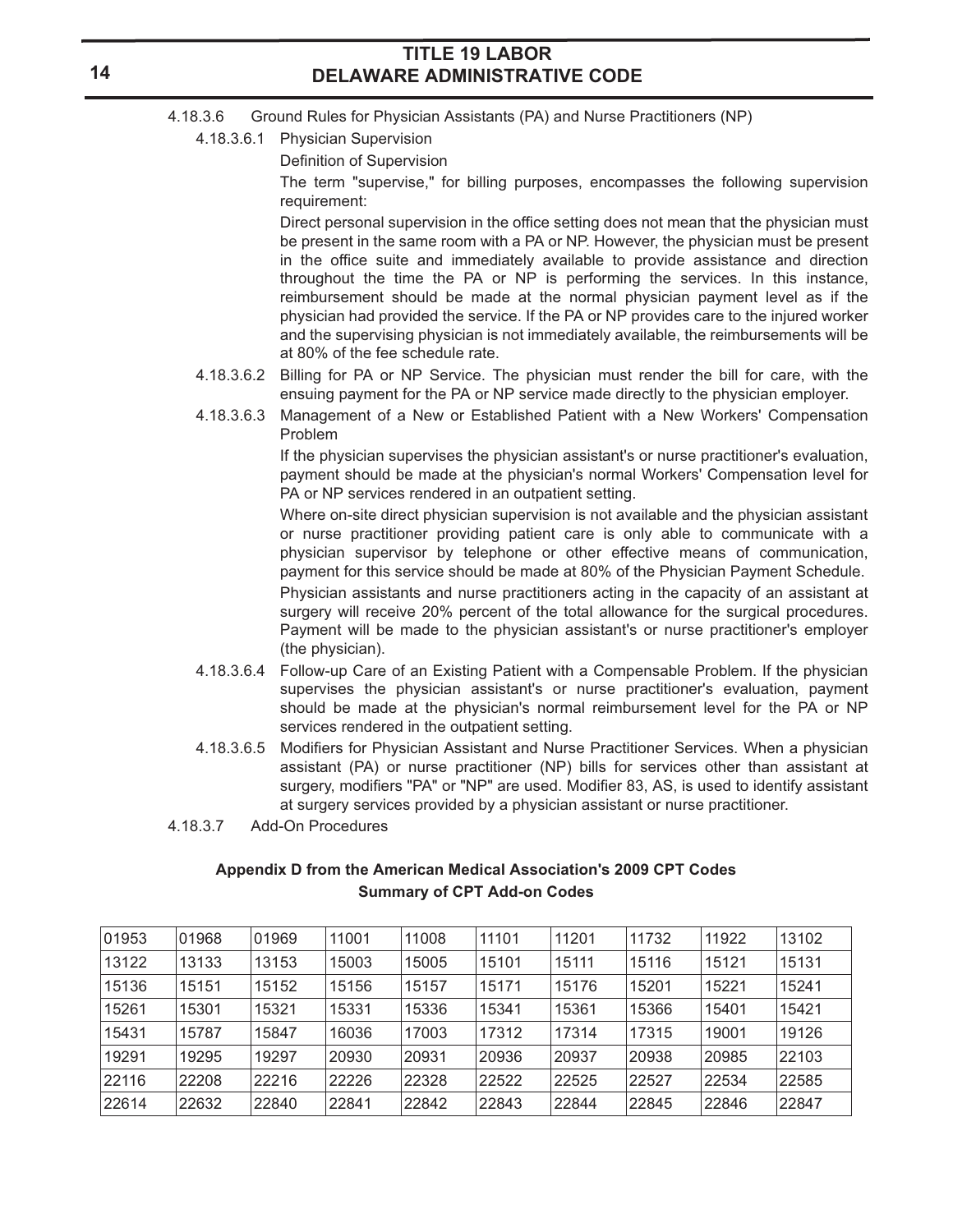4.18.3.6 Ground Rules for Physician Assistants (PA) and Nurse Practitioners (NP)

4.18.3.6.1 Physician Supervision

Definition of Supervision

The term "supervise," for billing purposes, encompasses the following supervision requirement:

Direct personal supervision in the office setting does not mean that the physician must be present in the same room with a PA or NP. However, the physician must be present in the office suite and immediately available to provide assistance and direction throughout the time the PA or NP is performing the services. In this instance, reimbursement should be made at the normal physician payment level as if the physician had provided the service. If the PA or NP provides care to the injured worker and the supervising physician is not immediately available, the reimbursements will be at 80% of the fee schedule rate.

4.18.3.6.2 Billing for PA or NP Service. The physician must render the bill for care, with the ensuing payment for the PA or NP service made directly to the physician employer.

4.18.3.6.3 Management of a New or Established Patient with a New Workers' Compensation Problem

If the physician supervises the physician assistant's or nurse practitioner's evaluation, payment should be made at the physician's normal Workers' Compensation level for PA or NP services rendered in an outpatient setting.

Where on-site direct physician supervision is not available and the physician assistant or nurse practitioner providing patient care is only able to communicate with a physician supervisor by telephone or other effective means of communication, payment for this service should be made at 80% of the Physician Payment Schedule.

Physician assistants and nurse practitioners acting in the capacity of an assistant at surgery will receive 20% percent of the total allowance for the surgical procedures. Payment will be made to the physician assistant's or nurse practitioner's employer (the physician).

4.18.3.6.4 Follow-up Care of an Existing Patient with a Compensable Problem. If the physician supervises the physician assistant's or nurse practitioner's evaluation, payment should be made at the physician's normal reimbursement level for the PA or NP services rendered in the outpatient setting.

4.18.3.6.5 Modifiers for Physician Assistant and Nurse Practitioner Services. When a physician assistant (PA) or nurse practitioner (NP) bills for services other than assistant at surgery, modifiers "PA" or "NP" are used. Modifier 83, AS, is used to identify assistant at surgery services provided by a physician assistant or nurse practitioner.

4.18.3.7 Add-On Procedures

**Appendix D from the American Medical Association's 2009 CPT Codes**
**Summary of CPT Add-on Codes**

| | | | | | | | | | |
|---|---|---|---|---|---|---|---|---|---|
| 01953 | 01968 | 01969 | 11001 | 11008 | 11101 | 11201 | 11732 | 11922 | 13102 |
| 13122 | 13133 | 13153 | 15003 | 15005 | 15101 | 15111 | 15116 | 15121 | 15131 |
| 15136 | 15151 | 15152 | 15156 | 15157 | 15171 | 15176 | 15201 | 15221 | 15241 |
| 15261 | 15301 | 15321 | 15331 | 15336 | 15341 | 15361 | 15366 | 15401 | 15421 |
| 15431 | 15787 | 15847 | 16036 | 17003 | 17312 | 17314 | 17315 | 19001 | 19126 |
| 19291 | 19295 | 19297 | 20930 | 20931 | 20936 | 20937 | 20938 | 20985 | 22103 |
| 22116 | 22208 | 22216 | 22226 | 22328 | 22522 | 22525 | 22527 | 22534 | 22585 |
| 22614 | 22632 | 22840 | 22841 | 22842 | 22843 | 22844 | 22845 | 22846 | 22847 |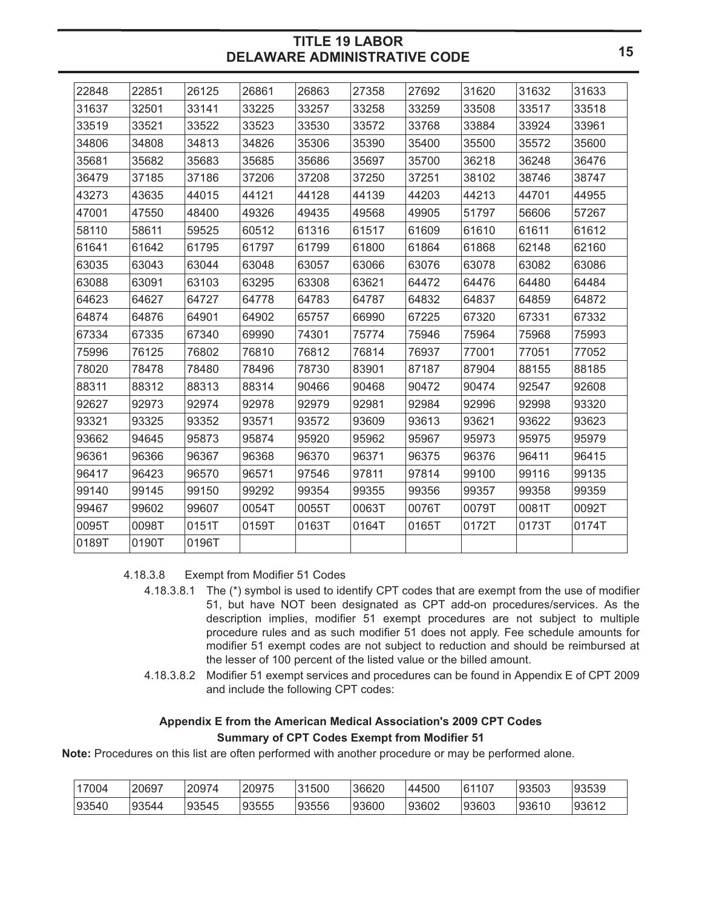| | | | | | | | | | |
|---|---|---|---|---|---|---|---|---|---|
| 22848 | 22851 | 26125 | 26861 | 26863 | 27358 | 27692 | 31620 | 31632 | 31633 |
| 31637 | 32501 | 33141 | 33225 | 33257 | 33258 | 33259 | 33508 | 33517 | 33518 |
| 33519 | 33521 | 33522 | 33523 | 33530 | 33572 | 33768 | 33884 | 33924 | 33961 |
| 34806 | 34808 | 34813 | 34826 | 35306 | 35390 | 35400 | 35500 | 35572 | 35600 |
| 35681 | 35682 | 35683 | 35685 | 35686 | 35697 | 35700 | 36218 | 36248 | 36476 |
| 36479 | 37185 | 37186 | 37206 | 37208 | 37250 | 37251 | 38102 | 38746 | 38747 |
| 43273 | 43635 | 44015 | 44121 | 44128 | 44139 | 44203 | 44213 | 44701 | 44955 |
| 47001 | 47550 | 48400 | 49326 | 49435 | 49568 | 49905 | 51797 | 56606 | 57267 |
| 58110 | 58611 | 59525 | 60512 | 61316 | 61517 | 61609 | 61610 | 61611 | 61612 |
| 61641 | 61642 | 61795 | 61797 | 61799 | 61800 | 61864 | 61868 | 62148 | 62160 |
| 63035 | 63043 | 63044 | 63048 | 63057 | 63066 | 63076 | 63078 | 63082 | 63086 |
| 63088 | 63091 | 63103 | 63295 | 63308 | 63621 | 64472 | 64476 | 64480 | 64484 |
| 64623 | 64627 | 64727 | 64778 | 64783 | 64787 | 64832 | 64837 | 64859 | 64872 |
| 64874 | 64876 | 64901 | 64902 | 65757 | 66990 | 67225 | 67320 | 67331 | 67332 |
| 67334 | 67335 | 67340 | 69990 | 74301 | 75774 | 75946 | 75964 | 75968 | 75993 |
| 75996 | 76125 | 76802 | 76810 | 76812 | 76814 | 76937 | 77001 | 77051 | 77052 |
| 78020 | 78478 | 78480 | 78496 | 78730 | 83901 | 87187 | 87904 | 88155 | 88185 |
| 88311 | 88312 | 88313 | 88314 | 90466 | 90468 | 90472 | 90474 | 92547 | 92608 |
| 92627 | 92973 | 92974 | 92978 | 92979 | 92981 | 92984 | 92996 | 92998 | 93320 |
| 93321 | 93325 | 93352 | 93571 | 93572 | 93609 | 93613 | 93621 | 93622 | 93623 |
| 93662 | 94645 | 95873 | 95874 | 95920 | 95962 | 95967 | 95973 | 95975 | 95979 |
| 96361 | 96366 | 96367 | 96368 | 96370 | 96371 | 96375 | 96376 | 96411 | 96415 |
| 96417 | 96423 | 96570 | 96571 | 97546 | 97811 | 97814 | 99100 | 99116 | 99135 |
| 99140 | 99145 | 99150 | 99292 | 99354 | 99355 | 99356 | 99357 | 99358 | 99359 |
| 99467 | 99602 | 99607 | 0054T | 0055T | 0063T | 0076T | 0079T | 0081T | 0092T |
| 0095T | 0098T | 0151T | 0159T | 0163T | 0164T | 0165T | 0172T | 0173T | 0174T |
| 0189T | 0190T | 0196T | | | | | | | |

4.18.3.8 Exempt from Modifier 51 Codes

4.18.3.8.1 The (*) symbol is used to identify CPT codes that are exempt from the use of modifier 51, but have NOT been designated as CPT add-on procedures/services. As the description implies, modifier 51 exempt procedures are not subject to multiple procedure rules and as such modifier 51 does not apply. Fee schedule amounts for modifier 51 exempt codes are not subject to reduction and should be reimbursed at the lesser of 100 percent of the listed value or the billed amount.

4.18.3.8.2 Modifier 51 exempt services and procedures can be found in Appendix E of CPT 2009 and include the following CPT codes:

**Appendix E from the American Medical Association's 2009 CPT Codes**

**Summary of CPT Codes Exempt from Modifier 51**

**Note:** Procedures on this list are often performed with another procedure or may be performed alone.

| | | | | | | | | | |
|---|---|---|---|---|---|---|---|---|---|
| 17004 | 20697 | 20974 | 20975 | 31500 | 36620 | 44500 | 61107 | 93503 | 93539 |
| 93540 | 93544 | 93545 | 93555 | 93556 | 93600 | 93602 | 93603 | 93610 | 93612 |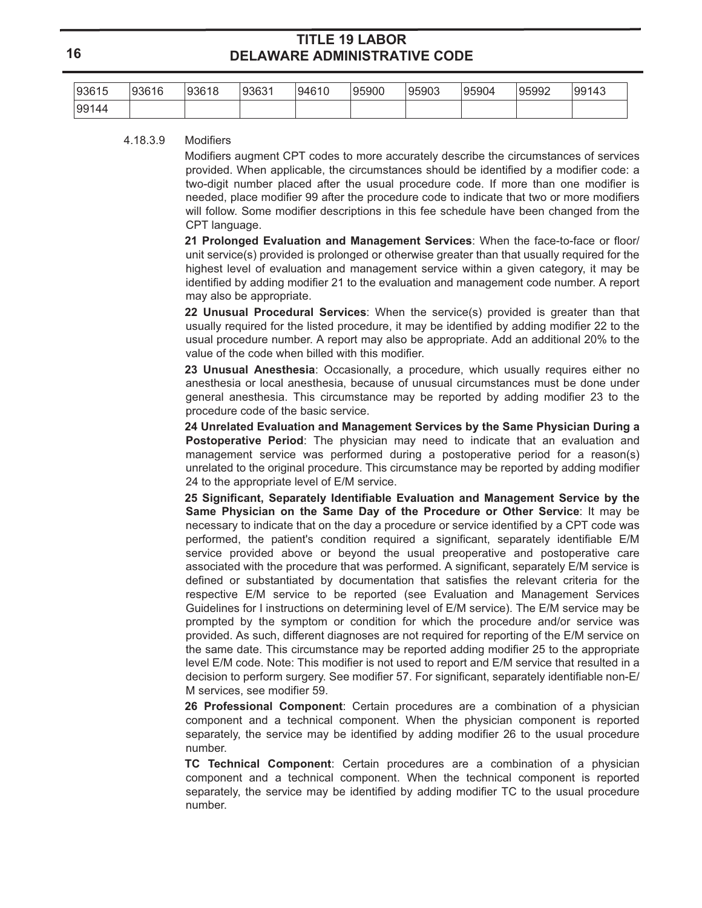| | | | | | | | | | |
|---|---|---|---|---|---|---|---|---|---|
| 93615 | 93616 | 93618 | 93631 | 94610 | 95900 | 95903 | 95904 | 95992 | 99143 |
| 99144 | | | | | | | | | |

4.18.3.9 Modifiers

Modifiers augment CPT codes to more accurately describe the circumstances of services provided. When applicable, the circumstances should be identified by a modifier code: a two-digit number placed after the usual procedure code. If more than one modifier is needed, place modifier 99 after the procedure code to indicate that two or more modifiers will follow. Some modifier descriptions in this fee schedule have been changed from the CPT language.

**21 Prolonged Evaluation and Management Services**: When the face-to-face or floor/unit service(s) provided is prolonged or otherwise greater than that usually required for the highest level of evaluation and management service within a given category, it may be identified by adding modifier 21 to the evaluation and management code number. A report may also be appropriate.

**22 Unusual Procedural Services**: When the service(s) provided is greater than that usually required for the listed procedure, it may be identified by adding modifier 22 to the usual procedure number. A report may also be appropriate. Add an additional 20% to the value of the code when billed with this modifier.

**23 Unusual Anesthesia**: Occasionally, a procedure, which usually requires either no anesthesia or local anesthesia, because of unusual circumstances must be done under general anesthesia. This circumstance may be reported by adding modifier 23 to the procedure code of the basic service.

**24 Unrelated Evaluation and Management Services by the Same Physician During a Postoperative Period**: The physician may need to indicate that an evaluation and management service was performed during a postoperative period for a reason(s) unrelated to the original procedure. This circumstance may be reported by adding modifier 24 to the appropriate level of E/M service.

**25 Significant, Separately Identifiable Evaluation and Management Service by the Same Physician on the Same Day of the Procedure or Other Service**: It may be necessary to indicate that on the day a procedure or service identified by a CPT code was performed, the patient's condition required a significant, separately identifiable E/M service provided above or beyond the usual preoperative and postoperative care associated with the procedure that was performed. A significant, separately E/M service is defined or substantiated by documentation that satisfies the relevant criteria for the respective E/M service to be reported (see Evaluation and Management Services Guidelines for I instructions on determining level of E/M service). The E/M service may be prompted by the symptom or condition for which the procedure and/or service was provided. As such, different diagnoses are not required for reporting of the E/M service on the same date. This circumstance may be reported adding modifier 25 to the appropriate level E/M code. Note: This modifier is not used to report and E/M service that resulted in a decision to perform surgery. See modifier 57. For significant, separately identifiable non-E/M services, see modifier 59.

**26 Professional Component**: Certain procedures are a combination of a physician component and a technical component. When the physician component is reported separately, the service may be identified by adding modifier 26 to the usual procedure number.

**TC Technical Component**: Certain procedures are a combination of a physician component and a technical component. When the technical component is reported separately, the service may be identified by adding modifier TC to the usual procedure number.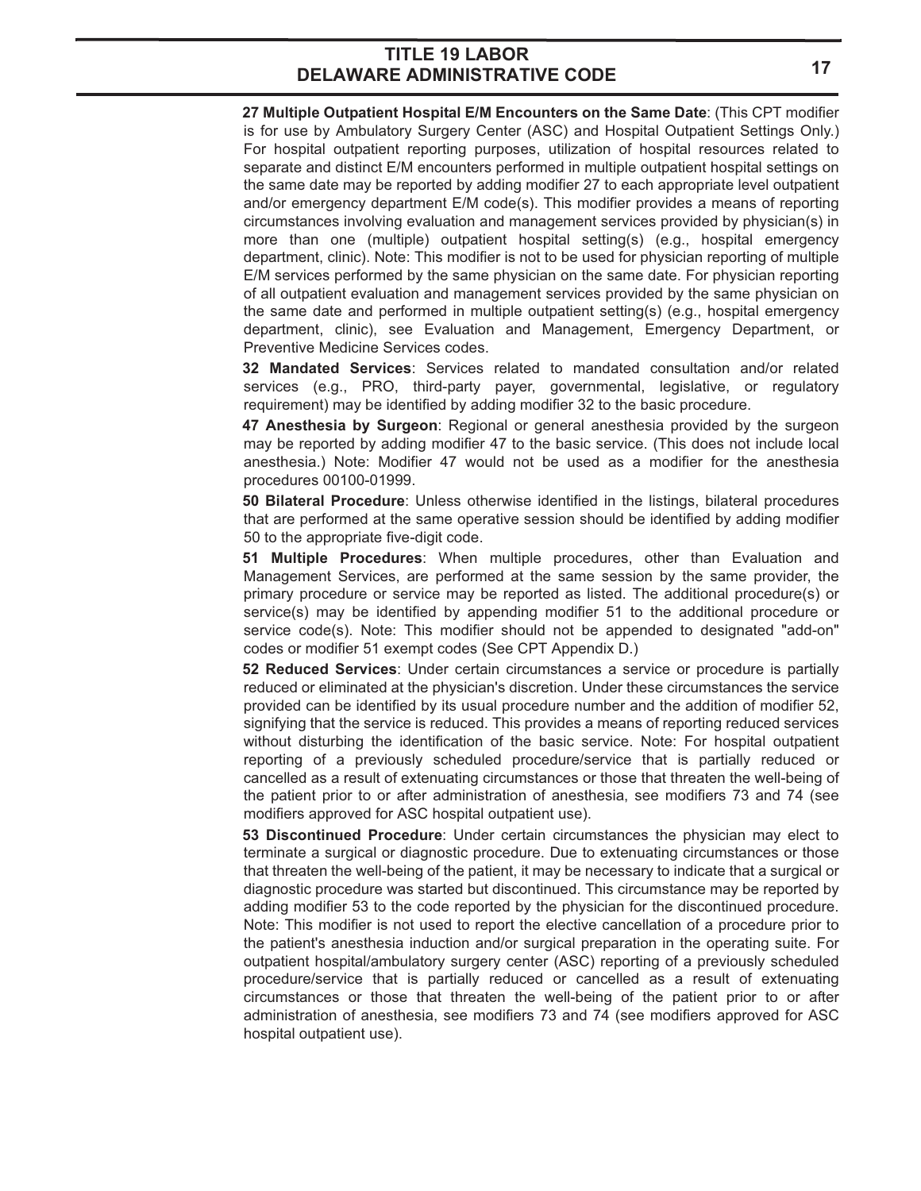**27 Multiple Outpatient Hospital E/M Encounters on the Same Date**: (This CPT modifier is for use by Ambulatory Surgery Center (ASC) and Hospital Outpatient Settings Only.) For hospital outpatient reporting purposes, utilization of hospital resources related to separate and distinct E/M encounters performed in multiple outpatient hospital settings on the same date may be reported by adding modifier 27 to each appropriate level outpatient and/or emergency department E/M code(s). This modifier provides a means of reporting circumstances involving evaluation and management services provided by physician(s) in more than one (multiple) outpatient hospital setting(s) (e.g., hospital emergency department, clinic). Note: This modifier is not to be used for physician reporting of multiple E/M services performed by the same physician on the same date. For physician reporting of all outpatient evaluation and management services provided by the same physician on the same date and performed in multiple outpatient setting(s) (e.g., hospital emergency department, clinic), see Evaluation and Management, Emergency Department, or Preventive Medicine Services codes.

**32 Mandated Services**: Services related to mandated consultation and/or related services (e.g., PRO, third-party payer, governmental, legislative, or regulatory requirement) may be identified by adding modifier 32 to the basic procedure.

**47 Anesthesia by Surgeon**: Regional or general anesthesia provided by the surgeon may be reported by adding modifier 47 to the basic service. (This does not include local anesthesia.) Note: Modifier 47 would not be used as a modifier for the anesthesia procedures 00100-01999.

**50 Bilateral Procedure**: Unless otherwise identified in the listings, bilateral procedures that are performed at the same operative session should be identified by adding modifier 50 to the appropriate five-digit code.

**51 Multiple Procedures**: When multiple procedures, other than Evaluation and Management Services, are performed at the same session by the same provider, the primary procedure or service may be reported as listed. The additional procedure(s) or service(s) may be identified by appending modifier 51 to the additional procedure or service code(s). Note: This modifier should not be appended to designated "add-on" codes or modifier 51 exempt codes (See CPT Appendix D.)

**52 Reduced Services**: Under certain circumstances a service or procedure is partially reduced or eliminated at the physician's discretion. Under these circumstances the service provided can be identified by its usual procedure number and the addition of modifier 52, signifying that the service is reduced. This provides a means of reporting reduced services without disturbing the identification of the basic service. Note: For hospital outpatient reporting of a previously scheduled procedure/service that is partially reduced or cancelled as a result of extenuating circumstances or those that threaten the well-being of the patient prior to or after administration of anesthesia, see modifiers 73 and 74 (see modifiers approved for ASC hospital outpatient use).

**53 Discontinued Procedure**: Under certain circumstances the physician may elect to terminate a surgical or diagnostic procedure. Due to extenuating circumstances or those that threaten the well-being of the patient, it may be necessary to indicate that a surgical or diagnostic procedure was started but discontinued. This circumstance may be reported by adding modifier 53 to the code reported by the physician for the discontinued procedure. Note: This modifier is not used to report the elective cancellation of a procedure prior to the patient's anesthesia induction and/or surgical preparation in the operating suite. For outpatient hospital/ambulatory surgery center (ASC) reporting of a previously scheduled procedure/service that is partially reduced or cancelled as a result of extenuating circumstances or those that threaten the well-being of the patient prior to or after administration of anesthesia, see modifiers 73 and 74 (see modifiers approved for ASC hospital outpatient use).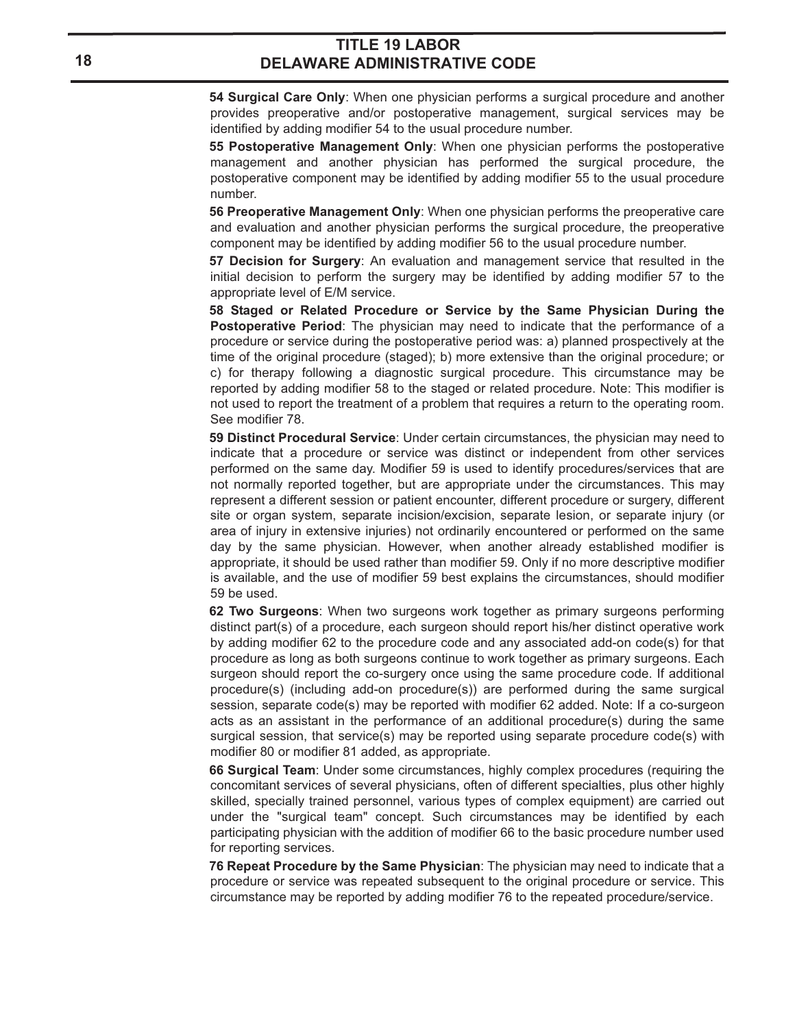**54 Surgical Care Only**: When one physician performs a surgical procedure and another provides preoperative and/or postoperative management, surgical services may be identified by adding modifier 54 to the usual procedure number.

**55 Postoperative Management Only**: When one physician performs the postoperative management and another physician has performed the surgical procedure, the postoperative component may be identified by adding modifier 55 to the usual procedure number.

**56 Preoperative Management Only**: When one physician performs the preoperative care and evaluation and another physician performs the surgical procedure, the preoperative component may be identified by adding modifier 56 to the usual procedure number.

**57 Decision for Surgery**: An evaluation and management service that resulted in the initial decision to perform the surgery may be identified by adding modifier 57 to the appropriate level of E/M service.

**58 Staged or Related Procedure or Service by the Same Physician During the Postoperative Period**: The physician may need to indicate that the performance of a procedure or service during the postoperative period was: a) planned prospectively at the time of the original procedure (staged); b) more extensive than the original procedure; or c) for therapy following a diagnostic surgical procedure. This circumstance may be reported by adding modifier 58 to the staged or related procedure. Note: This modifier is not used to report the treatment of a problem that requires a return to the operating room. See modifier 78.

**59 Distinct Procedural Service**: Under certain circumstances, the physician may need to indicate that a procedure or service was distinct or independent from other services performed on the same day. Modifier 59 is used to identify procedures/services that are not normally reported together, but are appropriate under the circumstances. This may represent a different session or patient encounter, different procedure or surgery, different site or organ system, separate incision/excision, separate lesion, or separate injury (or area of injury in extensive injuries) not ordinarily encountered or performed on the same day by the same physician. However, when another already established modifier is appropriate, it should be used rather than modifier 59. Only if no more descriptive modifier is available, and the use of modifier 59 best explains the circumstances, should modifier 59 be used.

**62 Two Surgeons**: When two surgeons work together as primary surgeons performing distinct part(s) of a procedure, each surgeon should report his/her distinct operative work by adding modifier 62 to the procedure code and any associated add-on code(s) for that procedure as long as both surgeons continue to work together as primary surgeons. Each surgeon should report the co-surgery once using the same procedure code. If additional procedure(s) (including add-on procedure(s)) are performed during the same surgical session, separate code(s) may be reported with modifier 62 added. Note: If a co-surgeon acts as an assistant in the performance of an additional procedure(s) during the same surgical session, that service(s) may be reported using separate procedure code(s) with modifier 80 or modifier 81 added, as appropriate.

**66 Surgical Team**: Under some circumstances, highly complex procedures (requiring the concomitant services of several physicians, often of different specialties, plus other highly skilled, specially trained personnel, various types of complex equipment) are carried out under the "surgical team" concept. Such circumstances may be identified by each participating physician with the addition of modifier 66 to the basic procedure number used for reporting services.

**76 Repeat Procedure by the Same Physician**: The physician may need to indicate that a procedure or service was repeated subsequent to the original procedure or service. This circumstance may be reported by adding modifier 76 to the repeated procedure/service.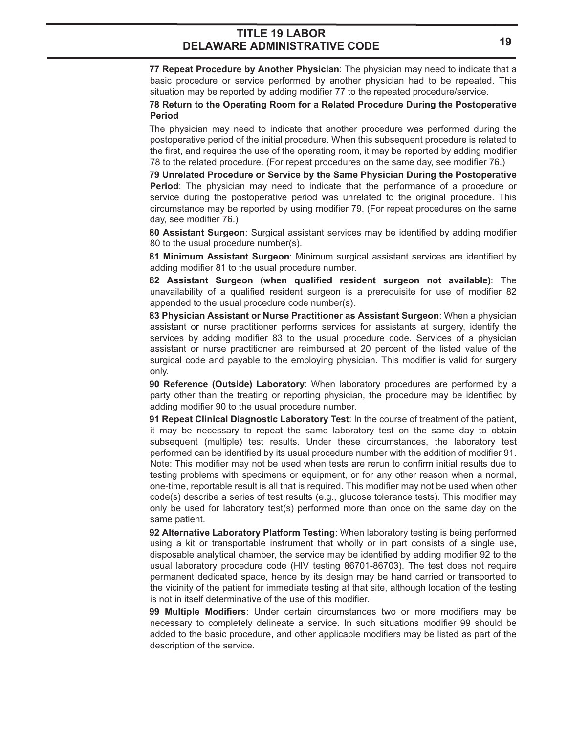**77 Repeat Procedure by Another Physician**: The physician may need to indicate that a basic procedure or service performed by another physician had to be repeated. This situation may be reported by adding modifier 77 to the repeated procedure/service.

**78 Return to the Operating Room for a Related Procedure During the Postoperative Period**

The physician may need to indicate that another procedure was performed during the postoperative period of the initial procedure. When this subsequent procedure is related to the first, and requires the use of the operating room, it may be reported by adding modifier 78 to the related procedure. (For repeat procedures on the same day, see modifier 76.)

**79 Unrelated Procedure or Service by the Same Physician During the Postoperative Period**: The physician may need to indicate that the performance of a procedure or service during the postoperative period was unrelated to the original procedure. This circumstance may be reported by using modifier 79. (For repeat procedures on the same day, see modifier 76.)

**80 Assistant Surgeon**: Surgical assistant services may be identified by adding modifier 80 to the usual procedure number(s).

**81 Minimum Assistant Surgeon**: Minimum surgical assistant services are identified by adding modifier 81 to the usual procedure number.

**82 Assistant Surgeon (when qualified resident surgeon not available)**: The unavailability of a qualified resident surgeon is a prerequisite for use of modifier 82 appended to the usual procedure code number(s).

**83 Physician Assistant or Nurse Practitioner as Assistant Surgeon**: When a physician assistant or nurse practitioner performs services for assistants at surgery, identify the services by adding modifier 83 to the usual procedure code. Services of a physician assistant or nurse practitioner are reimbursed at 20 percent of the listed value of the surgical code and payable to the employing physician. This modifier is valid for surgery only.

**90 Reference (Outside) Laboratory**: When laboratory procedures are performed by a party other than the treating or reporting physician, the procedure may be identified by adding modifier 90 to the usual procedure number.

**91 Repeat Clinical Diagnostic Laboratory Test**: In the course of treatment of the patient, it may be necessary to repeat the same laboratory test on the same day to obtain subsequent (multiple) test results. Under these circumstances, the laboratory test performed can be identified by its usual procedure number with the addition of modifier 91. Note: This modifier may not be used when tests are rerun to confirm initial results due to testing problems with specimens or equipment, or for any other reason when a normal, one-time, reportable result is all that is required. This modifier may not be used when other code(s) describe a series of test results (e.g., glucose tolerance tests). This modifier may only be used for laboratory test(s) performed more than once on the same day on the same patient.

**92 Alternative Laboratory Platform Testing**: When laboratory testing is being performed using a kit or transportable instrument that wholly or in part consists of a single use, disposable analytical chamber, the service may be identified by adding modifier 92 to the usual laboratory procedure code (HIV testing 86701-86703). The test does not require permanent dedicated space, hence by its design may be hand carried or transported to the vicinity of the patient for immediate testing at that site, although location of the testing is not in itself determinative of the use of this modifier.

**99 Multiple Modifiers**: Under certain circumstances two or more modifiers may be necessary to completely delineate a service. In such situations modifier 99 should be added to the basic procedure, and other applicable modifiers may be listed as part of the description of the service.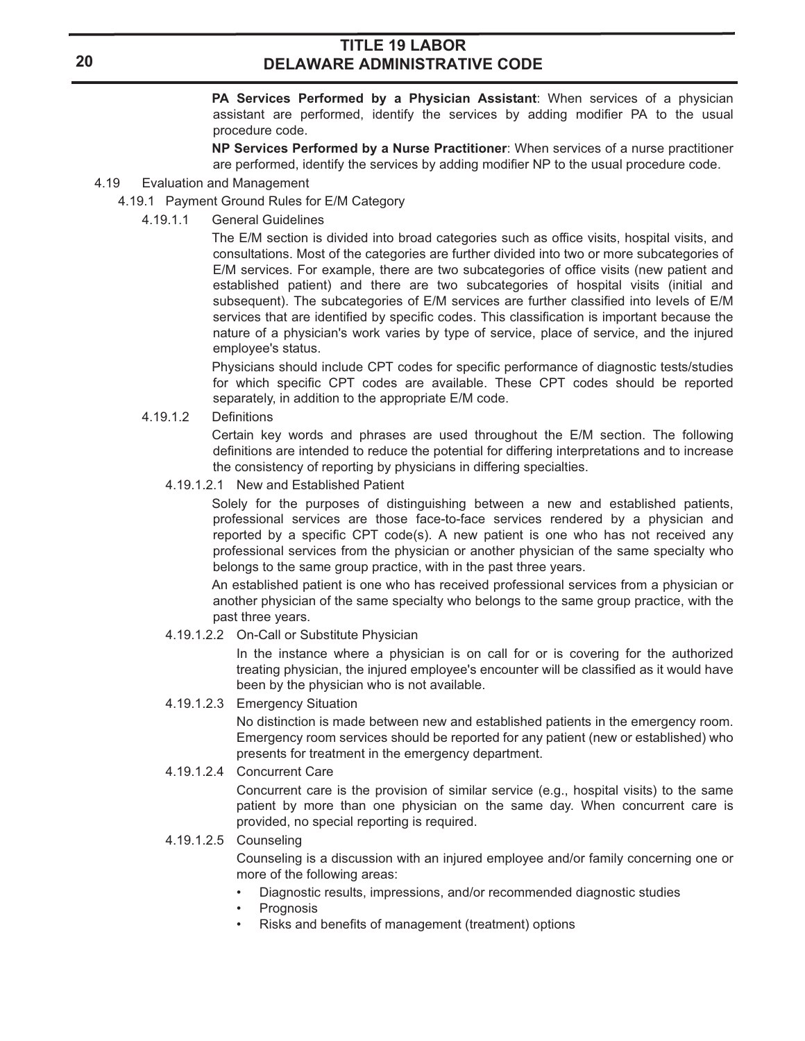**PA Services Performed by a Physician Assistant**: When services of a physician assistant are performed, identify the services by adding modifier PA to the usual procedure code.

**NP Services Performed by a Nurse Practitioner**: When services of a nurse practitioner are performed, identify the services by adding modifier NP to the usual procedure code.

4.19 Evaluation and Management

4.19.1 Payment Ground Rules for E/M Category

4.19.1.1 General Guidelines

The E/M section is divided into broad categories such as office visits, hospital visits, and consultations. Most of the categories are further divided into two or more subcategories of E/M services. For example, there are two subcategories of office visits (new patient and established patient) and there are two subcategories of hospital visits (initial and subsequent). The subcategories of E/M services are further classified into levels of E/M services that are identified by specific codes. This classification is important because the nature of a physician's work varies by type of service, place of service, and the injured employee's status.

Physicians should include CPT codes for specific performance of diagnostic tests/studies for which specific CPT codes are available. These CPT codes should be reported separately, in addition to the appropriate E/M code.

4.19.1.2 Definitions

Certain key words and phrases are used throughout the E/M section. The following definitions are intended to reduce the potential for differing interpretations and to increase the consistency of reporting by physicians in differing specialties.

4.19.1.2.1 New and Established Patient

Solely for the purposes of distinguishing between a new and established patients, professional services are those face-to-face services rendered by a physician and reported by a specific CPT code(s). A new patient is one who has not received any professional services from the physician or another physician of the same specialty who belongs to the same group practice, with in the past three years.

An established patient is one who has received professional services from a physician or another physician of the same specialty who belongs to the same group practice, with the past three years.

4.19.1.2.2 On-Call or Substitute Physician

In the instance where a physician is on call for or is covering for the authorized treating physician, the injured employee's encounter will be classified as it would have been by the physician who is not available.

4.19.1.2.3 Emergency Situation

No distinction is made between new and established patients in the emergency room. Emergency room services should be reported for any patient (new or established) who presents for treatment in the emergency department.

4.19.1.2.4 Concurrent Care

Concurrent care is the provision of similar service (e.g., hospital visits) to the same patient by more than one physician on the same day. When concurrent care is provided, no special reporting is required.

4.19.1.2.5 Counseling

Counseling is a discussion with an injured employee and/or family concerning one or more of the following areas:

- Diagnostic results, impressions, and/or recommended diagnostic studies
- Prognosis
- Risks and benefits of management (treatment) options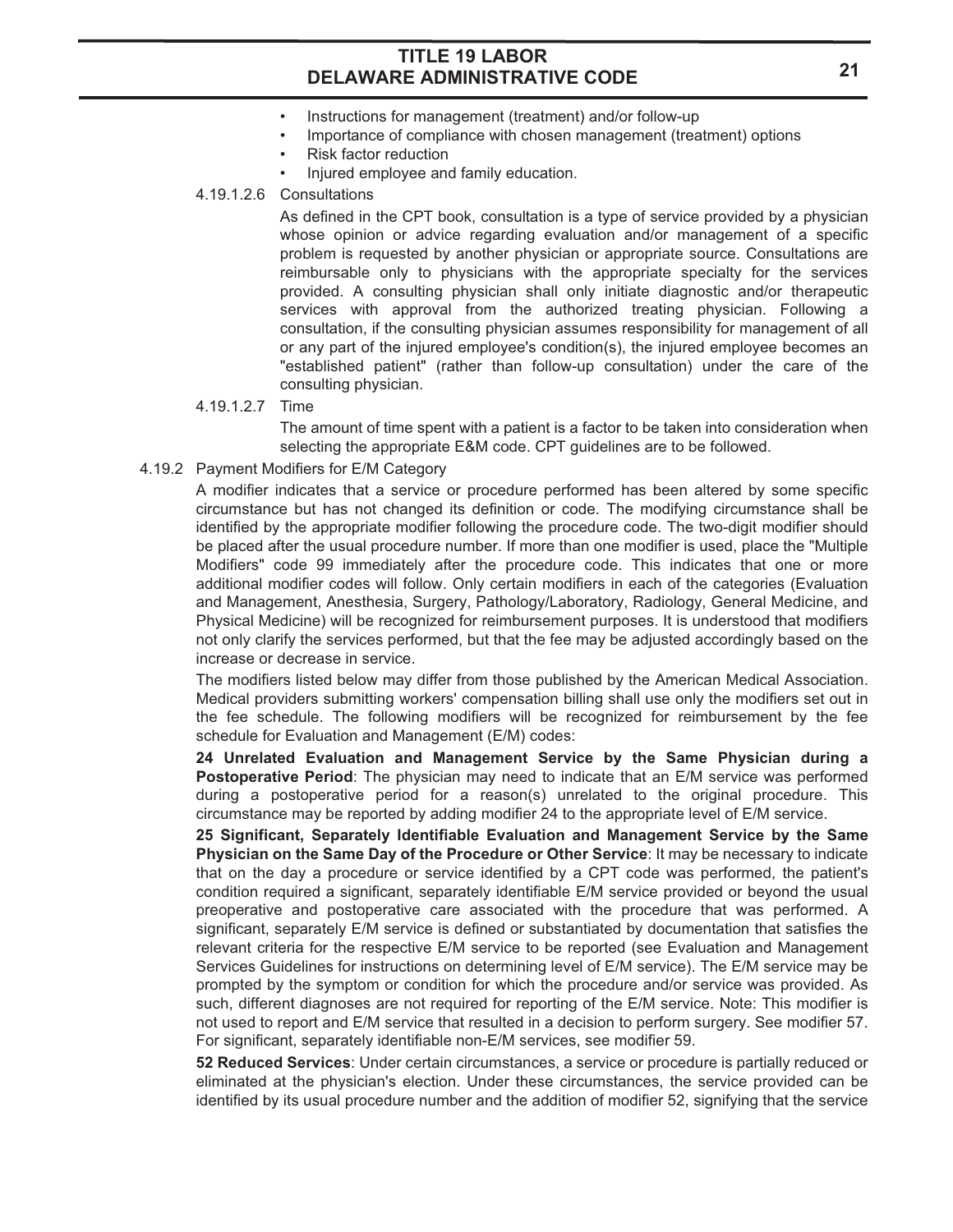- Instructions for management (treatment) and/or follow-up
- Importance of compliance with chosen management (treatment) options
- Risk factor reduction
- Injured employee and family education.

4.19.1.2.6 Consultations

As defined in the CPT book, consultation is a type of service provided by a physician whose opinion or advice regarding evaluation and/or management of a specific problem is requested by another physician or appropriate source. Consultations are reimbursable only to physicians with the appropriate specialty for the services provided. A consulting physician shall only initiate diagnostic and/or therapeutic services with approval from the authorized treating physician. Following a consultation, if the consulting physician assumes responsibility for management of all or any part of the injured employee's condition(s), the injured employee becomes an "established patient" (rather than follow-up consultation) under the care of the consulting physician.

4.19.1.2.7 Time

The amount of time spent with a patient is a factor to be taken into consideration when selecting the appropriate E&M code. CPT guidelines are to be followed.

4.19.2 Payment Modifiers for E/M Category

A modifier indicates that a service or procedure performed has been altered by some specific circumstance but has not changed its definition or code. The modifying circumstance shall be identified by the appropriate modifier following the procedure code. The two-digit modifier should be placed after the usual procedure number. If more than one modifier is used, place the "Multiple Modifiers" code 99 immediately after the procedure code. This indicates that one or more additional modifier codes will follow. Only certain modifiers in each of the categories (Evaluation and Management, Anesthesia, Surgery, Pathology/Laboratory, Radiology, General Medicine, and Physical Medicine) will be recognized for reimbursement purposes. It is understood that modifiers not only clarify the services performed, but that the fee may be adjusted accordingly based on the increase or decrease in service.

The modifiers listed below may differ from those published by the American Medical Association. Medical providers submitting workers' compensation billing shall use only the modifiers set out in the fee schedule. The following modifiers will be recognized for reimbursement by the fee schedule for Evaluation and Management (E/M) codes:

**24 Unrelated Evaluation and Management Service by the Same Physician during a Postoperative Period**: The physician may need to indicate that an E/M service was performed during a postoperative period for a reason(s) unrelated to the original procedure. This circumstance may be reported by adding modifier 24 to the appropriate level of E/M service.

**25 Significant, Separately Identifiable Evaluation and Management Service by the Same Physician on the Same Day of the Procedure or Other Service**: It may be necessary to indicate that on the day a procedure or service identified by a CPT code was performed, the patient's condition required a significant, separately identifiable E/M service provided or beyond the usual preoperative and postoperative care associated with the procedure that was performed. A significant, separately E/M service is defined or substantiated by documentation that satisfies the relevant criteria for the respective E/M service to be reported (see Evaluation and Management Services Guidelines for instructions on determining level of E/M service). The E/M service may be prompted by the symptom or condition for which the procedure and/or service was provided. As such, different diagnoses are not required for reporting of the E/M service. Note: This modifier is not used to report and E/M service that resulted in a decision to perform surgery. See modifier 57. For significant, separately identifiable non-E/M services, see modifier 59.

**52 Reduced Services**: Under certain circumstances, a service or procedure is partially reduced or eliminated at the physician's election. Under these circumstances, the service provided can be identified by its usual procedure number and the addition of modifier 52, signifying that the service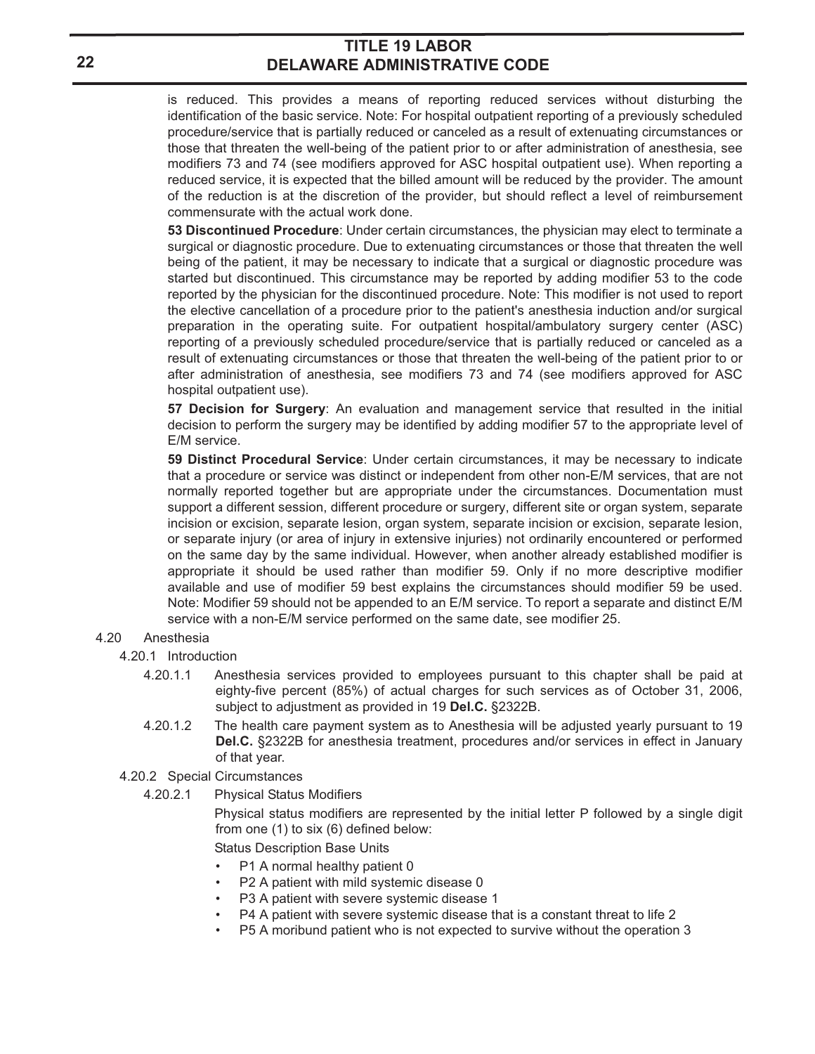is reduced. This provides a means of reporting reduced services without disturbing the identification of the basic service. Note: For hospital outpatient reporting of a previously scheduled procedure/service that is partially reduced or canceled as a result of extenuating circumstances or those that threaten the well-being of the patient prior to or after administration of anesthesia, see modifiers 73 and 74 (see modifiers approved for ASC hospital outpatient use). When reporting a reduced service, it is expected that the billed amount will be reduced by the provider. The amount of the reduction is at the discretion of the provider, but should reflect a level of reimbursement commensurate with the actual work done.

**53 Discontinued Procedure**: Under certain circumstances, the physician may elect to terminate a surgical or diagnostic procedure. Due to extenuating circumstances or those that threaten the well being of the patient, it may be necessary to indicate that a surgical or diagnostic procedure was started but discontinued. This circumstance may be reported by adding modifier 53 to the code reported by the physician for the discontinued procedure. Note: This modifier is not used to report the elective cancellation of a procedure prior to the patient's anesthesia induction and/or surgical preparation in the operating suite. For outpatient hospital/ambulatory surgery center (ASC) reporting of a previously scheduled procedure/service that is partially reduced or canceled as a result of extenuating circumstances or those that threaten the well-being of the patient prior to or after administration of anesthesia, see modifiers 73 and 74 (see modifiers approved for ASC hospital outpatient use).

**57 Decision for Surgery**: An evaluation and management service that resulted in the initial decision to perform the surgery may be identified by adding modifier 57 to the appropriate level of E/M service.

**59 Distinct Procedural Service**: Under certain circumstances, it may be necessary to indicate that a procedure or service was distinct or independent from other non-E/M services, that are not normally reported together but are appropriate under the circumstances. Documentation must support a different session, different procedure or surgery, different site or organ system, separate incision or excision, separate lesion, organ system, separate incision or excision, separate lesion, or separate injury (or area of injury in extensive injuries) not ordinarily encountered or performed on the same day by the same individual. However, when another already established modifier is appropriate it should be used rather than modifier 59. Only if no more descriptive modifier available and use of modifier 59 best explains the circumstances should modifier 59 be used. Note: Modifier 59 should not be appended to an E/M service. To report a separate and distinct E/M service with a non-E/M service performed on the same date, see modifier 25.

4.20 Anesthesia

4.20.1 Introduction

4.20.1.1 Anesthesia services provided to employees pursuant to this chapter shall be paid at eighty-five percent (85%) of actual charges for such services as of October 31, 2006, subject to adjustment as provided in 19 **Del.C.** §2322B.

4.20.1.2 The health care payment system as to Anesthesia will be adjusted yearly pursuant to 19 **Del.C.** §2322B for anesthesia treatment, procedures and/or services in effect in January of that year.

4.20.2 Special Circumstances

4.20.2.1 Physical Status Modifiers

Physical status modifiers are represented by the initial letter P followed by a single digit from one (1) to six (6) defined below:

Status Description Base Units

- P1 A normal healthy patient 0
- P2 A patient with mild systemic disease 0
- P3 A patient with severe systemic disease 1
- P4 A patient with severe systemic disease that is a constant threat to life 2
- P5 A moribund patient who is not expected to survive without the operation 3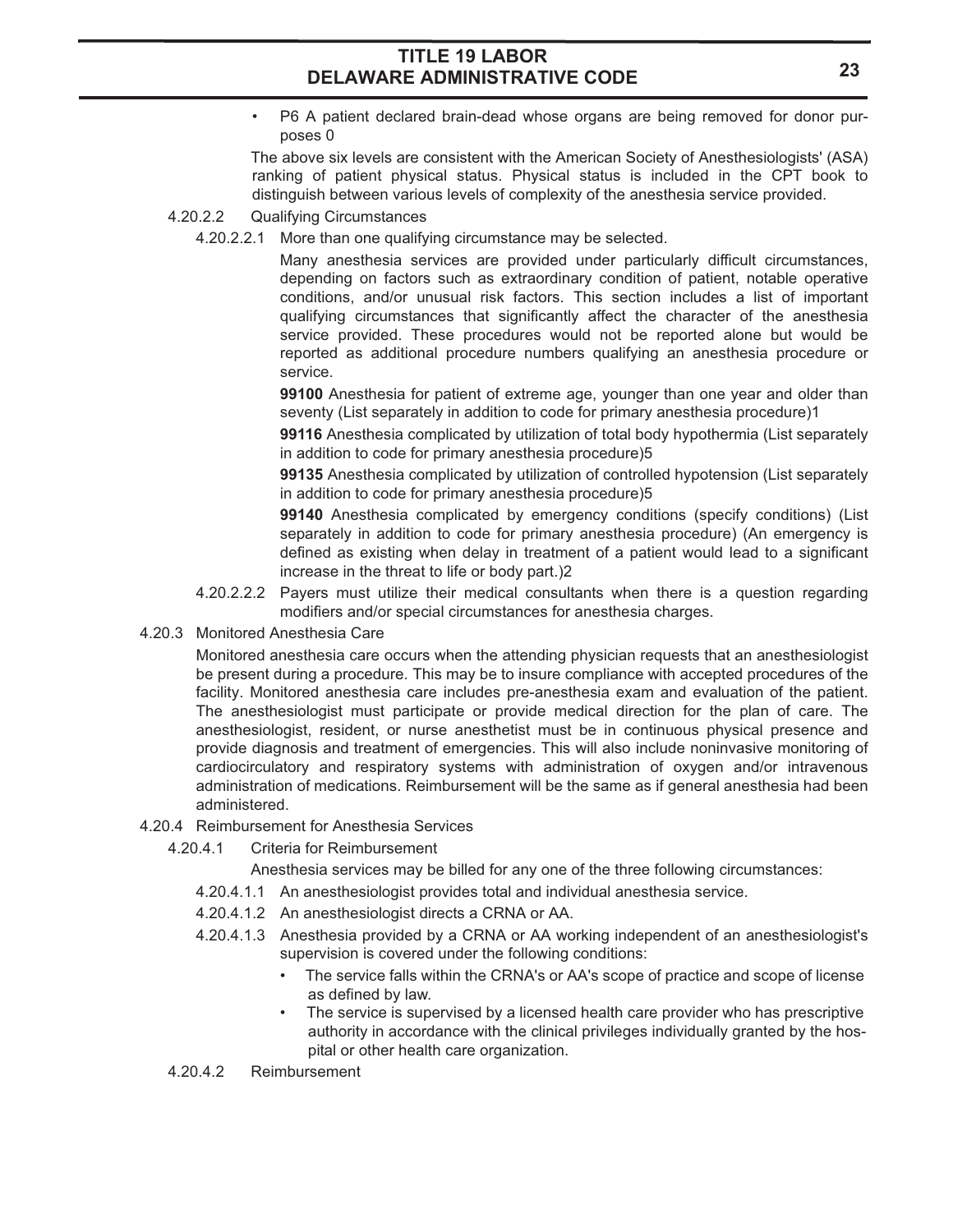- P6 A patient declared brain-dead whose organs are being removed for donor purposes 0

The above six levels are consistent with the American Society of Anesthesiologists' (ASA) ranking of patient physical status. Physical status is included in the CPT book to distinguish between various levels of complexity of the anesthesia service provided.

4.20.2.2 Qualifying Circumstances

4.20.2.2.1 More than one qualifying circumstance may be selected.

Many anesthesia services are provided under particularly difficult circumstances, depending on factors such as extraordinary condition of patient, notable operative conditions, and/or unusual risk factors. This section includes a list of important qualifying circumstances that significantly affect the character of the anesthesia service provided. These procedures would not be reported alone but would be reported as additional procedure numbers qualifying an anesthesia procedure or service.

**99100** Anesthesia for patient of extreme age, younger than one year and older than seventy (List separately in addition to code for primary anesthesia procedure)1

**99116** Anesthesia complicated by utilization of total body hypothermia (List separately in addition to code for primary anesthesia procedure)5

**99135** Anesthesia complicated by utilization of controlled hypotension (List separately in addition to code for primary anesthesia procedure)5

**99140** Anesthesia complicated by emergency conditions (specify conditions) (List separately in addition to code for primary anesthesia procedure) (An emergency is defined as existing when delay in treatment of a patient would lead to a significant increase in the threat to life or body part.)2

4.20.2.2.2 Payers must utilize their medical consultants when there is a question regarding modifiers and/or special circumstances for anesthesia charges.

4.20.3 Monitored Anesthesia Care

Monitored anesthesia care occurs when the attending physician requests that an anesthesiologist be present during a procedure. This may be to insure compliance with accepted procedures of the facility. Monitored anesthesia care includes pre-anesthesia exam and evaluation of the patient. The anesthesiologist must participate or provide medical direction for the plan of care. The anesthesiologist, resident, or nurse anesthetist must be in continuous physical presence and provide diagnosis and treatment of emergencies. This will also include noninvasive monitoring of cardiocirculatory and respiratory systems with administration of oxygen and/or intravenous administration of medications. Reimbursement will be the same as if general anesthesia had been administered.

4.20.4 Reimbursement for Anesthesia Services

4.20.4.1 Criteria for Reimbursement

Anesthesia services may be billed for any one of the three following circumstances:

4.20.4.1.1 An anesthesiologist provides total and individual anesthesia service.

4.20.4.1.2 An anesthesiologist directs a CRNA or AA.

4.20.4.1.3 Anesthesia provided by a CRNA or AA working independent of an anesthesiologist's supervision is covered under the following conditions:

- The service falls within the CRNA's or AA's scope of practice and scope of license as defined by law.
- The service is supervised by a licensed health care provider who has prescriptive authority in accordance with the clinical privileges individually granted by the hospital or other health care organization.

4.20.4.2 Reimbursement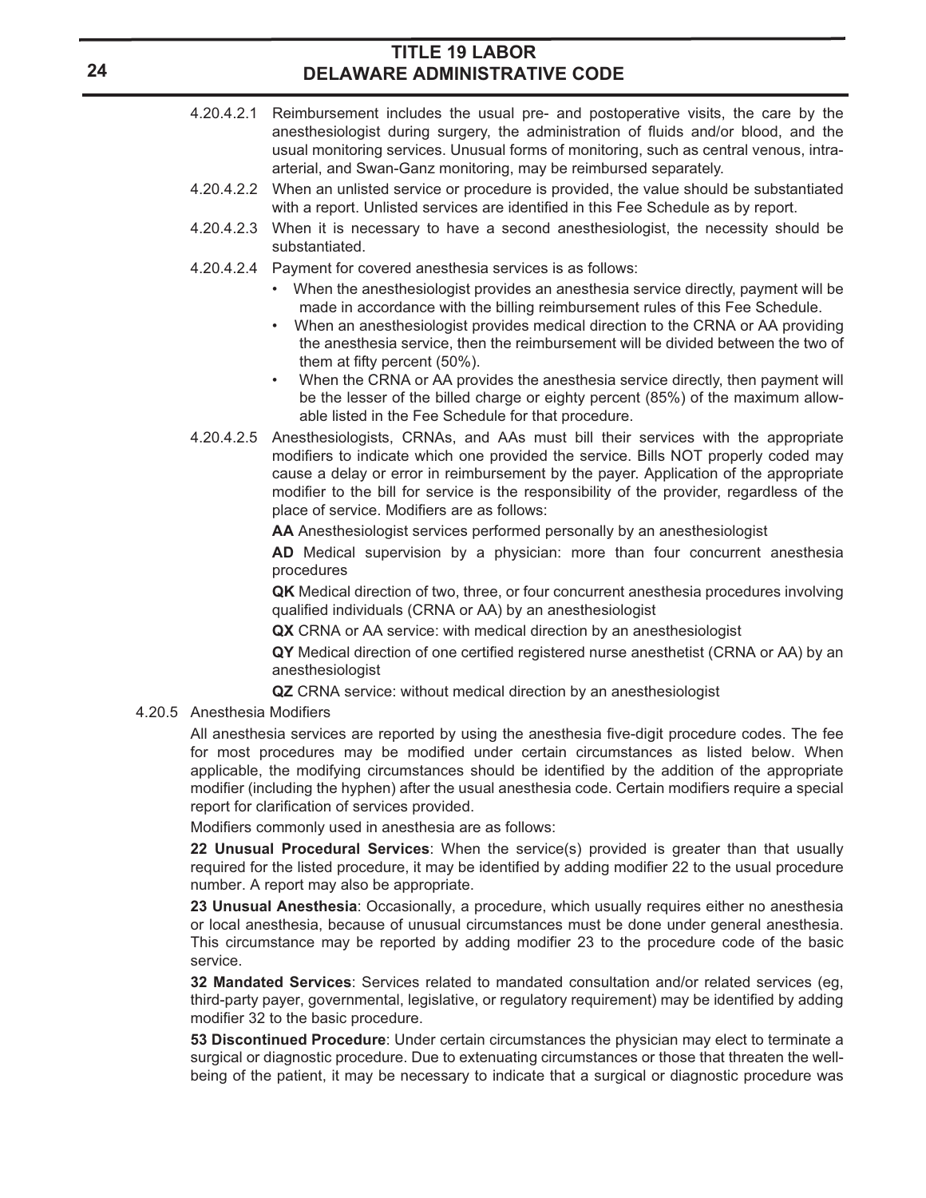4.20.4.2.1 Reimbursement includes the usual pre- and postoperative visits, the care by the anesthesiologist during surgery, the administration of fluids and/or blood, and the usual monitoring services. Unusual forms of monitoring, such as central venous, intra-arterial, and Swan-Ganz monitoring, may be reimbursed separately.

4.20.4.2.2 When an unlisted service or procedure is provided, the value should be substantiated with a report. Unlisted services are identified in this Fee Schedule as by report.

4.20.4.2.3 When it is necessary to have a second anesthesiologist, the necessity should be substantiated.

4.20.4.2.4 Payment for covered anesthesia services is as follows:

- When the anesthesiologist provides an anesthesia service directly, payment will be made in accordance with the billing reimbursement rules of this Fee Schedule.
- When an anesthesiologist provides medical direction to the CRNA or AA providing the anesthesia service, then the reimbursement will be divided between the two of them at fifty percent (50%).
- When the CRNA or AA provides the anesthesia service directly, then payment will be the lesser of the billed charge or eighty percent (85%) of the maximum allowable listed in the Fee Schedule for that procedure.

4.20.4.2.5 Anesthesiologists, CRNAs, and AAs must bill their services with the appropriate modifiers to indicate which one provided the service. Bills NOT properly coded may cause a delay or error in reimbursement by the payer. Application of the appropriate modifier to the bill for service is the responsibility of the provider, regardless of the place of service. Modifiers are as follows:

**AA** Anesthesiologist services performed personally by an anesthesiologist

**AD** Medical supervision by a physician: more than four concurrent anesthesia procedures

**QK** Medical direction of two, three, or four concurrent anesthesia procedures involving qualified individuals (CRNA or AA) by an anesthesiologist

**QX** CRNA or AA service: with medical direction by an anesthesiologist

**QY** Medical direction of one certified registered nurse anesthetist (CRNA or AA) by an anesthesiologist

**QZ** CRNA service: without medical direction by an anesthesiologist

4.20.5 Anesthesia Modifiers

All anesthesia services are reported by using the anesthesia five-digit procedure codes. The fee for most procedures may be modified under certain circumstances as listed below. When applicable, the modifying circumstances should be identified by the addition of the appropriate modifier (including the hyphen) after the usual anesthesia code. Certain modifiers require a special report for clarification of services provided.

Modifiers commonly used in anesthesia are as follows:

**22 Unusual Procedural Services**: When the service(s) provided is greater than that usually required for the listed procedure, it may be identified by adding modifier 22 to the usual procedure number. A report may also be appropriate.

**23 Unusual Anesthesia**: Occasionally, a procedure, which usually requires either no anesthesia or local anesthesia, because of unusual circumstances must be done under general anesthesia. This circumstance may be reported by adding modifier 23 to the procedure code of the basic service.

**32 Mandated Services**: Services related to mandated consultation and/or related services (eg, third-party payer, governmental, legislative, or regulatory requirement) may be identified by adding modifier 32 to the basic procedure.

**53 Discontinued Procedure**: Under certain circumstances the physician may elect to terminate a surgical or diagnostic procedure. Due to extenuating circumstances or those that threaten the well-being of the patient, it may be necessary to indicate that a surgical or diagnostic procedure was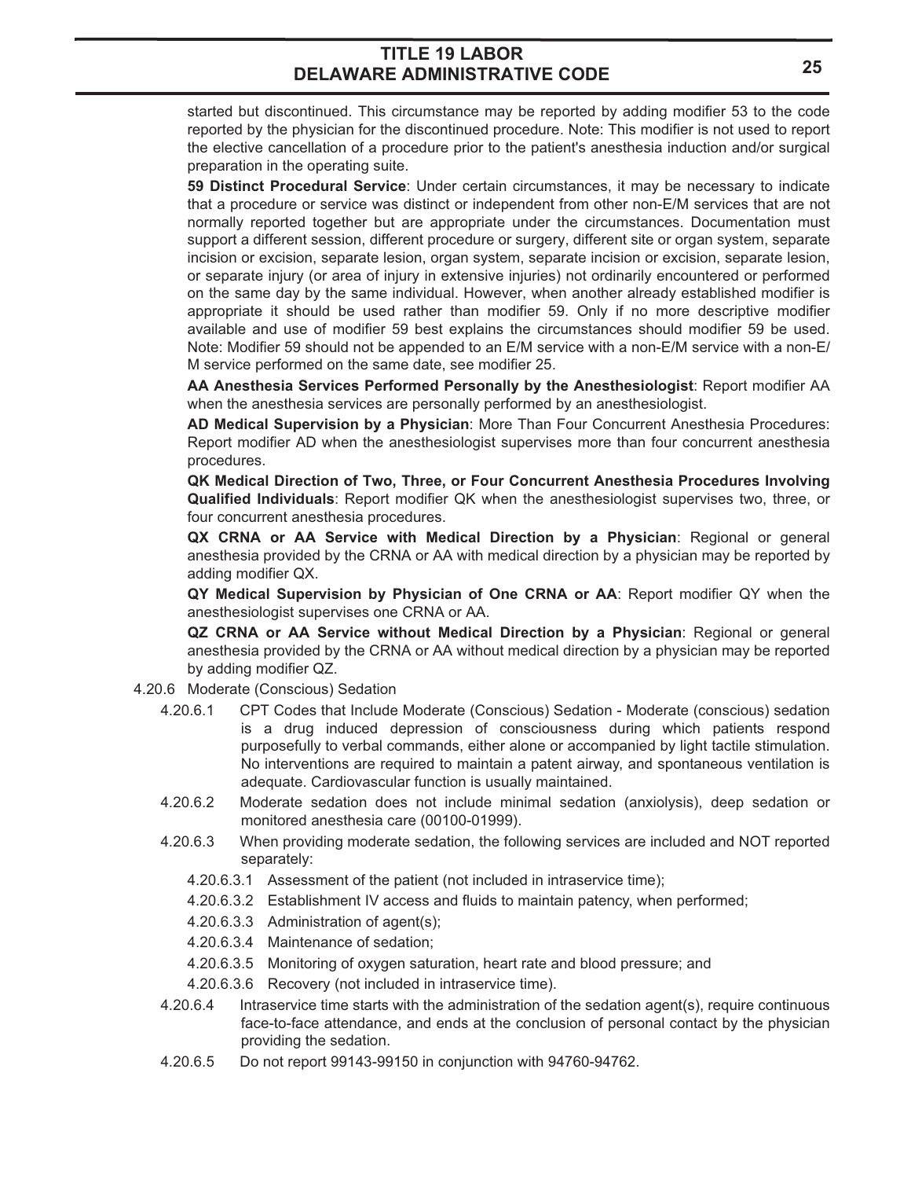started but discontinued. This circumstance may be reported by adding modifier 53 to the code reported by the physician for the discontinued procedure. Note: This modifier is not used to report the elective cancellation of a procedure prior to the patient's anesthesia induction and/or surgical preparation in the operating suite.

**59 Distinct Procedural Service**: Under certain circumstances, it may be necessary to indicate that a procedure or service was distinct or independent from other non-E/M services that are not normally reported together but are appropriate under the circumstances. Documentation must support a different session, different procedure or surgery, different site or organ system, separate incision or excision, separate lesion, organ system, separate incision or excision, separate lesion, or separate injury (or area of injury in extensive injuries) not ordinarily encountered or performed on the same day by the same individual. However, when another already established modifier is appropriate it should be used rather than modifier 59. Only if no more descriptive modifier available and use of modifier 59 best explains the circumstances should modifier 59 be used. Note: Modifier 59 should not be appended to an E/M service with a non-E/M service with a non-E/M service performed on the same date, see modifier 25.

**AA Anesthesia Services Performed Personally by the Anesthesiologist**: Report modifier AA when the anesthesia services are personally performed by an anesthesiologist.

**AD Medical Supervision by a Physician**: More Than Four Concurrent Anesthesia Procedures: Report modifier AD when the anesthesiologist supervises more than four concurrent anesthesia procedures.

**QK Medical Direction of Two, Three, or Four Concurrent Anesthesia Procedures Involving Qualified Individuals**: Report modifier QK when the anesthesiologist supervises two, three, or four concurrent anesthesia procedures.

**QX CRNA or AA Service with Medical Direction by a Physician**: Regional or general anesthesia provided by the CRNA or AA with medical direction by a physician may be reported by adding modifier QX.

**QY Medical Supervision by Physician of One CRNA or AA**: Report modifier QY when the anesthesiologist supervises one CRNA or AA.

**QZ CRNA or AA Service without Medical Direction by a Physician**: Regional or general anesthesia provided by the CRNA or AA without medical direction by a physician may be reported by adding modifier QZ.

4.20.6 Moderate (Conscious) Sedation

4.20.6.1 CPT Codes that Include Moderate (Conscious) Sedation - Moderate (conscious) sedation is a drug induced depression of consciousness during which patients respond purposefully to verbal commands, either alone or accompanied by light tactile stimulation. No interventions are required to maintain a patent airway, and spontaneous ventilation is adequate. Cardiovascular function is usually maintained.

4.20.6.2 Moderate sedation does not include minimal sedation (anxiolysis), deep sedation or monitored anesthesia care (00100-01999).

4.20.6.3 When providing moderate sedation, the following services are included and NOT reported separately:

4.20.6.3.1 Assessment of the patient (not included in intraservice time);

4.20.6.3.2 Establishment IV access and fluids to maintain patency, when performed;

4.20.6.3.3 Administration of agent(s);

4.20.6.3.4 Maintenance of sedation;

4.20.6.3.5 Monitoring of oxygen saturation, heart rate and blood pressure; and

4.20.6.3.6 Recovery (not included in intraservice time).

4.20.6.4 Intraservice time starts with the administration of the sedation agent(s), require continuous face-to-face attendance, and ends at the conclusion of personal contact by the physician providing the sedation.

4.20.6.5 Do not report 99143-99150 in conjunction with 94760-94762.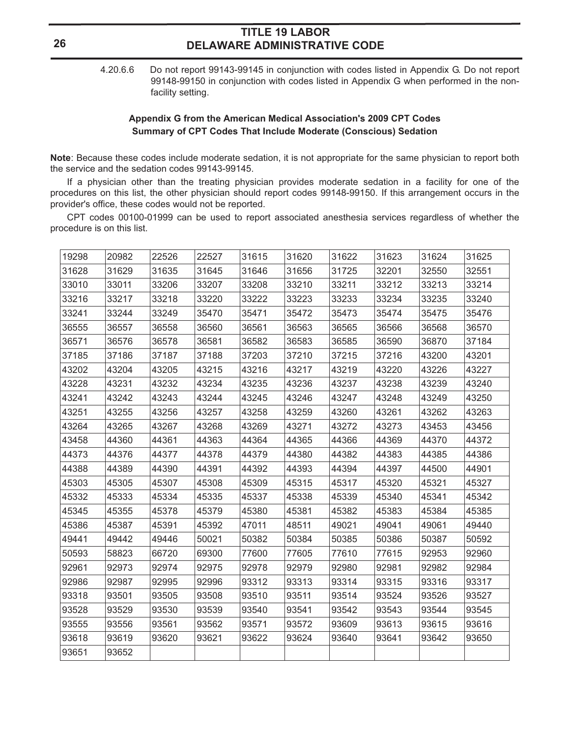4.20.6.6 Do not report 99143-99145 in conjunction with codes listed in Appendix G. Do not report 99148-99150 in conjunction with codes listed in Appendix G when performed in the non-facility setting.

**Appendix G from the American Medical Association's 2009 CPT Codes**
**Summary of CPT Codes That Include Moderate (Conscious) Sedation**

**Note**: Because these codes include moderate sedation, it is not appropriate for the same physician to report both the service and the sedation codes 99143-99145.

If a physician other than the treating physician provides moderate sedation in a facility for one of the procedures on this list, the other physician should report codes 99148-99150. If this arrangement occurs in the provider's office, these codes would not be reported.

CPT codes 00100-01999 can be used to report associated anesthesia services regardless of whether the procedure is on this list.

| | | | | | | | | | |
|---|---|---|---|---|---|---|---|---|---|
| 19298 | 20982 | 22526 | 22527 | 31615 | 31620 | 31622 | 31623 | 31624 | 31625 |
| 31628 | 31629 | 31635 | 31645 | 31646 | 31656 | 31725 | 32201 | 32550 | 32551 |
| 33010 | 33011 | 33206 | 33207 | 33208 | 33210 | 33211 | 33212 | 33213 | 33214 |
| 33216 | 33217 | 33218 | 33220 | 33222 | 33223 | 33233 | 33234 | 33235 | 33240 |
| 33241 | 33244 | 33249 | 35470 | 35471 | 35472 | 35473 | 35474 | 35475 | 35476 |
| 36555 | 36557 | 36558 | 36560 | 36561 | 36563 | 36565 | 36566 | 36568 | 36570 |
| 36571 | 36576 | 36578 | 36581 | 36582 | 36583 | 36585 | 36590 | 36870 | 37184 |
| 37185 | 37186 | 37187 | 37188 | 37203 | 37210 | 37215 | 37216 | 43200 | 43201 |
| 43202 | 43204 | 43205 | 43215 | 43216 | 43217 | 43219 | 43220 | 43226 | 43227 |
| 43228 | 43231 | 43232 | 43234 | 43235 | 43236 | 43237 | 43238 | 43239 | 43240 |
| 43241 | 43242 | 43243 | 43244 | 43245 | 43246 | 43247 | 43248 | 43249 | 43250 |
| 43251 | 43255 | 43256 | 43257 | 43258 | 43259 | 43260 | 43261 | 43262 | 43263 |
| 43264 | 43265 | 43267 | 43268 | 43269 | 43271 | 43272 | 43273 | 43453 | 43456 |
| 43458 | 44360 | 44361 | 44363 | 44364 | 44365 | 44366 | 44369 | 44370 | 44372 |
| 44373 | 44376 | 44377 | 44378 | 44379 | 44380 | 44382 | 44383 | 44385 | 44386 |
| 44388 | 44389 | 44390 | 44391 | 44392 | 44393 | 44394 | 44397 | 44500 | 44901 |
| 45303 | 45305 | 45307 | 45308 | 45309 | 45315 | 45317 | 45320 | 45321 | 45327 |
| 45332 | 45333 | 45334 | 45335 | 45337 | 45338 | 45339 | 45340 | 45341 | 45342 |
| 45345 | 45355 | 45378 | 45379 | 45380 | 45381 | 45382 | 45383 | 45384 | 45385 |
| 45386 | 45387 | 45391 | 45392 | 47011 | 48511 | 49021 | 49041 | 49061 | 49440 |
| 49441 | 49442 | 49446 | 50021 | 50382 | 50384 | 50385 | 50386 | 50387 | 50592 |
| 50593 | 58823 | 66720 | 69300 | 77600 | 77605 | 77610 | 77615 | 92953 | 92960 |
| 92961 | 92973 | 92974 | 92975 | 92978 | 92979 | 92980 | 92981 | 92982 | 92984 |
| 92986 | 92987 | 92995 | 92996 | 93312 | 93313 | 93314 | 93315 | 93316 | 93317 |
| 93318 | 93501 | 93505 | 93508 | 93510 | 93511 | 93514 | 93524 | 93526 | 93527 |
| 93528 | 93529 | 93530 | 93539 | 93540 | 93541 | 93542 | 93543 | 93544 | 93545 |
| 93555 | 93556 | 93561 | 93562 | 93571 | 93572 | 93609 | 93613 | 93615 | 93616 |
| 93618 | 93619 | 93620 | 93621 | 93622 | 93624 | 93640 | 93641 | 93642 | 93650 |
| 93651 | 93652 | | | | | | | | |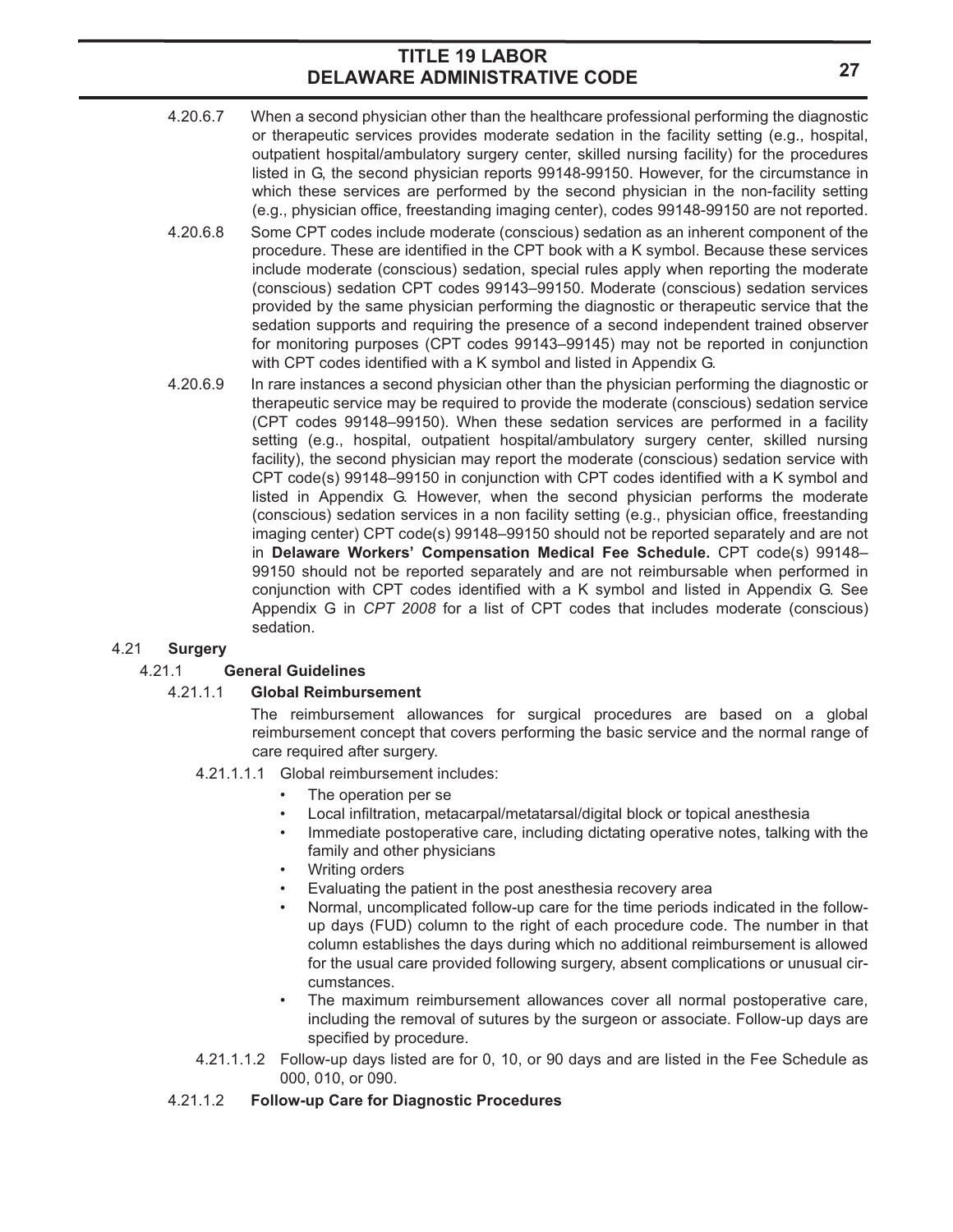4.20.6.7 When a second physician other than the healthcare professional performing the diagnostic or therapeutic services provides moderate sedation in the facility setting (e.g., hospital, outpatient hospital/ambulatory surgery center, skilled nursing facility) for the procedures listed in G, the second physician reports 99148-99150. However, for the circumstance in which these services are performed by the second physician in the non-facility setting (e.g., physician office, freestanding imaging center), codes 99148-99150 are not reported.

4.20.6.8 Some CPT codes include moderate (conscious) sedation as an inherent component of the procedure. These are identified in the CPT book with a K symbol. Because these services include moderate (conscious) sedation, special rules apply when reporting the moderate (conscious) sedation CPT codes 99143–99150. Moderate (conscious) sedation services provided by the same physician performing the diagnostic or therapeutic service that the sedation supports and requiring the presence of a second independent trained observer for monitoring purposes (CPT codes 99143–99145) may not be reported in conjunction with CPT codes identified with a K symbol and listed in Appendix G.

4.20.6.9 In rare instances a second physician other than the physician performing the diagnostic or therapeutic service may be required to provide the moderate (conscious) sedation service (CPT codes 99148–99150). When these sedation services are performed in a facility setting (e.g., hospital, outpatient hospital/ambulatory surgery center, skilled nursing facility), the second physician may report the moderate (conscious) sedation service with CPT code(s) 99148–99150 in conjunction with CPT codes identified with a K symbol and listed in Appendix G. However, when the second physician performs the moderate (conscious) sedation services in a non facility setting (e.g., physician office, freestanding imaging center) CPT code(s) 99148–99150 should not be reported separately and are not in **Delaware Workers' Compensation Medical Fee Schedule.** CPT code(s) 99148–99150 should not be reported separately and are not reimbursable when performed in conjunction with CPT codes identified with a K symbol and listed in Appendix G. See Appendix G in *CPT 2008* for a list of CPT codes that includes moderate (conscious) sedation.

4.21 **Surgery**

4.21.1 **General Guidelines**

4.21.1.1 **Global Reimbursement**

The reimbursement allowances for surgical procedures are based on a global reimbursement concept that covers performing the basic service and the normal range of care required after surgery.

4.21.1.1.1 Global reimbursement includes:

- The operation per se
- Local infiltration, metacarpal/metatarsal/digital block or topical anesthesia
- Immediate postoperative care, including dictating operative notes, talking with the family and other physicians
- Writing orders
- Evaluating the patient in the post anesthesia recovery area
- Normal, uncomplicated follow-up care for the time periods indicated in the follow-up days (FUD) column to the right of each procedure code. The number in that column establishes the days during which no additional reimbursement is allowed for the usual care provided following surgery, absent complications or unusual circumstances.
- The maximum reimbursement allowances cover all normal postoperative care, including the removal of sutures by the surgeon or associate. Follow-up days are specified by procedure.

4.21.1.1.2 Follow-up days listed are for 0, 10, or 90 days and are listed in the Fee Schedule as 000, 010, or 090.

4.21.1.2 **Follow-up Care for Diagnostic Procedures**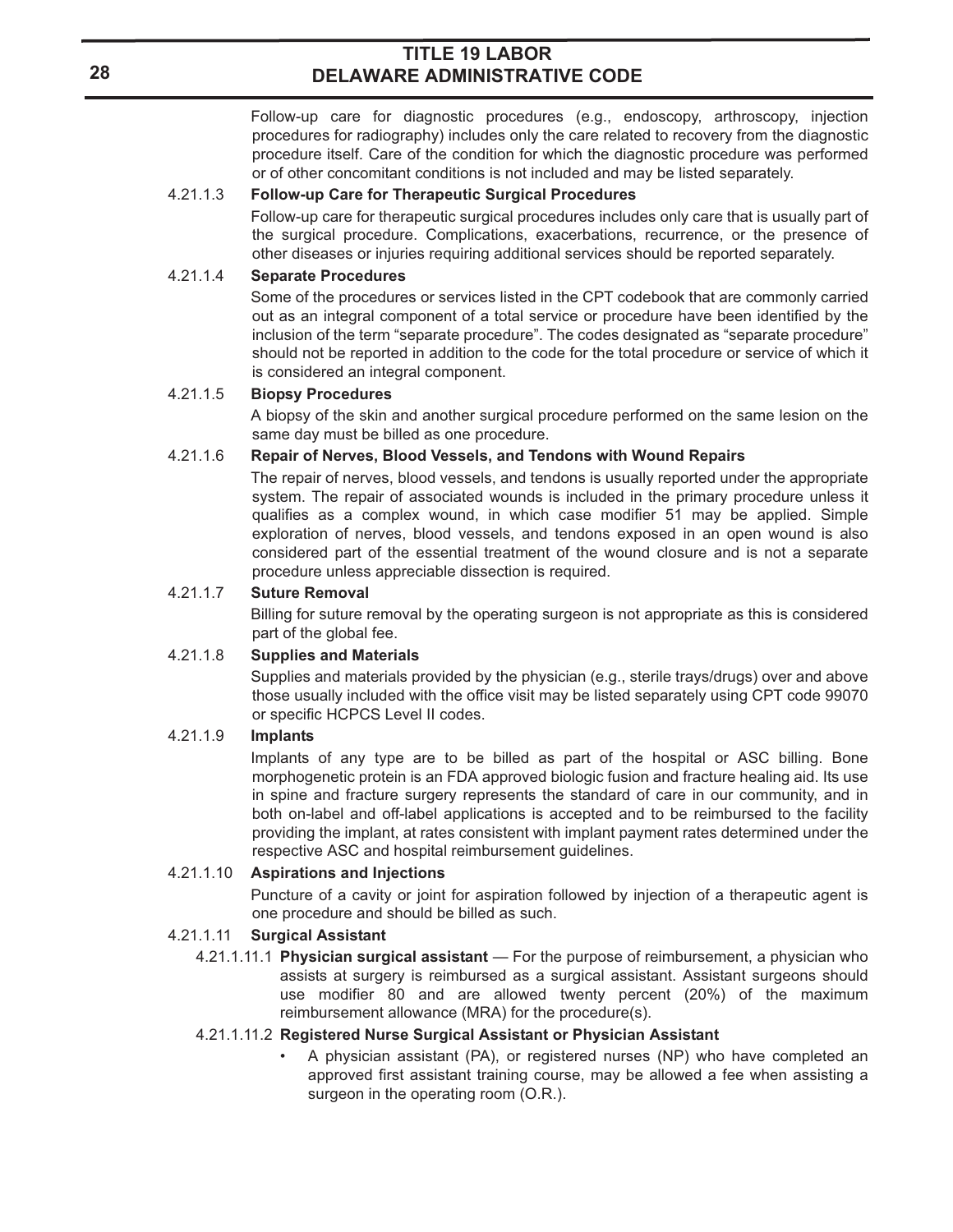Follow-up care for diagnostic procedures (e.g., endoscopy, arthroscopy, injection procedures for radiography) includes only the care related to recovery from the diagnostic procedure itself. Care of the condition for which the diagnostic procedure was performed or of other concomitant conditions is not included and may be listed separately.

4.21.1.3 **Follow-up Care for Therapeutic Surgical Procedures**

Follow-up care for therapeutic surgical procedures includes only care that is usually part of the surgical procedure. Complications, exacerbations, recurrence, or the presence of other diseases or injuries requiring additional services should be reported separately.

4.21.1.4 **Separate Procedures**

Some of the procedures or services listed in the CPT codebook that are commonly carried out as an integral component of a total service or procedure have been identified by the inclusion of the term "separate procedure". The codes designated as "separate procedure" should not be reported in addition to the code for the total procedure or service of which it is considered an integral component.

4.21.1.5 **Biopsy Procedures**

A biopsy of the skin and another surgical procedure performed on the same lesion on the same day must be billed as one procedure.

4.21.1.6 **Repair of Nerves, Blood Vessels, and Tendons with Wound Repairs**

The repair of nerves, blood vessels, and tendons is usually reported under the appropriate system. The repair of associated wounds is included in the primary procedure unless it qualifies as a complex wound, in which case modifier 51 may be applied. Simple exploration of nerves, blood vessels, and tendons exposed in an open wound is also considered part of the essential treatment of the wound closure and is not a separate procedure unless appreciable dissection is required.

4.21.1.7 **Suture Removal**

Billing for suture removal by the operating surgeon is not appropriate as this is considered part of the global fee.

4.21.1.8 **Supplies and Materials**

Supplies and materials provided by the physician (e.g., sterile trays/drugs) over and above those usually included with the office visit may be listed separately using CPT code 99070 or specific HCPCS Level II codes.

4.21.1.9 **Implants**

Implants of any type are to be billed as part of the hospital or ASC billing. Bone morphogenetic protein is an FDA approved biologic fusion and fracture healing aid. Its use in spine and fracture surgery represents the standard of care in our community, and in both on-label and off-label applications is accepted and to be reimbursed to the facility providing the implant, at rates consistent with implant payment rates determined under the respective ASC and hospital reimbursement guidelines.

4.21.1.10 **Aspirations and Injections**

Puncture of a cavity or joint for aspiration followed by injection of a therapeutic agent is one procedure and should be billed as such.

4.21.1.11 **Surgical Assistant**

4.21.1.11.1 **Physician surgical assistant** — For the purpose of reimbursement, a physician who assists at surgery is reimbursed as a surgical assistant. Assistant surgeons should use modifier 80 and are allowed twenty percent (20%) of the maximum reimbursement allowance (MRA) for the procedure(s).

4.21.1.11.2 **Registered Nurse Surgical Assistant or Physician Assistant**

- A physician assistant (PA), or registered nurses (NP) who have completed an approved first assistant training course, may be allowed a fee when assisting a surgeon in the operating room (O.R.).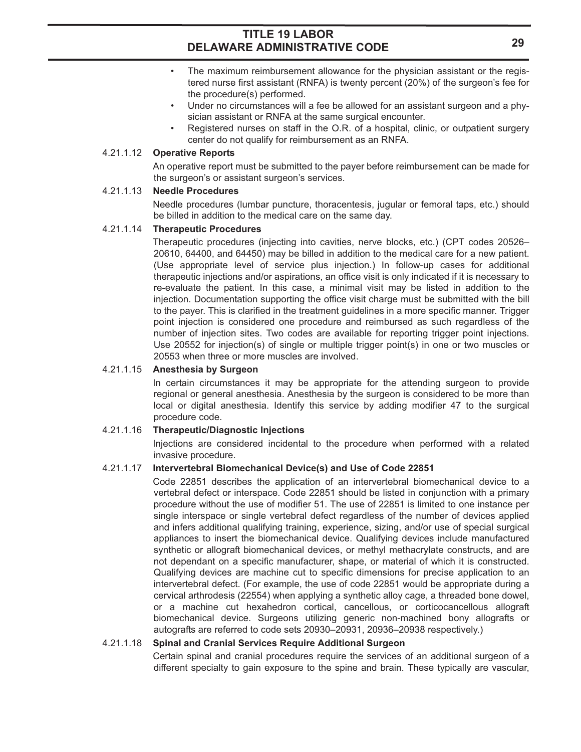- The maximum reimbursement allowance for the physician assistant or the registered nurse first assistant (RNFA) is twenty percent (20%) of the surgeon's fee for the procedure(s) performed.
- Under no circumstances will a fee be allowed for an assistant surgeon and a physician assistant or RNFA at the same surgical encounter.
- Registered nurses on staff in the O.R. of a hospital, clinic, or outpatient surgery center do not qualify for reimbursement as an RNFA.

4.21.1.12 **Operative Reports**

An operative report must be submitted to the payer before reimbursement can be made for the surgeon's or assistant surgeon's services.

4.21.1.13 **Needle Procedures**

Needle procedures (lumbar puncture, thoracentesis, jugular or femoral taps, etc.) should be billed in addition to the medical care on the same day.

4.21.1.14 **Therapeutic Procedures**

Therapeutic procedures (injecting into cavities, nerve blocks, etc.) (CPT codes 20526–20610, 64400, and 64450) may be billed in addition to the medical care for a new patient. (Use appropriate level of service plus injection.) In follow-up cases for additional therapeutic injections and/or aspirations, an office visit is only indicated if it is necessary to re-evaluate the patient. In this case, a minimal visit may be listed in addition to the injection. Documentation supporting the office visit charge must be submitted with the bill to the payer. This is clarified in the treatment guidelines in a more specific manner. Trigger point injection is considered one procedure and reimbursed as such regardless of the number of injection sites. Two codes are available for reporting trigger point injections. Use 20552 for injection(s) of single or multiple trigger point(s) in one or two muscles or 20553 when three or more muscles are involved.

4.21.1.15 **Anesthesia by Surgeon**

In certain circumstances it may be appropriate for the attending surgeon to provide regional or general anesthesia. Anesthesia by the surgeon is considered to be more than local or digital anesthesia. Identify this service by adding modifier 47 to the surgical procedure code.

4.21.1.16 **Therapeutic/Diagnostic Injections**

Injections are considered incidental to the procedure when performed with a related invasive procedure.

4.21.1.17 **Intervertebral Biomechanical Device(s) and Use of Code 22851**

Code 22851 describes the application of an intervertebral biomechanical device to a vertebral defect or interspace. Code 22851 should be listed in conjunction with a primary procedure without the use of modifier 51. The use of 22851 is limited to one instance per single interspace or single vertebral defect regardless of the number of devices applied and infers additional qualifying training, experience, sizing, and/or use of special surgical appliances to insert the biomechanical device. Qualifying devices include manufactured synthetic or allograft biomechanical devices, or methyl methacrylate constructs, and are not dependant on a specific manufacturer, shape, or material of which it is constructed. Qualifying devices are machine cut to specific dimensions for precise application to an intervertebral defect. (For example, the use of code 22851 would be appropriate during a cervical arthrodesis (22554) when applying a synthetic alloy cage, a threaded bone dowel, or a machine cut hexahedron cortical, cancellous, or corticocancellous allograft biomechanical device. Surgeons utilizing generic non-machined bony allografts or autografts are referred to code sets 20930–20931, 20936–20938 respectively.)

4.21.1.18 **Spinal and Cranial Services Require Additional Surgeon**

Certain spinal and cranial procedures require the services of an additional surgeon of a different specialty to gain exposure to the spine and brain. These typically are vascular,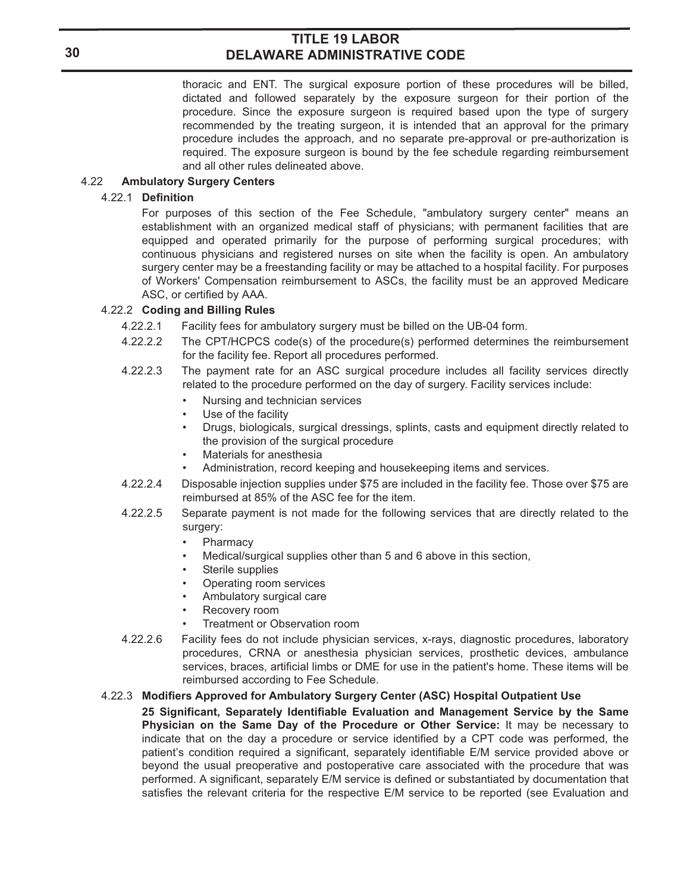thoracic and ENT. The surgical exposure portion of these procedures will be billed, dictated and followed separately by the exposure surgeon for their portion of the procedure. Since the exposure surgeon is required based upon the type of surgery recommended by the treating surgeon, it is intended that an approval for the primary procedure includes the approach, and no separate pre-approval or pre-authorization is required. The exposure surgeon is bound by the fee schedule regarding reimbursement and all other rules delineated above.

4.22 **Ambulatory Surgery Centers**

4.22.1 **Definition**

For purposes of this section of the Fee Schedule, "ambulatory surgery center" means an establishment with an organized medical staff of physicians; with permanent facilities that are equipped and operated primarily for the purpose of performing surgical procedures; with continuous physicians and registered nurses on site when the facility is open. An ambulatory surgery center may be a freestanding facility or may be attached to a hospital facility. For purposes of Workers' Compensation reimbursement to ASCs, the facility must be an approved Medicare ASC, or certified by AAA.

4.22.2 **Coding and Billing Rules**

4.22.2.1 Facility fees for ambulatory surgery must be billed on the UB-04 form.

4.22.2.2 The CPT/HCPCS code(s) of the procedure(s) performed determines the reimbursement for the facility fee. Report all procedures performed.

4.22.2.3 The payment rate for an ASC surgical procedure includes all facility services directly related to the procedure performed on the day of surgery. Facility services include:

- Nursing and technician services
- Use of the facility
- Drugs, biologicals, surgical dressings, splints, casts and equipment directly related to the provision of the surgical procedure
- Materials for anesthesia
- Administration, record keeping and housekeeping items and services.

4.22.2.4 Disposable injection supplies under $75 are included in the facility fee. Those over $75 are reimbursed at 85% of the ASC fee for the item.

4.22.2.5 Separate payment is not made for the following services that are directly related to the surgery:

- Pharmacy
- Medical/surgical supplies other than 5 and 6 above in this section,
- Sterile supplies
- Operating room services
- Ambulatory surgical care
- Recovery room
- Treatment or Observation room

4.22.2.6 Facility fees do not include physician services, x-rays, diagnostic procedures, laboratory procedures, CRNA or anesthesia physician services, prosthetic devices, ambulance services, braces, artificial limbs or DME for use in the patient's home. These items will be reimbursed according to Fee Schedule.

4.22.3 **Modifiers Approved for Ambulatory Surgery Center (ASC) Hospital Outpatient Use**

**25 Significant, Separately Identifiable Evaluation and Management Service by the Same Physician on the Same Day of the Procedure or Other Service:** It may be necessary to indicate that on the day a procedure or service identified by a CPT code was performed, the patient's condition required a significant, separately identifiable E/M service provided above or beyond the usual preoperative and postoperative care associated with the procedure that was performed. A significant, separately E/M service is defined or substantiated by documentation that satisfies the relevant criteria for the respective E/M service to be reported (see Evaluation and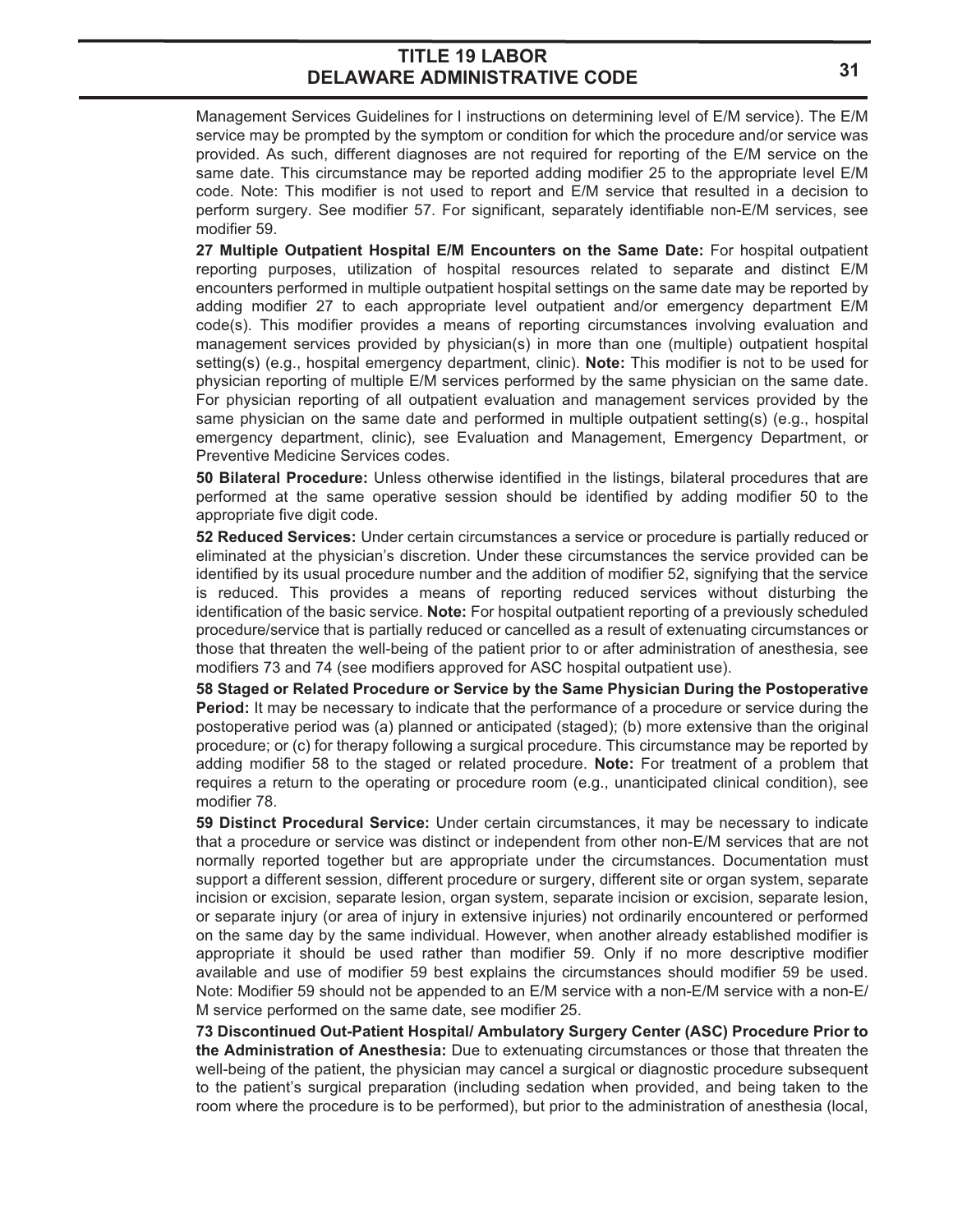Management Services Guidelines for I instructions on determining level of E/M service). The E/M service may be prompted by the symptom or condition for which the procedure and/or service was provided. As such, different diagnoses are not required for reporting of the E/M service on the same date. This circumstance may be reported adding modifier 25 to the appropriate level E/M code. Note: This modifier is not used to report and E/M service that resulted in a decision to perform surgery. See modifier 57. For significant, separately identifiable non-E/M services, see modifier 59.

**27 Multiple Outpatient Hospital E/M Encounters on the Same Date:** For hospital outpatient reporting purposes, utilization of hospital resources related to separate and distinct E/M encounters performed in multiple outpatient hospital settings on the same date may be reported by adding modifier 27 to each appropriate level outpatient and/or emergency department E/M code(s). This modifier provides a means of reporting circumstances involving evaluation and management services provided by physician(s) in more than one (multiple) outpatient hospital setting(s) (e.g., hospital emergency department, clinic). **Note:** This modifier is not to be used for physician reporting of multiple E/M services performed by the same physician on the same date. For physician reporting of all outpatient evaluation and management services provided by the same physician on the same date and performed in multiple outpatient setting(s) (e.g., hospital emergency department, clinic), see Evaluation and Management, Emergency Department, or Preventive Medicine Services codes.

**50 Bilateral Procedure:** Unless otherwise identified in the listings, bilateral procedures that are performed at the same operative session should be identified by adding modifier 50 to the appropriate five digit code.

**52 Reduced Services:** Under certain circumstances a service or procedure is partially reduced or eliminated at the physician's discretion. Under these circumstances the service provided can be identified by its usual procedure number and the addition of modifier 52, signifying that the service is reduced. This provides a means of reporting reduced services without disturbing the identification of the basic service. **Note:** For hospital outpatient reporting of a previously scheduled procedure/service that is partially reduced or cancelled as a result of extenuating circumstances or those that threaten the well-being of the patient prior to or after administration of anesthesia, see modifiers 73 and 74 (see modifiers approved for ASC hospital outpatient use).

**58 Staged or Related Procedure or Service by the Same Physician During the Postoperative Period:** It may be necessary to indicate that the performance of a procedure or service during the postoperative period was (a) planned or anticipated (staged); (b) more extensive than the original procedure; or (c) for therapy following a surgical procedure. This circumstance may be reported by adding modifier 58 to the staged or related procedure. **Note:** For treatment of a problem that requires a return to the operating or procedure room (e.g., unanticipated clinical condition), see modifier 78.

**59 Distinct Procedural Service:** Under certain circumstances, it may be necessary to indicate that a procedure or service was distinct or independent from other non-E/M services that are not normally reported together but are appropriate under the circumstances. Documentation must support a different session, different procedure or surgery, different site or organ system, separate incision or excision, separate lesion, organ system, separate incision or excision, separate lesion, or separate injury (or area of injury in extensive injuries) not ordinarily encountered or performed on the same day by the same individual. However, when another already established modifier is appropriate it should be used rather than modifier 59. Only if no more descriptive modifier available and use of modifier 59 best explains the circumstances should modifier 59 be used. Note: Modifier 59 should not be appended to an E/M service with a non-E/M service with a non-E/M service performed on the same date, see modifier 25.

**73 Discontinued Out-Patient Hospital/ Ambulatory Surgery Center (ASC) Procedure Prior to the Administration of Anesthesia:** Due to extenuating circumstances or those that threaten the well-being of the patient, the physician may cancel a surgical or diagnostic procedure subsequent to the patient's surgical preparation (including sedation when provided, and being taken to the room where the procedure is to be performed), but prior to the administration of anesthesia (local,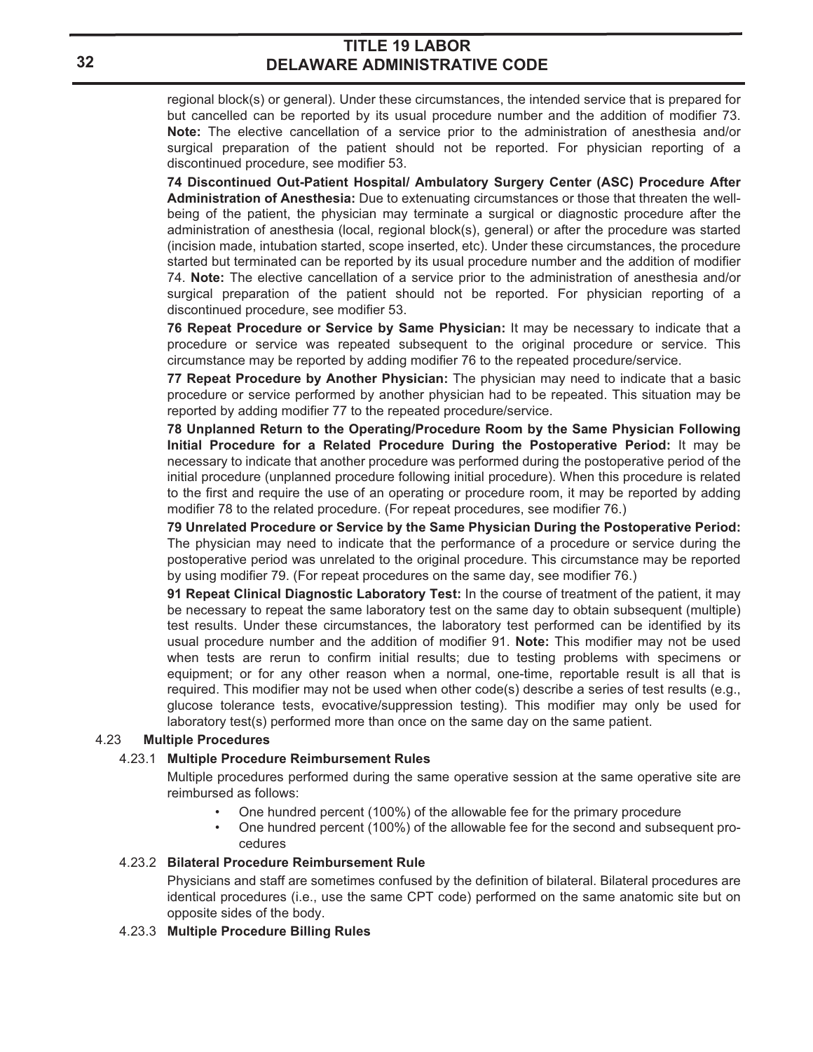regional block(s) or general). Under these circumstances, the intended service that is prepared for but cancelled can be reported by its usual procedure number and the addition of modifier 73. **Note:** The elective cancellation of a service prior to the administration of anesthesia and/or surgical preparation of the patient should not be reported. For physician reporting of a discontinued procedure, see modifier 53.

**74 Discontinued Out-Patient Hospital/ Ambulatory Surgery Center (ASC) Procedure After Administration of Anesthesia:** Due to extenuating circumstances or those that threaten the well-being of the patient, the physician may terminate a surgical or diagnostic procedure after the administration of anesthesia (local, regional block(s), general) or after the procedure was started (incision made, intubation started, scope inserted, etc). Under these circumstances, the procedure started but terminated can be reported by its usual procedure number and the addition of modifier 74. **Note:** The elective cancellation of a service prior to the administration of anesthesia and/or surgical preparation of the patient should not be reported. For physician reporting of a discontinued procedure, see modifier 53.

**76 Repeat Procedure or Service by Same Physician:** It may be necessary to indicate that a procedure or service was repeated subsequent to the original procedure or service. This circumstance may be reported by adding modifier 76 to the repeated procedure/service.

**77 Repeat Procedure by Another Physician:** The physician may need to indicate that a basic procedure or service performed by another physician had to be repeated. This situation may be reported by adding modifier 77 to the repeated procedure/service.

**78 Unplanned Return to the Operating/Procedure Room by the Same Physician Following Initial Procedure for a Related Procedure During the Postoperative Period:** It may be necessary to indicate that another procedure was performed during the postoperative period of the initial procedure (unplanned procedure following initial procedure). When this procedure is related to the first and require the use of an operating or procedure room, it may be reported by adding modifier 78 to the related procedure. (For repeat procedures, see modifier 76.)

**79 Unrelated Procedure or Service by the Same Physician During the Postoperative Period:** The physician may need to indicate that the performance of a procedure or service during the postoperative period was unrelated to the original procedure. This circumstance may be reported by using modifier 79. (For repeat procedures on the same day, see modifier 76.)

**91 Repeat Clinical Diagnostic Laboratory Test:** In the course of treatment of the patient, it may be necessary to repeat the same laboratory test on the same day to obtain subsequent (multiple) test results. Under these circumstances, the laboratory test performed can be identified by its usual procedure number and the addition of modifier 91. **Note:** This modifier may not be used when tests are rerun to confirm initial results; due to testing problems with specimens or equipment; or for any other reason when a normal, one-time, reportable result is all that is required. This modifier may not be used when other code(s) describe a series of test results (e.g., glucose tolerance tests, evocative/suppression testing). This modifier may only be used for laboratory test(s) performed more than once on the same day on the same patient.

4.23 **Multiple Procedures**

4.23.1 **Multiple Procedure Reimbursement Rules**

Multiple procedures performed during the same operative session at the same operative site are reimbursed as follows:

- One hundred percent (100%) of the allowable fee for the primary procedure
- One hundred percent (100%) of the allowable fee for the second and subsequent procedures

4.23.2 **Bilateral Procedure Reimbursement Rule**

Physicians and staff are sometimes confused by the definition of bilateral. Bilateral procedures are identical procedures (i.e., use the same CPT code) performed on the same anatomic site but on opposite sides of the body.

4.23.3 **Multiple Procedure Billing Rules**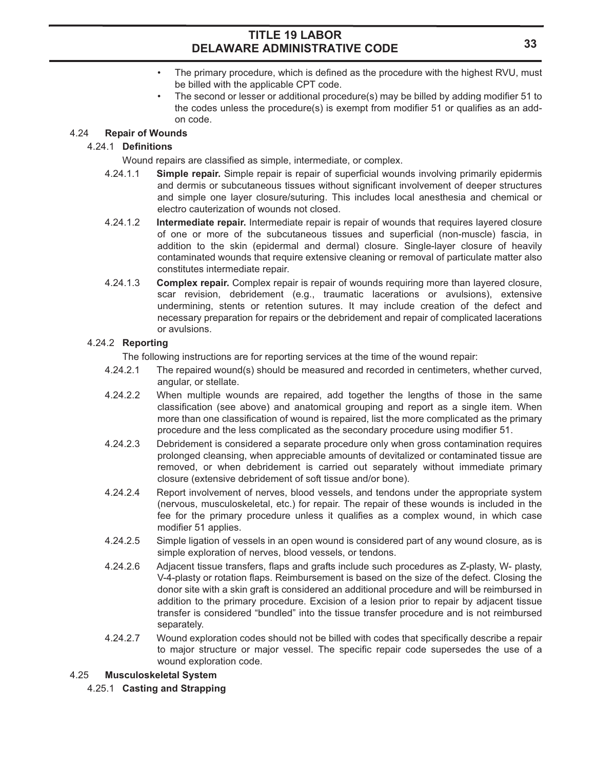- The primary procedure, which is defined as the procedure with the highest RVU, must be billed with the applicable CPT code.
- The second or lesser or additional procedure(s) may be billed by adding modifier 51 to the codes unless the procedure(s) is exempt from modifier 51 or qualifies as an add-on code.

4.24 **Repair of Wounds**

4.24.1 **Definitions**

Wound repairs are classified as simple, intermediate, or complex.

4.24.1.1 **Simple repair.** Simple repair is repair of superficial wounds involving primarily epidermis and dermis or subcutaneous tissues without significant involvement of deeper structures and simple one layer closure/suturing. This includes local anesthesia and chemical or electro cauterization of wounds not closed.

4.24.1.2 **Intermediate repair.** Intermediate repair is repair of wounds that requires layered closure of one or more of the subcutaneous tissues and superficial (non-muscle) fascia, in addition to the skin (epidermal and dermal) closure. Single-layer closure of heavily contaminated wounds that require extensive cleaning or removal of particulate matter also constitutes intermediate repair.

4.24.1.3 **Complex repair.** Complex repair is repair of wounds requiring more than layered closure, scar revision, debridement (e.g., traumatic lacerations or avulsions), extensive undermining, stents or retention sutures. It may include creation of the defect and necessary preparation for repairs or the debridement and repair of complicated lacerations or avulsions.

4.24.2 **Reporting**

The following instructions are for reporting services at the time of the wound repair:

4.24.2.1 The repaired wound(s) should be measured and recorded in centimeters, whether curved, angular, or stellate.

4.24.2.2 When multiple wounds are repaired, add together the lengths of those in the same classification (see above) and anatomical grouping and report as a single item. When more than one classification of wound is repaired, list the more complicated as the primary procedure and the less complicated as the secondary procedure using modifier 51.

4.24.2.3 Debridement is considered a separate procedure only when gross contamination requires prolonged cleansing, when appreciable amounts of devitalized or contaminated tissue are removed, or when debridement is carried out separately without immediate primary closure (extensive debridement of soft tissue and/or bone).

4.24.2.4 Report involvement of nerves, blood vessels, and tendons under the appropriate system (nervous, musculoskeletal, etc.) for repair. The repair of these wounds is included in the fee for the primary procedure unless it qualifies as a complex wound, in which case modifier 51 applies.

4.24.2.5 Simple ligation of vessels in an open wound is considered part of any wound closure, as is simple exploration of nerves, blood vessels, or tendons.

4.24.2.6 Adjacent tissue transfers, flaps and grafts include such procedures as Z-plasty, W- plasty, V-4-plasty or rotation flaps. Reimbursement is based on the size of the defect. Closing the donor site with a skin graft is considered an additional procedure and will be reimbursed in addition to the primary procedure. Excision of a lesion prior to repair by adjacent tissue transfer is considered "bundled" into the tissue transfer procedure and is not reimbursed separately.

4.24.2.7 Wound exploration codes should not be billed with codes that specifically describe a repair to major structure or major vessel. The specific repair code supersedes the use of a wound exploration code.

4.25 **Musculoskeletal System**

4.25.1 **Casting and Strapping**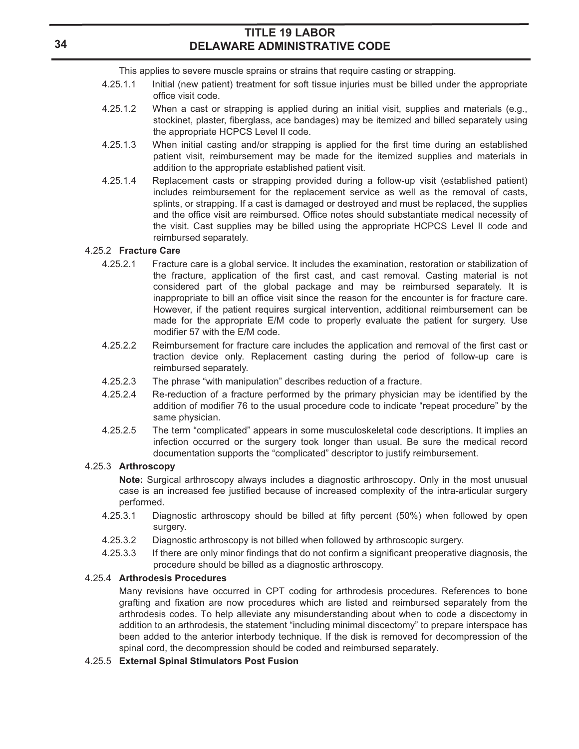This applies to severe muscle sprains or strains that require casting or strapping.

4.25.1.1 Initial (new patient) treatment for soft tissue injuries must be billed under the appropriate office visit code.

4.25.1.2 When a cast or strapping is applied during an initial visit, supplies and materials (e.g., stockinet, plaster, fiberglass, ace bandages) may be itemized and billed separately using the appropriate HCPCS Level II code.

4.25.1.3 When initial casting and/or strapping is applied for the first time during an established patient visit, reimbursement may be made for the itemized supplies and materials in addition to the appropriate established patient visit.

4.25.1.4 Replacement casts or strapping provided during a follow-up visit (established patient) includes reimbursement for the replacement service as well as the removal of casts, splints, or strapping. If a cast is damaged or destroyed and must be replaced, the supplies and the office visit are reimbursed. Office notes should substantiate medical necessity of the visit. Cast supplies may be billed using the appropriate HCPCS Level II code and reimbursed separately.

4.25.2 **Fracture Care**

4.25.2.1 Fracture care is a global service. It includes the examination, restoration or stabilization of the fracture, application of the first cast, and cast removal. Casting material is not considered part of the global package and may be reimbursed separately. It is inappropriate to bill an office visit since the reason for the encounter is for fracture care. However, if the patient requires surgical intervention, additional reimbursement can be made for the appropriate E/M code to properly evaluate the patient for surgery. Use modifier 57 with the E/M code.

4.25.2.2 Reimbursement for fracture care includes the application and removal of the first cast or traction device only. Replacement casting during the period of follow-up care is reimbursed separately.

4.25.2.3 The phrase "with manipulation" describes reduction of a fracture.

4.25.2.4 Re-reduction of a fracture performed by the primary physician may be identified by the addition of modifier 76 to the usual procedure code to indicate "repeat procedure" by the same physician.

4.25.2.5 The term "complicated" appears in some musculoskeletal code descriptions. It implies an infection occurred or the surgery took longer than usual. Be sure the medical record documentation supports the "complicated" descriptor to justify reimbursement.

4.25.3 **Arthroscopy**

**Note:** Surgical arthroscopy always includes a diagnostic arthroscopy. Only in the most unusual case is an increased fee justified because of increased complexity of the intra-articular surgery performed.

4.25.3.1 Diagnostic arthroscopy should be billed at fifty percent (50%) when followed by open surgery.

4.25.3.2 Diagnostic arthroscopy is not billed when followed by arthroscopic surgery.

4.25.3.3 If there are only minor findings that do not confirm a significant preoperative diagnosis, the procedure should be billed as a diagnostic arthroscopy.

4.25.4 **Arthrodesis Procedures**

Many revisions have occurred in CPT coding for arthrodesis procedures. References to bone grafting and fixation are now procedures which are listed and reimbursed separately from the arthrodesis codes. To help alleviate any misunderstanding about when to code a discectomy in addition to an arthrodesis, the statement "including minimal discectomy" to prepare interspace has been added to the anterior interbody technique. If the disk is removed for decompression of the spinal cord, the decompression should be coded and reimbursed separately.

4.25.5 **External Spinal Stimulators Post Fusion**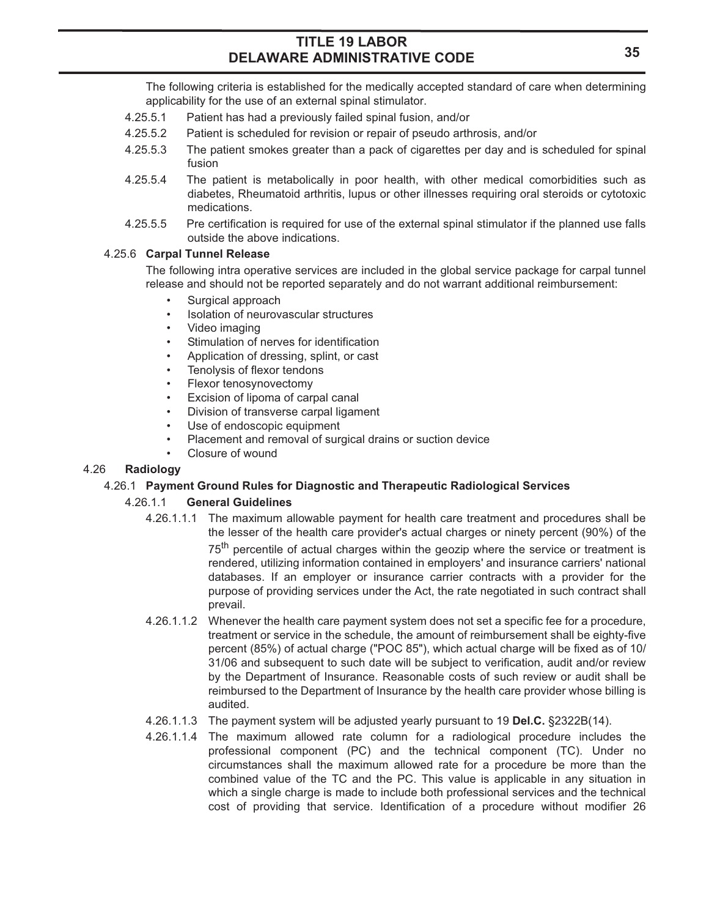The following criteria is established for the medically accepted standard of care when determining applicability for the use of an external spinal stimulator.

4.25.5.1 Patient has had a previously failed spinal fusion, and/or

4.25.5.2 Patient is scheduled for revision or repair of pseudo arthrosis, and/or

4.25.5.3 The patient smokes greater than a pack of cigarettes per day and is scheduled for spinal fusion

4.25.5.4 The patient is metabolically in poor health, with other medical comorbidities such as diabetes, Rheumatoid arthritis, lupus or other illnesses requiring oral steroids or cytotoxic medications.

4.25.5.5 Pre certification is required for use of the external spinal stimulator if the planned use falls outside the above indications.

4.25.6 **Carpal Tunnel Release**

The following intra operative services are included in the global service package for carpal tunnel release and should not be reported separately and do not warrant additional reimbursement:

- Surgical approach
- Isolation of neurovascular structures
- Video imaging
- Stimulation of nerves for identification
- Application of dressing, splint, or cast
- Tenolysis of flexor tendons
- Flexor tenosynovectomy
- Excision of lipoma of carpal canal
- Division of transverse carpal ligament
- Use of endoscopic equipment
- Placement and removal of surgical drains or suction device
- Closure of wound

4.26 **Radiology**

4.26.1 **Payment Ground Rules for Diagnostic and Therapeutic Radiological Services**

4.26.1.1 **General Guidelines**

4.26.1.1.1 The maximum allowable payment for health care treatment and procedures shall be the lesser of the health care provider's actual charges or ninety percent (90%) of the 75th percentile of actual charges within the geozip where the service or treatment is rendered, utilizing information contained in employers' and insurance carriers' national databases. If an employer or insurance carrier contracts with a provider for the purpose of providing services under the Act, the rate negotiated in such contract shall prevail.

4.26.1.1.2 Whenever the health care payment system does not set a specific fee for a procedure, treatment or service in the schedule, the amount of reimbursement shall be eighty-five percent (85%) of actual charge ("POC 85"), which actual charge will be fixed as of 10/31/06 and subsequent to such date will be subject to verification, audit and/or review by the Department of Insurance. Reasonable costs of such review or audit shall be reimbursed to the Department of Insurance by the health care provider whose billing is audited.

4.26.1.1.3 The payment system will be adjusted yearly pursuant to 19 **Del.C.** §2322B(14).

4.26.1.1.4 The maximum allowed rate column for a radiological procedure includes the professional component (PC) and the technical component (TC). Under no circumstances shall the maximum allowed rate for a procedure be more than the combined value of the TC and the PC. This value is applicable in any situation in which a single charge is made to include both professional services and the technical cost of providing that service. Identification of a procedure without modifier 26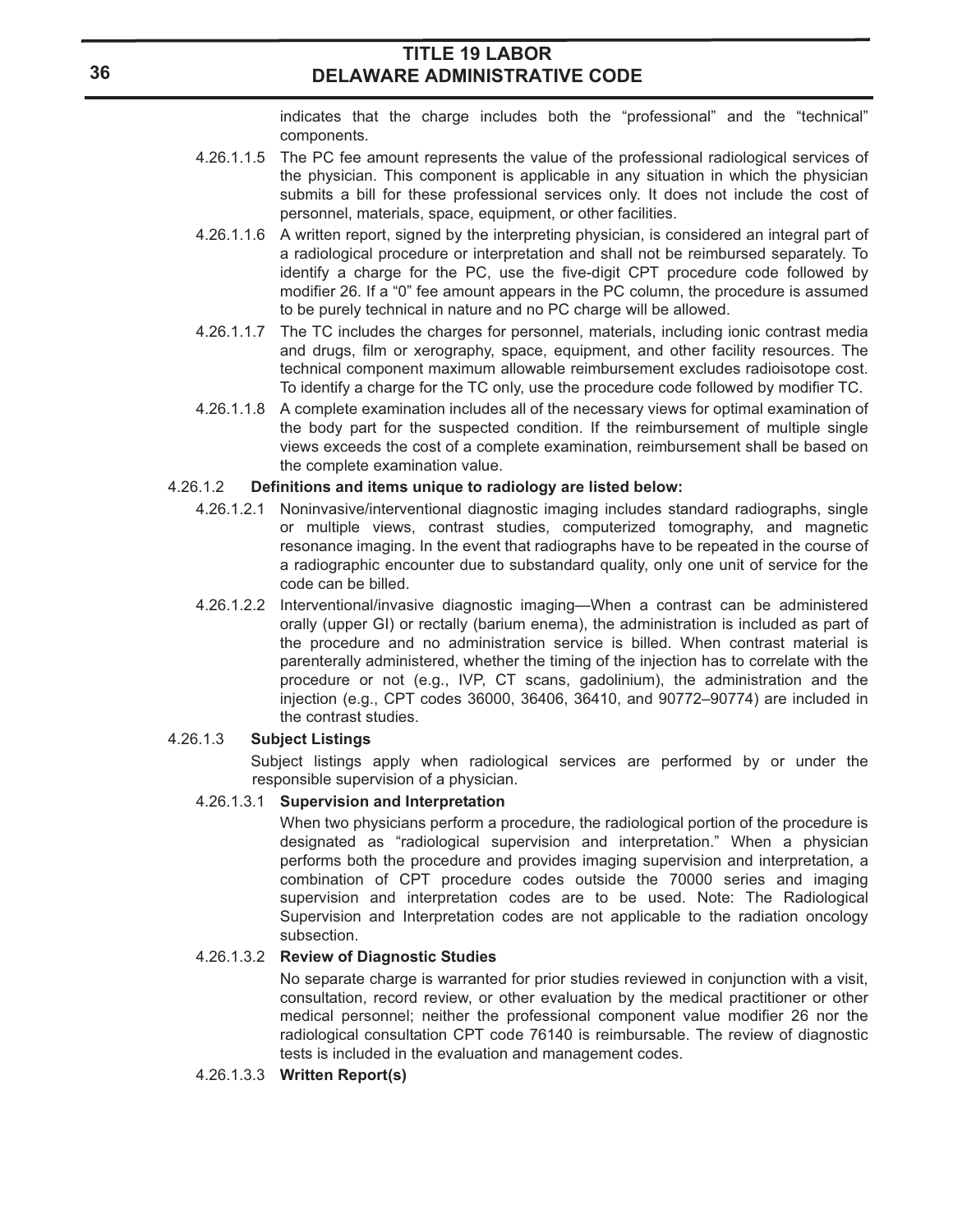indicates that the charge includes both the "professional" and the "technical" components.

4.26.1.1.5 The PC fee amount represents the value of the professional radiological services of the physician. This component is applicable in any situation in which the physician submits a bill for these professional services only. It does not include the cost of personnel, materials, space, equipment, or other facilities.

4.26.1.1.6 A written report, signed by the interpreting physician, is considered an integral part of a radiological procedure or interpretation and shall not be reimbursed separately. To identify a charge for the PC, use the five-digit CPT procedure code followed by modifier 26. If a "0" fee amount appears in the PC column, the procedure is assumed to be purely technical in nature and no PC charge will be allowed.

4.26.1.1.7 The TC includes the charges for personnel, materials, including ionic contrast media and drugs, film or xerography, space, equipment, and other facility resources. The technical component maximum allowable reimbursement excludes radioisotope cost. To identify a charge for the TC only, use the procedure code followed by modifier TC.

4.26.1.1.8 A complete examination includes all of the necessary views for optimal examination of the body part for the suspected condition. If the reimbursement of multiple single views exceeds the cost of a complete examination, reimbursement shall be based on the complete examination value.

4.26.1.2 **Definitions and items unique to radiology are listed below:**

4.26.1.2.1 Noninvasive/interventional diagnostic imaging includes standard radiographs, single or multiple views, contrast studies, computerized tomography, and magnetic resonance imaging. In the event that radiographs have to be repeated in the course of a radiographic encounter due to substandard quality, only one unit of service for the code can be billed.

4.26.1.2.2 Interventional/invasive diagnostic imaging—When a contrast can be administered orally (upper GI) or rectally (barium enema), the administration is included as part of the procedure and no administration service is billed. When contrast material is parenterally administered, whether the timing of the injection has to correlate with the procedure or not (e.g., IVP, CT scans, gadolinium), the administration and the injection (e.g., CPT codes 36000, 36406, 36410, and 90772–90774) are included in the contrast studies.

4.26.1.3 **Subject Listings**

Subject listings apply when radiological services are performed by or under the responsible supervision of a physician.

4.26.1.3.1 **Supervision and Interpretation**

When two physicians perform a procedure, the radiological portion of the procedure is designated as "radiological supervision and interpretation." When a physician performs both the procedure and provides imaging supervision and interpretation, a combination of CPT procedure codes outside the 70000 series and imaging supervision and interpretation codes are to be used. Note: The Radiological Supervision and Interpretation codes are not applicable to the radiation oncology subsection.

4.26.1.3.2 **Review of Diagnostic Studies**

No separate charge is warranted for prior studies reviewed in conjunction with a visit, consultation, record review, or other evaluation by the medical practitioner or other medical personnel; neither the professional component value modifier 26 nor the radiological consultation CPT code 76140 is reimbursable. The review of diagnostic tests is included in the evaluation and management codes.

4.26.1.3.3 **Written Report(s)**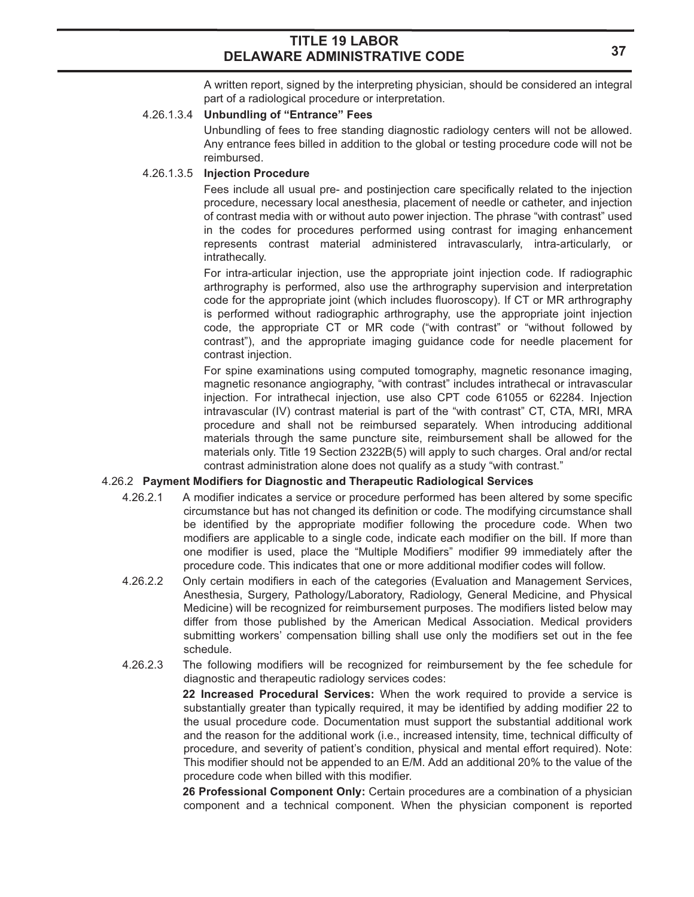A written report, signed by the interpreting physician, should be considered an integral part of a radiological procedure or interpretation.

4.26.1.3.4 **Unbundling of "Entrance" Fees**

Unbundling of fees to free standing diagnostic radiology centers will not be allowed. Any entrance fees billed in addition to the global or testing procedure code will not be reimbursed.

4.26.1.3.5 **Injection Procedure**

Fees include all usual pre- and postinjection care specifically related to the injection procedure, necessary local anesthesia, placement of needle or catheter, and injection of contrast media with or without auto power injection. The phrase "with contrast" used in the codes for procedures performed using contrast for imaging enhancement represents contrast material administered intravascularly, intra-articularly, or intrathecally.

For intra-articular injection, use the appropriate joint injection code. If radiographic arthrography is performed, also use the arthrography supervision and interpretation code for the appropriate joint (which includes fluoroscopy). If CT or MR arthrography is performed without radiographic arthrography, use the appropriate joint injection code, the appropriate CT or MR code ("with contrast" or "without followed by contrast"), and the appropriate imaging guidance code for needle placement for contrast injection.

For spine examinations using computed tomography, magnetic resonance imaging, magnetic resonance angiography, "with contrast" includes intrathecal or intravascular injection. For intrathecal injection, use also CPT code 61055 or 62284. Injection intravascular (IV) contrast material is part of the "with contrast" CT, CTA, MRI, MRA procedure and shall not be reimbursed separately. When introducing additional materials through the same puncture site, reimbursement shall be allowed for the materials only. Title 19 Section 2322B(5) will apply to such charges. Oral and/or rectal contrast administration alone does not qualify as a study "with contrast."

4.26.2 **Payment Modifiers for Diagnostic and Therapeutic Radiological Services**

4.26.2.1 A modifier indicates a service or procedure performed has been altered by some specific circumstance but has not changed its definition or code. The modifying circumstance shall be identified by the appropriate modifier following the procedure code. When two modifiers are applicable to a single code, indicate each modifier on the bill. If more than one modifier is used, place the "Multiple Modifiers" modifier 99 immediately after the procedure code. This indicates that one or more additional modifier codes will follow.

4.26.2.2 Only certain modifiers in each of the categories (Evaluation and Management Services, Anesthesia, Surgery, Pathology/Laboratory, Radiology, General Medicine, and Physical Medicine) will be recognized for reimbursement purposes. The modifiers listed below may differ from those published by the American Medical Association. Medical providers submitting workers' compensation billing shall use only the modifiers set out in the fee schedule.

4.26.2.3 The following modifiers will be recognized for reimbursement by the fee schedule for diagnostic and therapeutic radiology services codes:

**22 Increased Procedural Services:** When the work required to provide a service is substantially greater than typically required, it may be identified by adding modifier 22 to the usual procedure code. Documentation must support the substantial additional work and the reason for the additional work (i.e., increased intensity, time, technical difficulty of procedure, and severity of patient's condition, physical and mental effort required). Note: This modifier should not be appended to an E/M. Add an additional 20% to the value of the procedure code when billed with this modifier.

**26 Professional Component Only:** Certain procedures are a combination of a physician component and a technical component. When the physician component is reported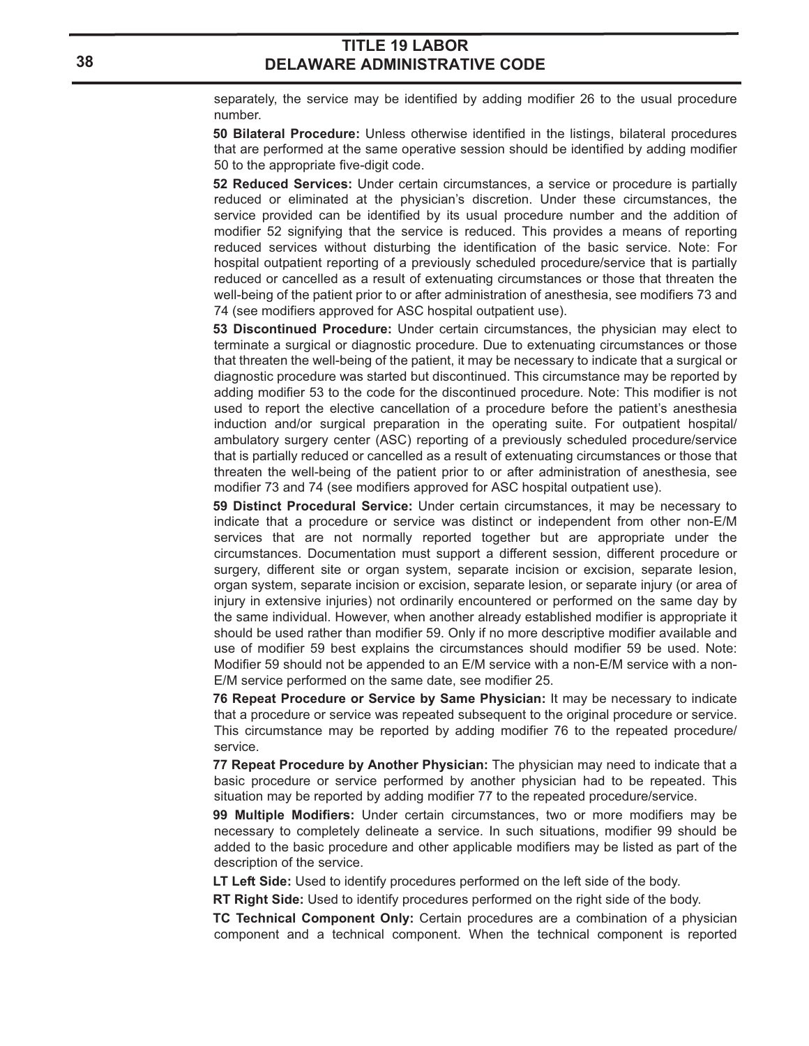separately, the service may be identified by adding modifier 26 to the usual procedure number.

**50 Bilateral Procedure:** Unless otherwise identified in the listings, bilateral procedures that are performed at the same operative session should be identified by adding modifier 50 to the appropriate five-digit code.

**52 Reduced Services:** Under certain circumstances, a service or procedure is partially reduced or eliminated at the physician's discretion. Under these circumstances, the service provided can be identified by its usual procedure number and the addition of modifier 52 signifying that the service is reduced. This provides a means of reporting reduced services without disturbing the identification of the basic service. Note: For hospital outpatient reporting of a previously scheduled procedure/service that is partially reduced or cancelled as a result of extenuating circumstances or those that threaten the well-being of the patient prior to or after administration of anesthesia, see modifiers 73 and 74 (see modifiers approved for ASC hospital outpatient use).

**53 Discontinued Procedure:** Under certain circumstances, the physician may elect to terminate a surgical or diagnostic procedure. Due to extenuating circumstances or those that threaten the well-being of the patient, it may be necessary to indicate that a surgical or diagnostic procedure was started but discontinued. This circumstance may be reported by adding modifier 53 to the code for the discontinued procedure. Note: This modifier is not used to report the elective cancellation of a procedure before the patient's anesthesia induction and/or surgical preparation in the operating suite. For outpatient hospital/ ambulatory surgery center (ASC) reporting of a previously scheduled procedure/service that is partially reduced or cancelled as a result of extenuating circumstances or those that threaten the well-being of the patient prior to or after administration of anesthesia, see modifier 73 and 74 (see modifiers approved for ASC hospital outpatient use).

**59 Distinct Procedural Service:** Under certain circumstances, it may be necessary to indicate that a procedure or service was distinct or independent from other non-E/M services that are not normally reported together but are appropriate under the circumstances. Documentation must support a different session, different procedure or surgery, different site or organ system, separate incision or excision, separate lesion, organ system, separate incision or excision, separate lesion, or separate injury (or area of injury in extensive injuries) not ordinarily encountered or performed on the same day by the same individual. However, when another already established modifier is appropriate it should be used rather than modifier 59. Only if no more descriptive modifier available and use of modifier 59 best explains the circumstances should modifier 59 be used. Note: Modifier 59 should not be appended to an E/M service with a non-E/M service with a non-E/M service performed on the same date, see modifier 25.

**76 Repeat Procedure or Service by Same Physician:** It may be necessary to indicate that a procedure or service was repeated subsequent to the original procedure or service. This circumstance may be reported by adding modifier 76 to the repeated procedure/ service.

**77 Repeat Procedure by Another Physician:** The physician may need to indicate that a basic procedure or service performed by another physician had to be repeated. This situation may be reported by adding modifier 77 to the repeated procedure/service.

**99 Multiple Modifiers:** Under certain circumstances, two or more modifiers may be necessary to completely delineate a service. In such situations, modifier 99 should be added to the basic procedure and other applicable modifiers may be listed as part of the description of the service.

**LT Left Side:** Used to identify procedures performed on the left side of the body.

**RT Right Side:** Used to identify procedures performed on the right side of the body.

**TC Technical Component Only:** Certain procedures are a combination of a physician component and a technical component. When the technical component is reported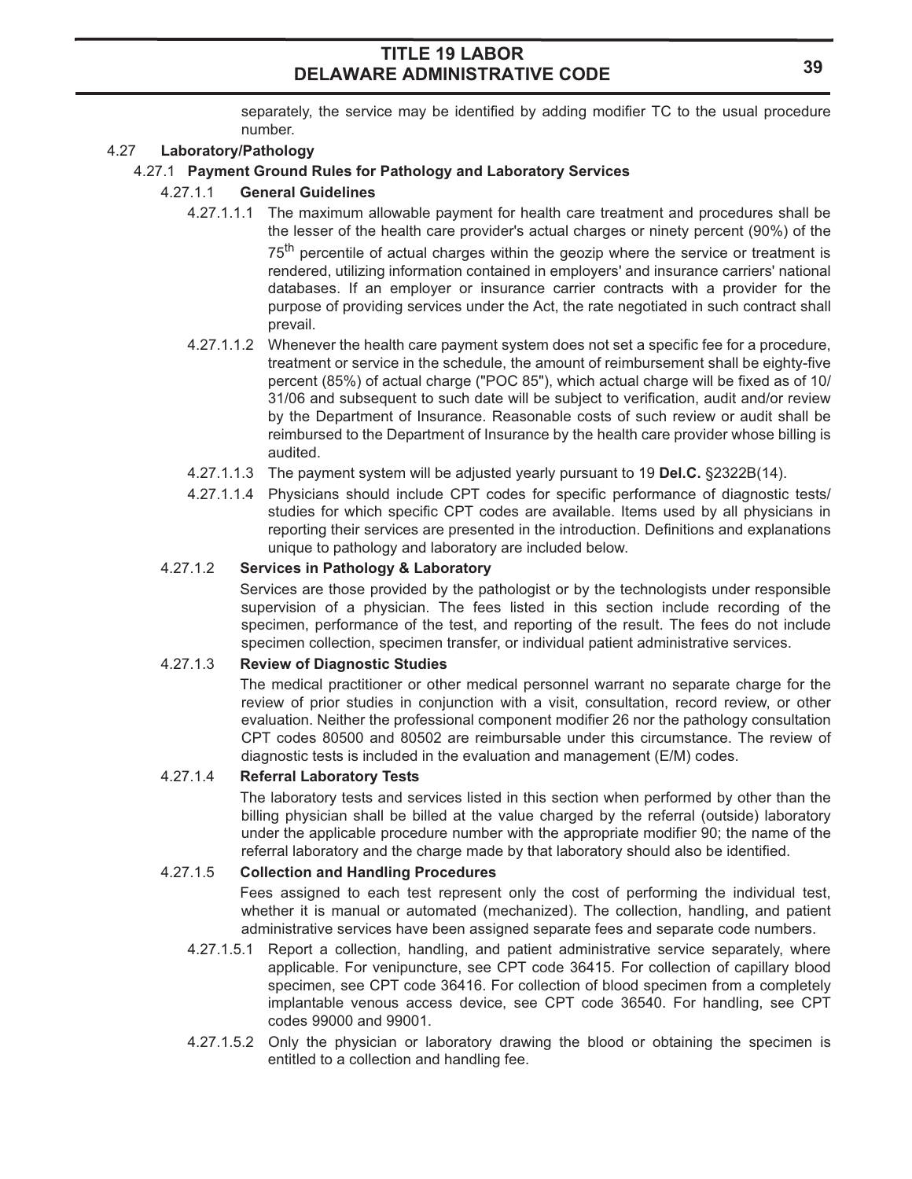separately, the service may be identified by adding modifier TC to the usual procedure number.

4.27 **Laboratory/Pathology**

4.27.1 **Payment Ground Rules for Pathology and Laboratory Services**

4.27.1.1 **General Guidelines**

4.27.1.1.1 The maximum allowable payment for health care treatment and procedures shall be the lesser of the health care provider's actual charges or ninety percent (90%) of the $75^{th}$ percentile of actual charges within the geozip where the service or treatment is rendered, utilizing information contained in employers' and insurance carriers' national databases. If an employer or insurance carrier contracts with a provider for the purpose of providing services under the Act, the rate negotiated in such contract shall prevail.

4.27.1.1.2 Whenever the health care payment system does not set a specific fee for a procedure, treatment or service in the schedule, the amount of reimbursement shall be eighty-five percent (85%) of actual charge ("POC 85"), which actual charge will be fixed as of 10/31/06 and subsequent to such date will be subject to verification, audit and/or review by the Department of Insurance. Reasonable costs of such review or audit shall be reimbursed to the Department of Insurance by the health care provider whose billing is audited.

4.27.1.1.3 The payment system will be adjusted yearly pursuant to 19 **Del.C.** §2322B(14).

4.27.1.1.4 Physicians should include CPT codes for specific performance of diagnostic tests/studies for which specific CPT codes are available. Items used by all physicians in reporting their services are presented in the introduction. Definitions and explanations unique to pathology and laboratory are included below.

4.27.1.2 **Services in Pathology & Laboratory**

Services are those provided by the pathologist or by the technologists under responsible supervision of a physician. The fees listed in this section include recording of the specimen, performance of the test, and reporting of the result. The fees do not include specimen collection, specimen transfer, or individual patient administrative services.

4.27.1.3 **Review of Diagnostic Studies**

The medical practitioner or other medical personnel warrant no separate charge for the review of prior studies in conjunction with a visit, consultation, record review, or other evaluation. Neither the professional component modifier 26 nor the pathology consultation CPT codes 80500 and 80502 are reimbursable under this circumstance. The review of diagnostic tests is included in the evaluation and management (E/M) codes.

4.27.1.4 **Referral Laboratory Tests**

The laboratory tests and services listed in this section when performed by other than the billing physician shall be billed at the value charged by the referral (outside) laboratory under the applicable procedure number with the appropriate modifier 90; the name of the referral laboratory and the charge made by that laboratory should also be identified.

4.27.1.5 **Collection and Handling Procedures**

Fees assigned to each test represent only the cost of performing the individual test, whether it is manual or automated (mechanized). The collection, handling, and patient administrative services have been assigned separate fees and separate code numbers.

4.27.1.5.1 Report a collection, handling, and patient administrative service separately, where applicable. For venipuncture, see CPT code 36415. For collection of capillary blood specimen, see CPT code 36416. For collection of blood specimen from a completely implantable venous access device, see CPT code 36540. For handling, see CPT codes 99000 and 99001.

4.27.1.5.2 Only the physician or laboratory drawing the blood or obtaining the specimen is entitled to a collection and handling fee.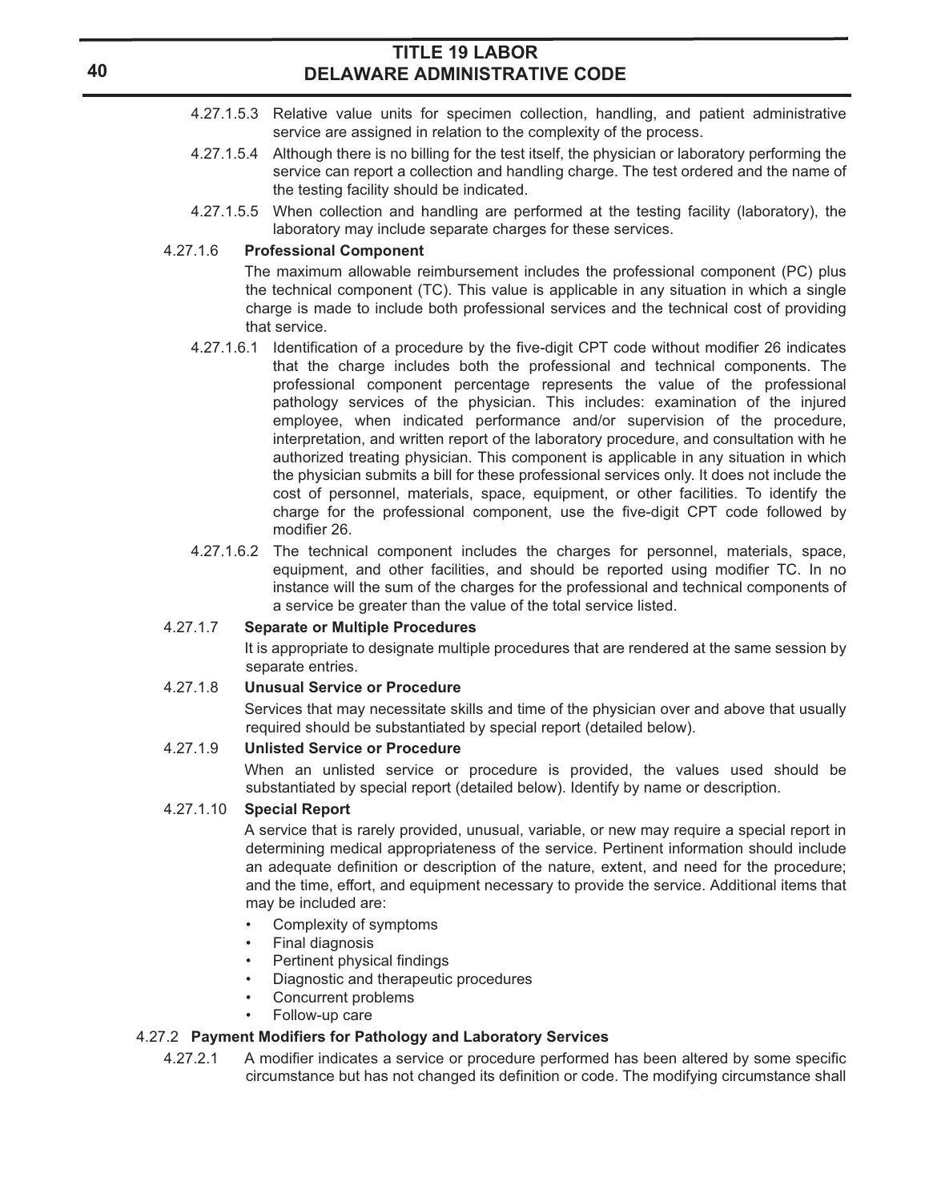4.27.1.5.3 Relative value units for specimen collection, handling, and patient administrative service are assigned in relation to the complexity of the process.

4.27.1.5.4 Although there is no billing for the test itself, the physician or laboratory performing the service can report a collection and handling charge. The test ordered and the name of the testing facility should be indicated.

4.27.1.5.5 When collection and handling are performed at the testing facility (laboratory), the laboratory may include separate charges for these services.

4.27.1.6 **Professional Component**

The maximum allowable reimbursement includes the professional component (PC) plus the technical component (TC). This value is applicable in any situation in which a single charge is made to include both professional services and the technical cost of providing that service.

4.27.1.6.1 Identification of a procedure by the five-digit CPT code without modifier 26 indicates that the charge includes both the professional and technical components. The professional component percentage represents the value of the professional pathology services of the physician. This includes: examination of the injured employee, when indicated performance and/or supervision of the procedure, interpretation, and written report of the laboratory procedure, and consultation with he authorized treating physician. This component is applicable in any situation in which the physician submits a bill for these professional services only. It does not include the cost of personnel, materials, space, equipment, or other facilities. To identify the charge for the professional component, use the five-digit CPT code followed by modifier 26.

4.27.1.6.2 The technical component includes the charges for personnel, materials, space, equipment, and other facilities, and should be reported using modifier TC. In no instance will the sum of the charges for the professional and technical components of a service be greater than the value of the total service listed.

4.27.1.7 **Separate or Multiple Procedures**

It is appropriate to designate multiple procedures that are rendered at the same session by separate entries.

4.27.1.8 **Unusual Service or Procedure**

Services that may necessitate skills and time of the physician over and above that usually required should be substantiated by special report (detailed below).

4.27.1.9 **Unlisted Service or Procedure**

When an unlisted service or procedure is provided, the values used should be substantiated by special report (detailed below). Identify by name or description.

4.27.1.10 **Special Report**

A service that is rarely provided, unusual, variable, or new may require a special report in determining medical appropriateness of the service. Pertinent information should include an adequate definition or description of the nature, extent, and need for the procedure; and the time, effort, and equipment necessary to provide the service. Additional items that may be included are:

- Complexity of symptoms
- Final diagnosis
- Pertinent physical findings
- Diagnostic and therapeutic procedures
- Concurrent problems
- Follow-up care

4.27.2 **Payment Modifiers for Pathology and Laboratory Services**

4.27.2.1 A modifier indicates a service or procedure performed has been altered by some specific circumstance but has not changed its definition or code. The modifying circumstance shall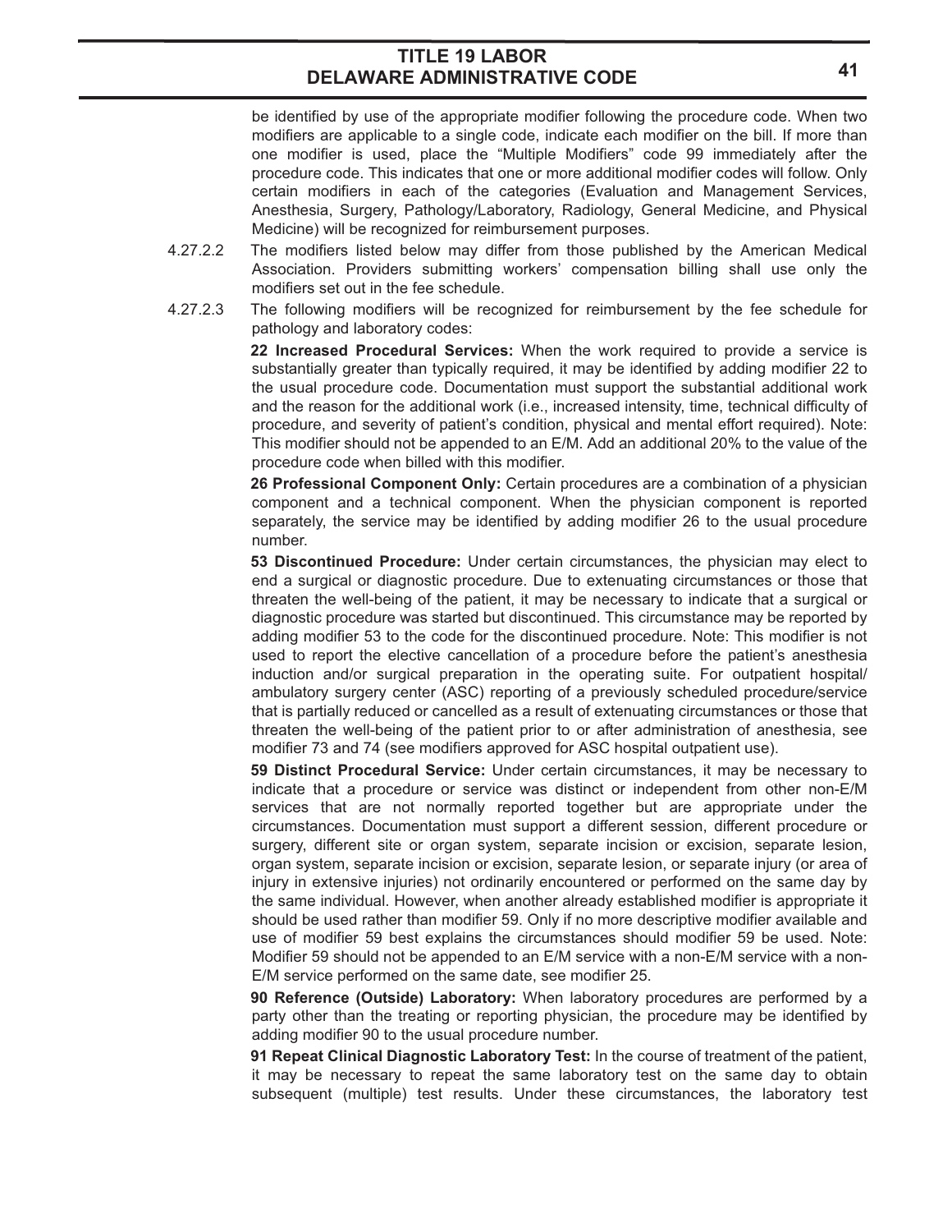be identified by use of the appropriate modifier following the procedure code. When two modifiers are applicable to a single code, indicate each modifier on the bill. If more than one modifier is used, place the "Multiple Modifiers" code 99 immediately after the procedure code. This indicates that one or more additional modifier codes will follow. Only certain modifiers in each of the categories (Evaluation and Management Services, Anesthesia, Surgery, Pathology/Laboratory, Radiology, General Medicine, and Physical Medicine) will be recognized for reimbursement purposes.

4.27.2.2 The modifiers listed below may differ from those published by the American Medical Association. Providers submitting workers' compensation billing shall use only the modifiers set out in the fee schedule.

4.27.2.3 The following modifiers will be recognized for reimbursement by the fee schedule for pathology and laboratory codes:

**22 Increased Procedural Services:** When the work required to provide a service is substantially greater than typically required, it may be identified by adding modifier 22 to the usual procedure code. Documentation must support the substantial additional work and the reason for the additional work (i.e., increased intensity, time, technical difficulty of procedure, and severity of patient's condition, physical and mental effort required). Note: This modifier should not be appended to an E/M. Add an additional 20% to the value of the procedure code when billed with this modifier.

**26 Professional Component Only:** Certain procedures are a combination of a physician component and a technical component. When the physician component is reported separately, the service may be identified by adding modifier 26 to the usual procedure number.

**53 Discontinued Procedure:** Under certain circumstances, the physician may elect to end a surgical or diagnostic procedure. Due to extenuating circumstances or those that threaten the well-being of the patient, it may be necessary to indicate that a surgical or diagnostic procedure was started but discontinued. This circumstance may be reported by adding modifier 53 to the code for the discontinued procedure. Note: This modifier is not used to report the elective cancellation of a procedure before the patient's anesthesia induction and/or surgical preparation in the operating suite. For outpatient hospital/ ambulatory surgery center (ASC) reporting of a previously scheduled procedure/service that is partially reduced or cancelled as a result of extenuating circumstances or those that threaten the well-being of the patient prior to or after administration of anesthesia, see modifier 73 and 74 (see modifiers approved for ASC hospital outpatient use).

**59 Distinct Procedural Service:** Under certain circumstances, it may be necessary to indicate that a procedure or service was distinct or independent from other non-E/M services that are not normally reported together but are appropriate under the circumstances. Documentation must support a different session, different procedure or surgery, different site or organ system, separate incision or excision, separate lesion, organ system, separate incision or excision, separate lesion, or separate injury (or area of injury in extensive injuries) not ordinarily encountered or performed on the same day by the same individual. However, when another already established modifier is appropriate it should be used rather than modifier 59. Only if no more descriptive modifier available and use of modifier 59 best explains the circumstances should modifier 59 be used. Note: Modifier 59 should not be appended to an E/M service with a non-E/M service with a non-E/M service performed on the same date, see modifier 25.

**90 Reference (Outside) Laboratory:** When laboratory procedures are performed by a party other than the treating or reporting physician, the procedure may be identified by adding modifier 90 to the usual procedure number.

**91 Repeat Clinical Diagnostic Laboratory Test:** In the course of treatment of the patient, it may be necessary to repeat the same laboratory test on the same day to obtain subsequent (multiple) test results. Under these circumstances, the laboratory test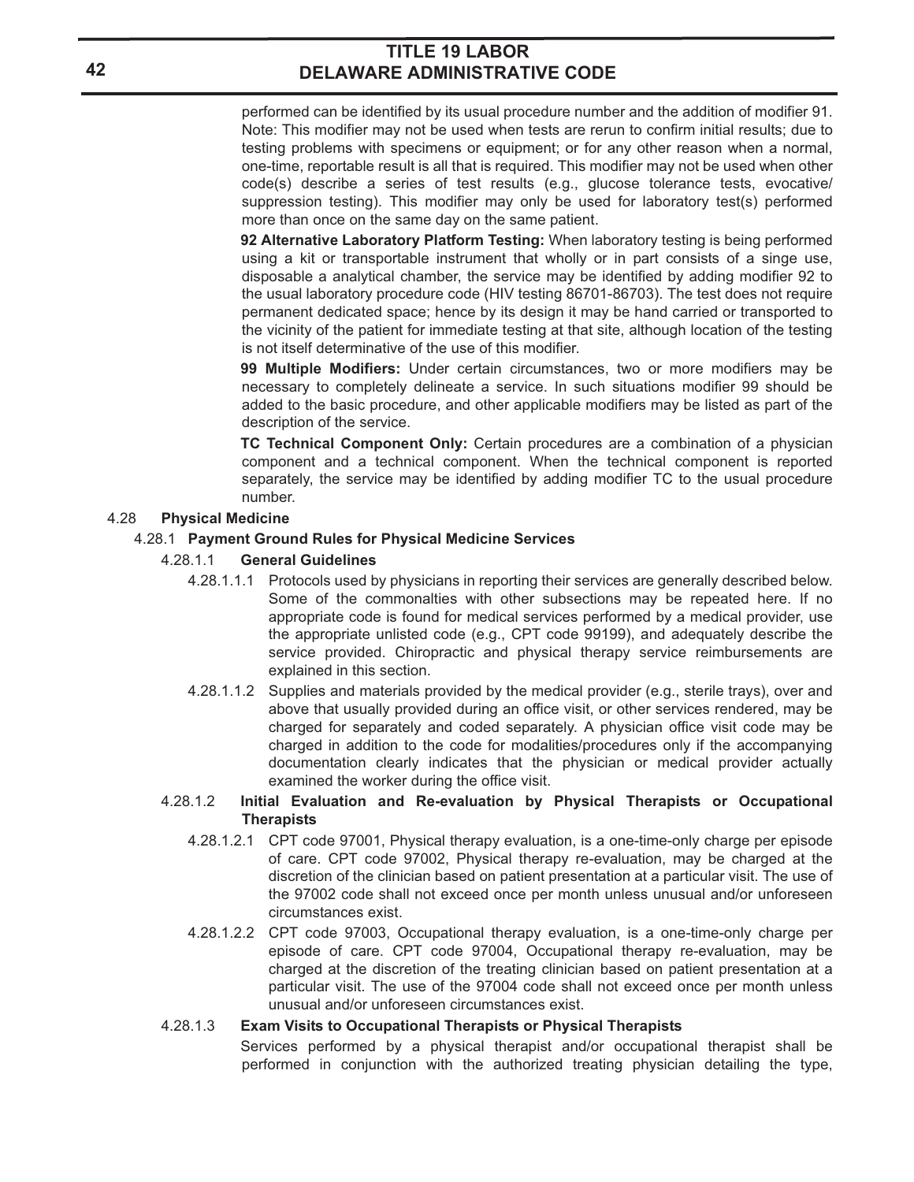performed can be identified by its usual procedure number and the addition of modifier 91. Note: This modifier may not be used when tests are rerun to confirm initial results; due to testing problems with specimens or equipment; or for any other reason when a normal, one-time, reportable result is all that is required. This modifier may not be used when other code(s) describe a series of test results (e.g., glucose tolerance tests, evocative/ suppression testing). This modifier may only be used for laboratory test(s) performed more than once on the same day on the same patient.

**92 Alternative Laboratory Platform Testing:** When laboratory testing is being performed using a kit or transportable instrument that wholly or in part consists of a singe use, disposable a analytical chamber, the service may be identified by adding modifier 92 to the usual laboratory procedure code (HIV testing 86701-86703). The test does not require permanent dedicated space; hence by its design it may be hand carried or transported to the vicinity of the patient for immediate testing at that site, although location of the testing is not itself determinative of the use of this modifier.

**99 Multiple Modifiers:** Under certain circumstances, two or more modifiers may be necessary to completely delineate a service. In such situations modifier 99 should be added to the basic procedure, and other applicable modifiers may be listed as part of the description of the service.

**TC Technical Component Only:** Certain procedures are a combination of a physician component and a technical component. When the technical component is reported separately, the service may be identified by adding modifier TC to the usual procedure number.

4.28 **Physical Medicine**

4.28.1 **Payment Ground Rules for Physical Medicine Services**

4.28.1.1 **General Guidelines**

4.28.1.1.1 Protocols used by physicians in reporting their services are generally described below. Some of the commonalties with other subsections may be repeated here. If no appropriate code is found for medical services performed by a medical provider, use the appropriate unlisted code (e.g., CPT code 99199), and adequately describe the service provided. Chiropractic and physical therapy service reimbursements are explained in this section.

4.28.1.1.2 Supplies and materials provided by the medical provider (e.g., sterile trays), over and above that usually provided during an office visit, or other services rendered, may be charged for separately and coded separately. A physician office visit code may be charged in addition to the code for modalities/procedures only if the accompanying documentation clearly indicates that the physician or medical provider actually examined the worker during the office visit.

4.28.1.2 **Initial Evaluation and Re-evaluation by Physical Therapists or Occupational Therapists**

4.28.1.2.1 CPT code 97001, Physical therapy evaluation, is a one-time-only charge per episode of care. CPT code 97002, Physical therapy re-evaluation, may be charged at the discretion of the clinician based on patient presentation at a particular visit. The use of the 97002 code shall not exceed once per month unless unusual and/or unforeseen circumstances exist.

4.28.1.2.2 CPT code 97003, Occupational therapy evaluation, is a one-time-only charge per episode of care. CPT code 97004, Occupational therapy re-evaluation, may be charged at the discretion of the treating clinician based on patient presentation at a particular visit. The use of the 97004 code shall not exceed once per month unless unusual and/or unforeseen circumstances exist.

4.28.1.3 **Exam Visits to Occupational Therapists or Physical Therapists**

Services performed by a physical therapist and/or occupational therapist shall be performed in conjunction with the authorized treating physician detailing the type,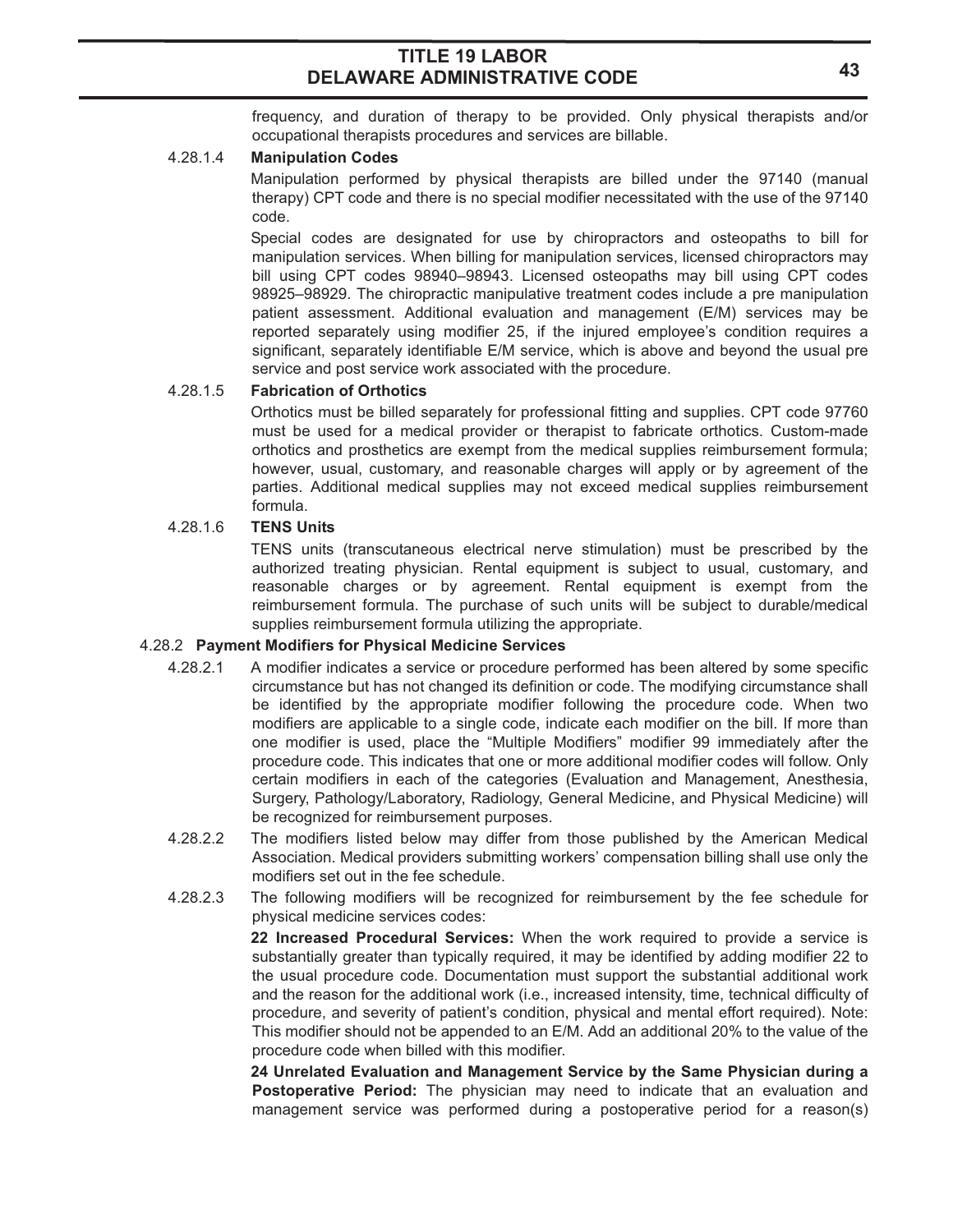frequency, and duration of therapy to be provided. Only physical therapists and/or occupational therapists procedures and services are billable.

4.28.1.4 **Manipulation Codes**

Manipulation performed by physical therapists are billed under the 97140 (manual therapy) CPT code and there is no special modifier necessitated with the use of the 97140 code.

Special codes are designated for use by chiropractors and osteopaths to bill for manipulation services. When billing for manipulation services, licensed chiropractors may bill using CPT codes 98940–98943. Licensed osteopaths may bill using CPT codes 98925–98929. The chiropractic manipulative treatment codes include a pre manipulation patient assessment. Additional evaluation and management (E/M) services may be reported separately using modifier 25, if the injured employee's condition requires a significant, separately identifiable E/M service, which is above and beyond the usual pre service and post service work associated with the procedure.

4.28.1.5 **Fabrication of Orthotics**

Orthotics must be billed separately for professional fitting and supplies. CPT code 97760 must be used for a medical provider or therapist to fabricate orthotics. Custom-made orthotics and prosthetics are exempt from the medical supplies reimbursement formula; however, usual, customary, and reasonable charges will apply or by agreement of the parties. Additional medical supplies may not exceed medical supplies reimbursement formula.

4.28.1.6 **TENS Units**

TENS units (transcutaneous electrical nerve stimulation) must be prescribed by the authorized treating physician. Rental equipment is subject to usual, customary, and reasonable charges or by agreement. Rental equipment is exempt from the reimbursement formula. The purchase of such units will be subject to durable/medical supplies reimbursement formula utilizing the appropriate.

4.28.2 **Payment Modifiers for Physical Medicine Services**

4.28.2.1 A modifier indicates a service or procedure performed has been altered by some specific circumstance but has not changed its definition or code. The modifying circumstance shall be identified by the appropriate modifier following the procedure code. When two modifiers are applicable to a single code, indicate each modifier on the bill. If more than one modifier is used, place the "Multiple Modifiers" modifier 99 immediately after the procedure code. This indicates that one or more additional modifier codes will follow. Only certain modifiers in each of the categories (Evaluation and Management, Anesthesia, Surgery, Pathology/Laboratory, Radiology, General Medicine, and Physical Medicine) will be recognized for reimbursement purposes.

4.28.2.2 The modifiers listed below may differ from those published by the American Medical Association. Medical providers submitting workers' compensation billing shall use only the modifiers set out in the fee schedule.

4.28.2.3 The following modifiers will be recognized for reimbursement by the fee schedule for physical medicine services codes:

**22 Increased Procedural Services:** When the work required to provide a service is substantially greater than typically required, it may be identified by adding modifier 22 to the usual procedure code. Documentation must support the substantial additional work and the reason for the additional work (i.e., increased intensity, time, technical difficulty of procedure, and severity of patient's condition, physical and mental effort required). Note: This modifier should not be appended to an E/M. Add an additional 20% to the value of the procedure code when billed with this modifier.

**24 Unrelated Evaluation and Management Service by the Same Physician during a Postoperative Period:** The physician may need to indicate that an evaluation and management service was performed during a postoperative period for a reason(s)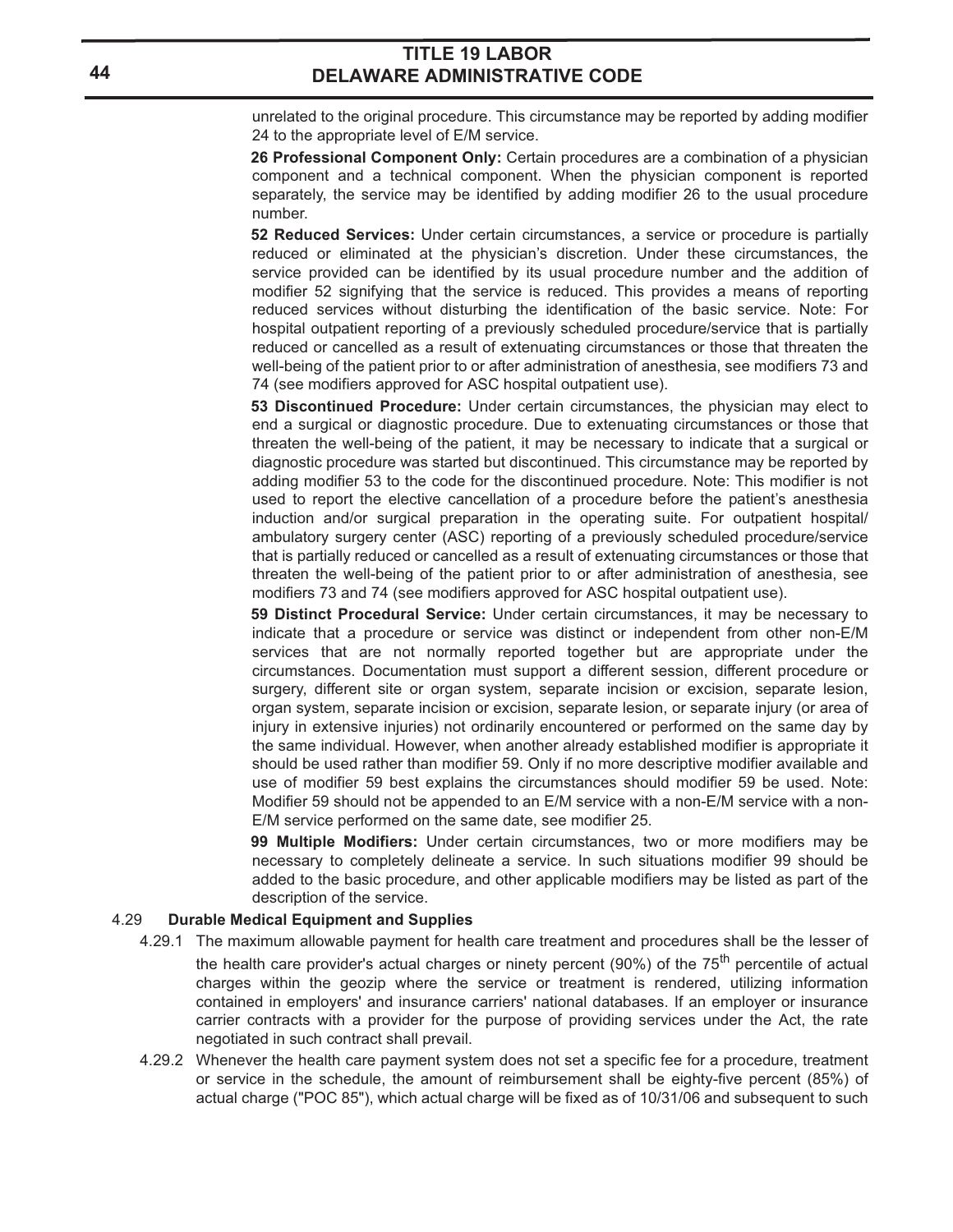unrelated to the original procedure. This circumstance may be reported by adding modifier 24 to the appropriate level of E/M service.

**26 Professional Component Only:** Certain procedures are a combination of a physician component and a technical component. When the physician component is reported separately, the service may be identified by adding modifier 26 to the usual procedure number.

**52 Reduced Services:** Under certain circumstances, a service or procedure is partially reduced or eliminated at the physician's discretion. Under these circumstances, the service provided can be identified by its usual procedure number and the addition of modifier 52 signifying that the service is reduced. This provides a means of reporting reduced services without disturbing the identification of the basic service. Note: For hospital outpatient reporting of a previously scheduled procedure/service that is partially reduced or cancelled as a result of extenuating circumstances or those that threaten the well-being of the patient prior to or after administration of anesthesia, see modifiers 73 and 74 (see modifiers approved for ASC hospital outpatient use).

**53 Discontinued Procedure:** Under certain circumstances, the physician may elect to end a surgical or diagnostic procedure. Due to extenuating circumstances or those that threaten the well-being of the patient, it may be necessary to indicate that a surgical or diagnostic procedure was started but discontinued. This circumstance may be reported by adding modifier 53 to the code for the discontinued procedure. Note: This modifier is not used to report the elective cancellation of a procedure before the patient's anesthesia induction and/or surgical preparation in the operating suite. For outpatient hospital/ ambulatory surgery center (ASC) reporting of a previously scheduled procedure/service that is partially reduced or cancelled as a result of extenuating circumstances or those that threaten the well-being of the patient prior to or after administration of anesthesia, see modifiers 73 and 74 (see modifiers approved for ASC hospital outpatient use).

**59 Distinct Procedural Service:** Under certain circumstances, it may be necessary to indicate that a procedure or service was distinct or independent from other non-E/M services that are not normally reported together but are appropriate under the circumstances. Documentation must support a different session, different procedure or surgery, different site or organ system, separate incision or excision, separate lesion, organ system, separate incision or excision, separate lesion, or separate injury (or area of injury in extensive injuries) not ordinarily encountered or performed on the same day by the same individual. However, when another already established modifier is appropriate it should be used rather than modifier 59. Only if no more descriptive modifier available and use of modifier 59 best explains the circumstances should modifier 59 be used. Note: Modifier 59 should not be appended to an E/M service with a non-E/M service with a non-E/M service performed on the same date, see modifier 25.

**99 Multiple Modifiers:** Under certain circumstances, two or more modifiers may be necessary to completely delineate a service. In such situations modifier 99 should be added to the basic procedure, and other applicable modifiers may be listed as part of the description of the service.

4.29 **Durable Medical Equipment and Supplies**

4.29.1 The maximum allowable payment for health care treatment and procedures shall be the lesser of the health care provider's actual charges or ninety percent (90%) of the 75th percentile of actual charges within the geozip where the service or treatment is rendered, utilizing information contained in employers' and insurance carriers' national databases. If an employer or insurance carrier contracts with a provider for the purpose of providing services under the Act, the rate negotiated in such contract shall prevail.

4.29.2 Whenever the health care payment system does not set a specific fee for a procedure, treatment or service in the schedule, the amount of reimbursement shall be eighty-five percent (85%) of actual charge ("POC 85"), which actual charge will be fixed as of 10/31/06 and subsequent to such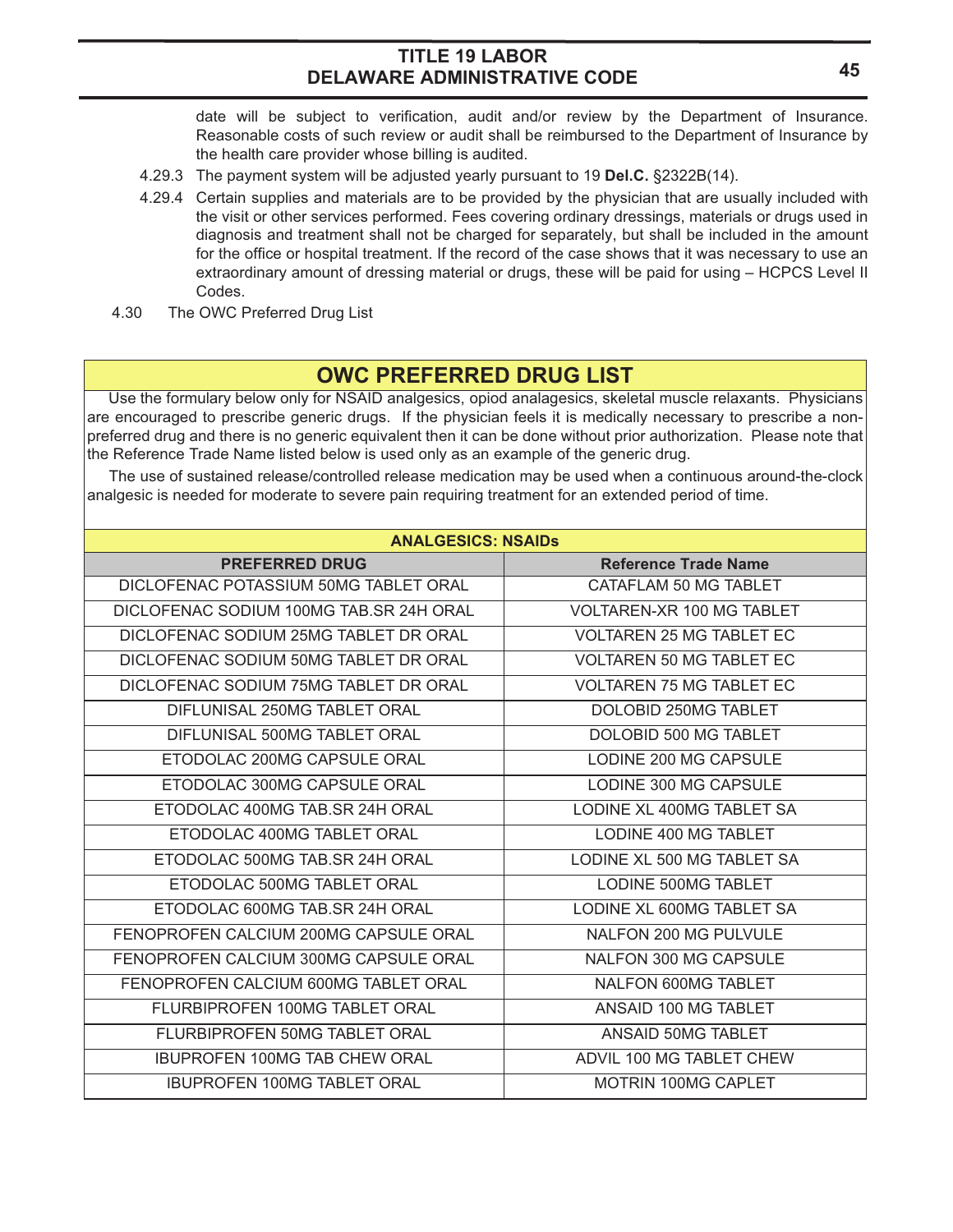date will be subject to verification, audit and/or review by the Department of Insurance. Reasonable costs of such review or audit shall be reimbursed to the Department of Insurance by the health care provider whose billing is audited.

4.29.3 The payment system will be adjusted yearly pursuant to 19 **Del.C.** §2322B(14).

4.29.4 Certain supplies and materials are to be provided by the physician that are usually included with the visit or other services performed. Fees covering ordinary dressings, materials or drugs used in diagnosis and treatment shall not be charged for separately, but shall be included in the amount for the office or hospital treatment. If the record of the case shows that it was necessary to use an extraordinary amount of dressing material or drugs, these will be paid for using – HCPCS Level II Codes.

4.30 The OWC Preferred Drug List

## OWC PREFERRED DRUG LIST

Use the formulary below only for NSAID analgesics, opiod analagesics, skeletal muscle relaxants. Physicians are encouraged to prescribe generic drugs. If the physician feels it is medically necessary to prescribe a non-preferred drug and there is no generic equivalent then it can be done without prior authorization. Please note that the Reference Trade Name listed below is used only as an example of the generic drug.

The use of sustained release/controlled release medication may be used when a continuous around-the-clock analgesic is needed for moderate to severe pain requiring treatment for an extended period of time.

| ANALGESICS: NSAIDs | |
|---|---|
| **PREFERRED DRUG** | **Reference Trade Name** |
| DICLOFENAC POTASSIUM 50MG TABLET ORAL | CATAFLAM 50 MG TABLET |
| DICLOFENAC SODIUM 100MG TAB.SR 24H ORAL | VOLTAREN-XR 100 MG TABLET |
| DICLOFENAC SODIUM 25MG TABLET DR ORAL | VOLTAREN 25 MG TABLET EC |
| DICLOFENAC SODIUM 50MG TABLET DR ORAL | VOLTAREN 50 MG TABLET EC |
| DICLOFENAC SODIUM 75MG TABLET DR ORAL | VOLTAREN 75 MG TABLET EC |
| DIFLUNISAL 250MG TABLET ORAL | DOLOBID 250MG TABLET |
| DIFLUNISAL 500MG TABLET ORAL | DOLOBID 500 MG TABLET |
| ETODOLAC 200MG CAPSULE ORAL | LODINE 200 MG CAPSULE |
| ETODOLAC 300MG CAPSULE ORAL | LODINE 300 MG CAPSULE |
| ETODOLAC 400MG TAB.SR 24H ORAL | LODINE XL 400MG TABLET SA |
| ETODOLAC 400MG TABLET ORAL | LODINE 400 MG TABLET |
| ETODOLAC 500MG TAB.SR 24H ORAL | LODINE XL 500 MG TABLET SA |
| ETODOLAC 500MG TABLET ORAL | LODINE 500MG TABLET |
| ETODOLAC 600MG TAB.SR 24H ORAL | LODINE XL 600MG TABLET SA |
| FENOPROFEN CALCIUM 200MG CAPSULE ORAL | NALFON 200 MG PULVULE |
| FENOPROFEN CALCIUM 300MG CAPSULE ORAL | NALFON 300 MG CAPSULE |
| FENOPROFEN CALCIUM 600MG TABLET ORAL | NALFON 600MG TABLET |
| FLURBIPROFEN 100MG TABLET ORAL | ANSAID 100 MG TABLET |
| FLURBIPROFEN 50MG TABLET ORAL | ANSAID 50MG TABLET |
| IBUPROFEN 100MG TAB CHEW ORAL | ADVIL 100 MG TABLET CHEW |
| IBUPROFEN 100MG TABLET ORAL | MOTRIN 100MG CAPLET |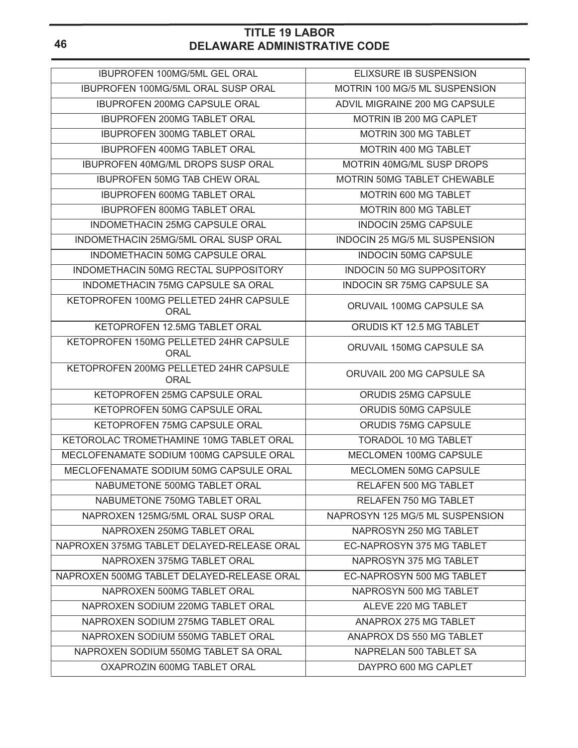| | |
|---|---|
| IBUPROFEN 100MG/5ML GEL ORAL | ELIXSURE IB SUSPENSION |
| IBUPROFEN 100MG/5ML ORAL SUSP ORAL | MOTRIN 100 MG/5 ML SUSPENSION |
| IBUPROFEN 200MG CAPSULE ORAL | ADVIL MIGRAINE 200 MG CAPSULE |
| IBUPROFEN 200MG TABLET ORAL | MOTRIN IB 200 MG CAPLET |
| IBUPROFEN 300MG TABLET ORAL | MOTRIN 300 MG TABLET |
| IBUPROFEN 400MG TABLET ORAL | MOTRIN 400 MG TABLET |
| IBUPROFEN 40MG/ML DROPS SUSP ORAL | MOTRIN 40MG/ML SUSP DROPS |
| IBUPROFEN 50MG TAB CHEW ORAL | MOTRIN 50MG TABLET CHEWABLE |
| IBUPROFEN 600MG TABLET ORAL | MOTRIN 600 MG TABLET |
| IBUPROFEN 800MG TABLET ORAL | MOTRIN 800 MG TABLET |
| INDOMETHACIN 25MG CAPSULE ORAL | INDOCIN 25MG CAPSULE |
| INDOMETHACIN 25MG/5ML ORAL SUSP ORAL | INDOCIN 25 MG/5 ML SUSPENSION |
| INDOMETHACIN 50MG CAPSULE ORAL | INDOCIN 50MG CAPSULE |
| INDOMETHACIN 50MG RECTAL SUPPOSITORY | INDOCIN 50 MG SUPPOSITORY |
| INDOMETHACIN 75MG CAPSULE SA ORAL | INDOCIN SR 75MG CAPSULE SA |
| KETOPROFEN 100MG PELLETED 24HR CAPSULE ORAL | ORUVAIL 100MG CAPSULE SA |
| KETOPROFEN 12.5MG TABLET ORAL | ORUDIS KT 12.5 MG TABLET |
| KETOPROFEN 150MG PELLETED 24HR CAPSULE ORAL | ORUVAIL 150MG CAPSULE SA |
| KETOPROFEN 200MG PELLETED 24HR CAPSULE ORAL | ORUVAIL 200 MG CAPSULE SA |
| KETOPROFEN 25MG CAPSULE ORAL | ORUDIS 25MG CAPSULE |
| KETOPROFEN 50MG CAPSULE ORAL | ORUDIS 50MG CAPSULE |
| KETOPROFEN 75MG CAPSULE ORAL | ORUDIS 75MG CAPSULE |
| KETOROLAC TROMETHAMINE 10MG TABLET ORAL | TORADOL 10 MG TABLET |
| MECLOFENAMATE SODIUM 100MG CAPSULE ORAL | MECLOMEN 100MG CAPSULE |
| MECLOFENAMATE SODIUM 50MG CAPSULE ORAL | MECLOMEN 50MG CAPSULE |
| NABUMETONE 500MG TABLET ORAL | RELAFEN 500 MG TABLET |
| NABUMETONE 750MG TABLET ORAL | RELAFEN 750 MG TABLET |
| NAPROXEN 125MG/5ML ORAL SUSP ORAL | NAPROSYN 125 MG/5 ML SUSPENSION |
| NAPROXEN 250MG TABLET ORAL | NAPROSYN 250 MG TABLET |
| NAPROXEN 375MG TABLET DELAYED-RELEASE ORAL | EC-NAPROSYN 375 MG TABLET |
| NAPROXEN 375MG TABLET ORAL | NAPROSYN 375 MG TABLET |
| NAPROXEN 500MG TABLET DELAYED-RELEASE ORAL | EC-NAPROSYN 500 MG TABLET |
| NAPROXEN 500MG TABLET ORAL | NAPROSYN 500 MG TABLET |
| NAPROXEN SODIUM 220MG TABLET ORAL | ALEVE 220 MG TABLET |
| NAPROXEN SODIUM 275MG TABLET ORAL | ANAPROX 275 MG TABLET |
| NAPROXEN SODIUM 550MG TABLET ORAL | ANAPROX DS 550 MG TABLET |
| NAPROXEN SODIUM 550MG TABLET SA ORAL | NAPRELAN 500 TABLET SA |
| OXAPROZIN 600MG TABLET ORAL | DAYPRO 600 MG CAPLET |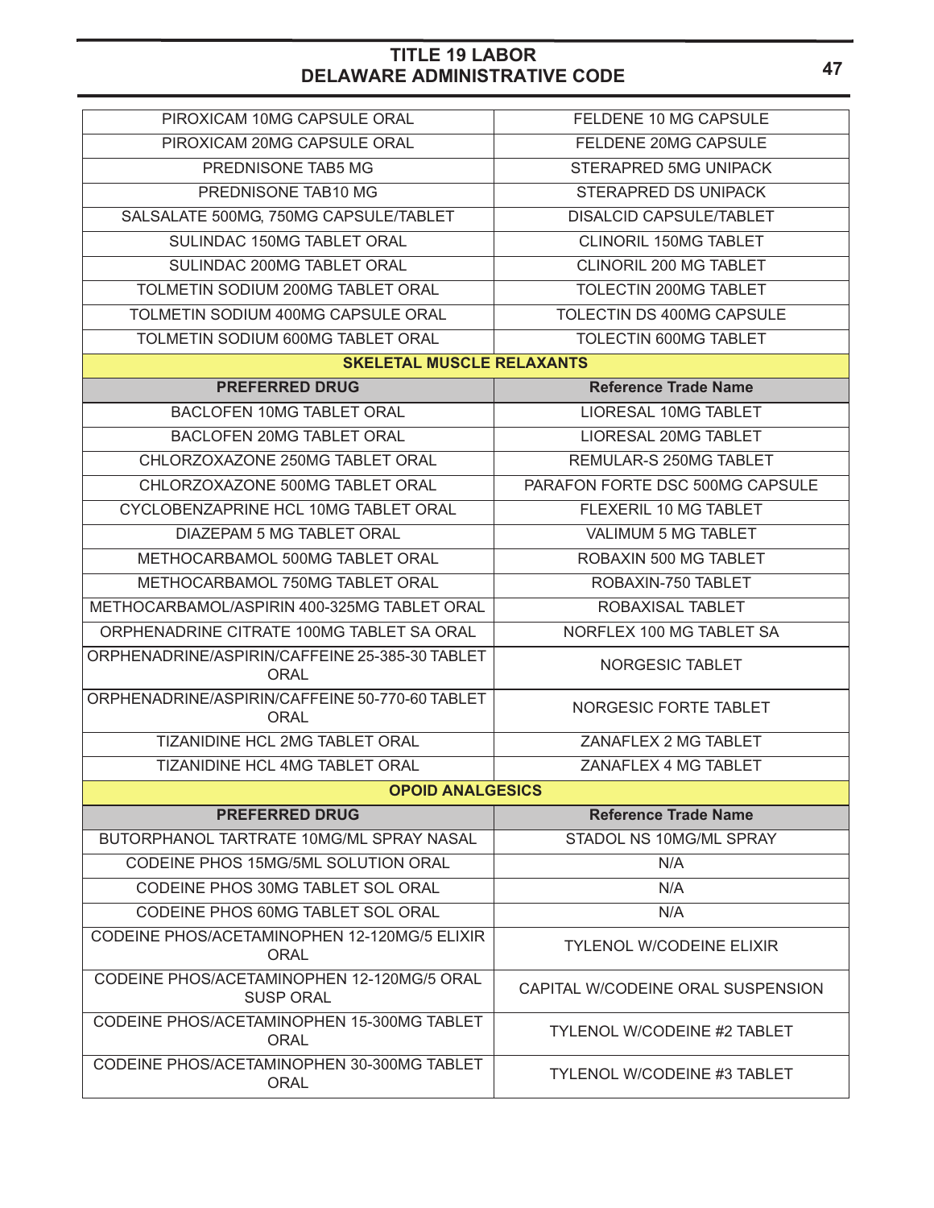| | |
|---|---|
| PIROXICAM 10MG CAPSULE ORAL | FELDENE 10 MG CAPSULE |
| PIROXICAM 20MG CAPSULE ORAL | FELDENE 20MG CAPSULE |
| PREDNISONE TAB5 MG | STERAPRED 5MG UNIPACK |
| PREDNISONE TAB10 MG | STERAPRED DS UNIPACK |
| SALSALATE 500MG, 750MG CAPSULE/TABLET | DISALCID CAPSULE/TABLET |
| SULINDAC 150MG TABLET ORAL | CLINORIL 150MG TABLET |
| SULINDAC 200MG TABLET ORAL | CLINORIL 200 MG TABLET |
| TOLMETIN SODIUM 200MG TABLET ORAL | TOLECTIN 200MG TABLET |
| TOLMETIN SODIUM 400MG CAPSULE ORAL | TOLECTIN DS 400MG CAPSULE |
| TOLMETIN SODIUM 600MG TABLET ORAL | TOLECTIN 600MG TABLET |

**SKELETAL MUSCLE RELAXANTS**

| PREFERRED DRUG | Reference Trade Name |
|---|---|
| BACLOFEN 10MG TABLET ORAL | LIORESAL 10MG TABLET |
| BACLOFEN 20MG TABLET ORAL | LIORESAL 20MG TABLET |
| CHLORZOXAZONE 250MG TABLET ORAL | REMULAR-S 250MG TABLET |
| CHLORZOXAZONE 500MG TABLET ORAL | PARAFON FORTE DSC 500MG CAPSULE |
| CYCLOBENZAPRINE HCL 10MG TABLET ORAL | FLEXERIL 10 MG TABLET |
| DIAZEPAM 5 MG TABLET ORAL | VALIMUM 5 MG TABLET |
| METHOCARBAMOL 500MG TABLET ORAL | ROBAXIN 500 MG TABLET |
| METHOCARBAMOL 750MG TABLET ORAL | ROBAXIN-750 TABLET |
| METHOCARBAMOL/ASPIRIN 400-325MG TABLET ORAL | ROBAXISAL TABLET |
| ORPHENADRINE CITRATE 100MG TABLET SA ORAL | NORFLEX 100 MG TABLET SA |
| ORPHENADRINE/ASPIRIN/CAFFEINE 25-385-30 TABLET ORAL | NORGESIC TABLET |
| ORPHENADRINE/ASPIRIN/CAFFEINE 50-770-60 TABLET ORAL | NORGESIC FORTE TABLET |
| TIZANIDINE HCL 2MG TABLET ORAL | ZANAFLEX 2 MG TABLET |
| TIZANIDINE HCL 4MG TABLET ORAL | ZANAFLEX 4 MG TABLET |

**OPOID ANALGESICS**

| PREFERRED DRUG | Reference Trade Name |
|---|---|
| BUTORPHANOL TARTRATE 10MG/ML SPRAY NASAL | STADOL NS 10MG/ML SPRAY |
| CODEINE PHOS 15MG/5ML SOLUTION ORAL | N/A |
| CODEINE PHOS 30MG TABLET SOL ORAL | N/A |
| CODEINE PHOS 60MG TABLET SOL ORAL | N/A |
| CODEINE PHOS/ACETAMINOPHEN 12-120MG/5 ELIXIR ORAL | TYLENOL W/CODEINE ELIXIR |
| CODEINE PHOS/ACETAMINOPHEN 12-120MG/5 ORAL SUSP ORAL | CAPITAL W/CODEINE ORAL SUSPENSION |
| CODEINE PHOS/ACETAMINOPHEN 15-300MG TABLET ORAL | TYLENOL W/CODEINE #2 TABLET |
| CODEINE PHOS/ACETAMINOPHEN 30-300MG TABLET ORAL | TYLENOL W/CODEINE #3 TABLET |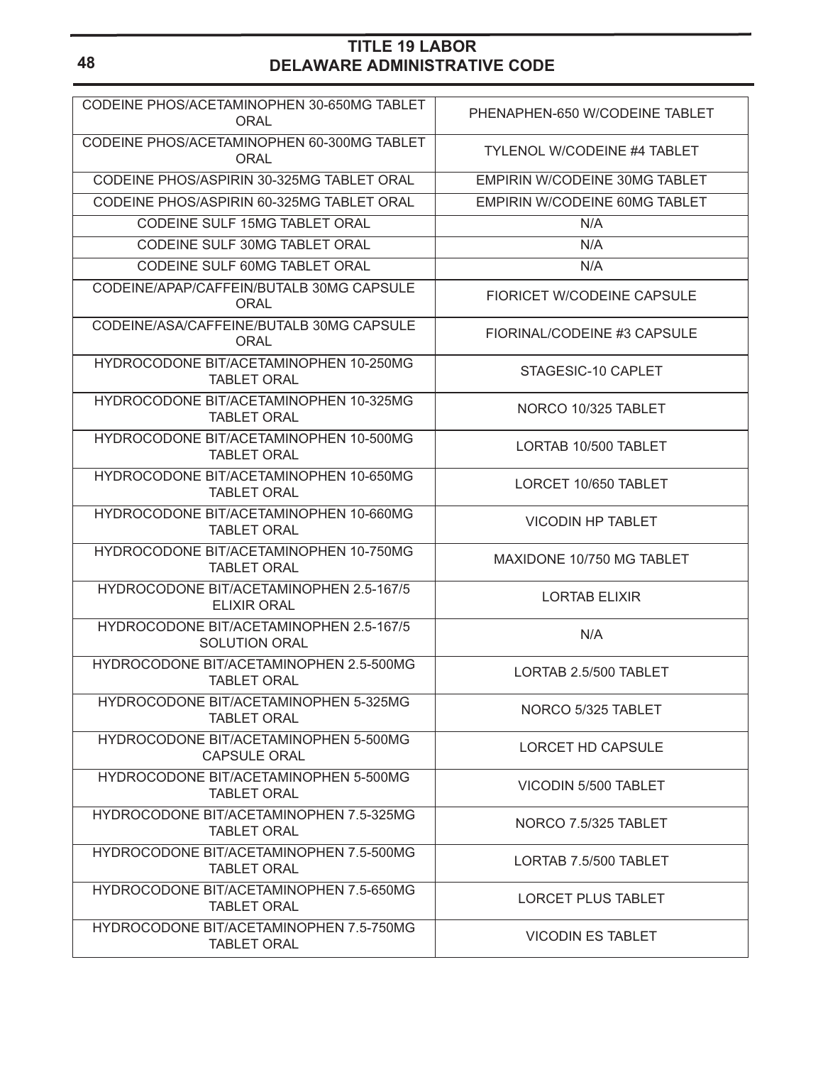| | |
|---|---|
| CODEINE PHOS/ACETAMINOPHEN 30-650MG TABLET ORAL | PHENAPHEN-650 W/CODEINE TABLET |
| CODEINE PHOS/ACETAMINOPHEN 60-300MG TABLET ORAL | TYLENOL W/CODEINE #4 TABLET |
| CODEINE PHOS/ASPIRIN 30-325MG TABLET ORAL | EMPIRIN W/CODEINE 30MG TABLET |
| CODEINE PHOS/ASPIRIN 60-325MG TABLET ORAL | EMPIRIN W/CODEINE 60MG TABLET |
| CODEINE SULF 15MG TABLET ORAL | N/A |
| CODEINE SULF 30MG TABLET ORAL | N/A |
| CODEINE SULF 60MG TABLET ORAL | N/A |
| CODEINE/APAP/CAFFEIN/BUTALB 30MG CAPSULE ORAL | FIORICET W/CODEINE CAPSULE |
| CODEINE/ASA/CAFFEINE/BUTALB 30MG CAPSULE ORAL | FIORINAL/CODEINE #3 CAPSULE |
| HYDROCODONE BIT/ACETAMINOPHEN 10-250MG TABLET ORAL | STAGESIC-10 CAPLET |
| HYDROCODONE BIT/ACETAMINOPHEN 10-325MG TABLET ORAL | NORCO 10/325 TABLET |
| HYDROCODONE BIT/ACETAMINOPHEN 10-500MG TABLET ORAL | LORTAB 10/500 TABLET |
| HYDROCODONE BIT/ACETAMINOPHEN 10-650MG TABLET ORAL | LORCET 10/650 TABLET |
| HYDROCODONE BIT/ACETAMINOPHEN 10-660MG TABLET ORAL | VICODIN HP TABLET |
| HYDROCODONE BIT/ACETAMINOPHEN 10-750MG TABLET ORAL | MAXIDONE 10/750 MG TABLET |
| HYDROCODONE BIT/ACETAMINOPHEN 2.5-167/5 ELIXIR ORAL | LORTAB ELIXIR |
| HYDROCODONE BIT/ACETAMINOPHEN 2.5-167/5 SOLUTION ORAL | N/A |
| HYDROCODONE BIT/ACETAMINOPHEN 2.5-500MG TABLET ORAL | LORTAB 2.5/500 TABLET |
| HYDROCODONE BIT/ACETAMINOPHEN 5-325MG TABLET ORAL | NORCO 5/325 TABLET |
| HYDROCODONE BIT/ACETAMINOPHEN 5-500MG CAPSULE ORAL | LORCET HD CAPSULE |
| HYDROCODONE BIT/ACETAMINOPHEN 5-500MG TABLET ORAL | VICODIN 5/500 TABLET |
| HYDROCODONE BIT/ACETAMINOPHEN 7.5-325MG TABLET ORAL | NORCO 7.5/325 TABLET |
| HYDROCODONE BIT/ACETAMINOPHEN 7.5-500MG TABLET ORAL | LORTAB 7.5/500 TABLET |
| HYDROCODONE BIT/ACETAMINOPHEN 7.5-650MG TABLET ORAL | LORCET PLUS TABLET |
| HYDROCODONE BIT/ACETAMINOPHEN 7.5-750MG TABLET ORAL | VICODIN ES TABLET |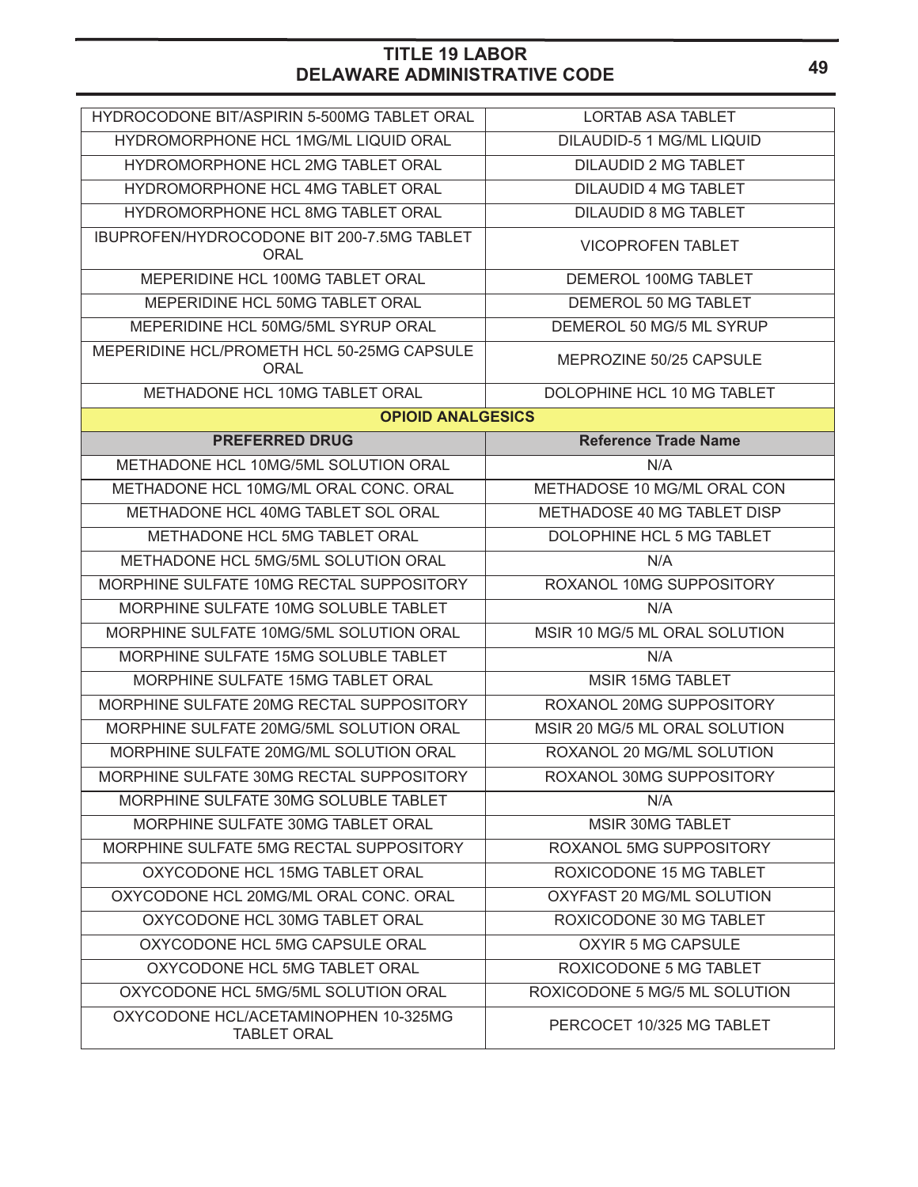| | |
|---|---|
| HYDROCODONE BIT/ASPIRIN 5-500MG TABLET ORAL | LORTAB ASA TABLET |
| HYDROMORPHONE HCL 1MG/ML LIQUID ORAL | DILAUDID-5 1 MG/ML LIQUID |
| HYDROMORPHONE HCL 2MG TABLET ORAL | DILAUDID 2 MG TABLET |
| HYDROMORPHONE HCL 4MG TABLET ORAL | DILAUDID 4 MG TABLET |
| HYDROMORPHONE HCL 8MG TABLET ORAL | DILAUDID 8 MG TABLET |
| IBUPROFEN/HYDROCODONE BIT 200-7.5MG TABLET ORAL | VICOPROFEN TABLET |
| MEPERIDINE HCL 100MG TABLET ORAL | DEMEROL 100MG TABLET |
| MEPERIDINE HCL 50MG TABLET ORAL | DEMEROL 50 MG TABLET |
| MEPERIDINE HCL 50MG/5ML SYRUP ORAL | DEMEROL 50 MG/5 ML SYRUP |
| MEPERIDINE HCL/PROMETH HCL 50-25MG CAPSULE ORAL | MEPROZINE 50/25 CAPSULE |
| METHADONE HCL 10MG TABLET ORAL | DOLOPHINE HCL 10 MG TABLET |
| **OPIOID ANALGESICS** | |
| **PREFERRED DRUG** | **Reference Trade Name** |
| METHADONE HCL 10MG/5ML SOLUTION ORAL | N/A |
| METHADONE HCL 10MG/ML ORAL CONC. ORAL | METHADOSE 10 MG/ML ORAL CON |
| METHADONE HCL 40MG TABLET SOL ORAL | METHADOSE 40 MG TABLET DISP |
| METHADONE HCL 5MG TABLET ORAL | DOLOPHINE HCL 5 MG TABLET |
| METHADONE HCL 5MG/5ML SOLUTION ORAL | N/A |
| MORPHINE SULFATE 10MG RECTAL SUPPOSITORY | ROXANOL 10MG SUPPOSITORY |
| MORPHINE SULFATE 10MG SOLUBLE TABLET | N/A |
| MORPHINE SULFATE 10MG/5ML SOLUTION ORAL | MSIR 10 MG/5 ML ORAL SOLUTION |
| MORPHINE SULFATE 15MG SOLUBLE TABLET | N/A |
| MORPHINE SULFATE 15MG TABLET ORAL | MSIR 15MG TABLET |
| MORPHINE SULFATE 20MG RECTAL SUPPOSITORY | ROXANOL 20MG SUPPOSITORY |
| MORPHINE SULFATE 20MG/5ML SOLUTION ORAL | MSIR 20 MG/5 ML ORAL SOLUTION |
| MORPHINE SULFATE 20MG/ML SOLUTION ORAL | ROXANOL 20 MG/ML SOLUTION |
| MORPHINE SULFATE 30MG RECTAL SUPPOSITORY | ROXANOL 30MG SUPPOSITORY |
| MORPHINE SULFATE 30MG SOLUBLE TABLET | N/A |
| MORPHINE SULFATE 30MG TABLET ORAL | MSIR 30MG TABLET |
| MORPHINE SULFATE 5MG RECTAL SUPPOSITORY | ROXANOL 5MG SUPPOSITORY |
| OXYCODONE HCL 15MG TABLET ORAL | ROXICODONE 15 MG TABLET |
| OXYCODONE HCL 20MG/ML ORAL CONC. ORAL | OXYFAST 20 MG/ML SOLUTION |
| OXYCODONE HCL 30MG TABLET ORAL | ROXICODONE 30 MG TABLET |
| OXYCODONE HCL 5MG CAPSULE ORAL | OXYIR 5 MG CAPSULE |
| OXYCODONE HCL 5MG TABLET ORAL | ROXICODONE 5 MG TABLET |
| OXYCODONE HCL 5MG/5ML SOLUTION ORAL | ROXICODONE 5 MG/5 ML SOLUTION |
| OXYCODONE HCL/ACETAMINOPHEN 10-325MG TABLET ORAL | PERCOCET 10/325 MG TABLET |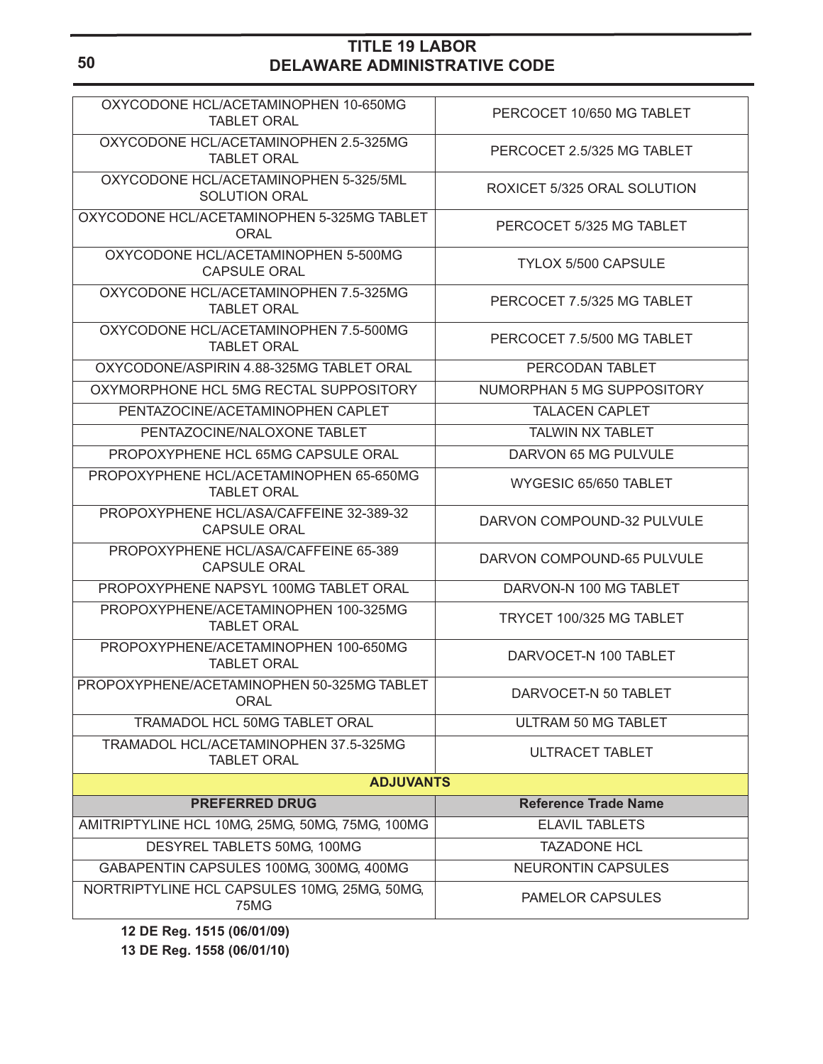| | |
|---|---|
| OXYCODONE HCL/ACETAMINOPHEN 10-650MG TABLET ORAL | PERCOCET 10/650 MG TABLET |
| OXYCODONE HCL/ACETAMINOPHEN 2.5-325MG TABLET ORAL | PERCOCET 2.5/325 MG TABLET |
| OXYCODONE HCL/ACETAMINOPHEN 5-325/5ML SOLUTION ORAL | ROXICET 5/325 ORAL SOLUTION |
| OXYCODONE HCL/ACETAMINOPHEN 5-325MG TABLET ORAL | PERCOCET 5/325 MG TABLET |
| OXYCODONE HCL/ACETAMINOPHEN 5-500MG CAPSULE ORAL | TYLOX 5/500 CAPSULE |
| OXYCODONE HCL/ACETAMINOPHEN 7.5-325MG TABLET ORAL | PERCOCET 7.5/325 MG TABLET |
| OXYCODONE HCL/ACETAMINOPHEN 7.5-500MG TABLET ORAL | PERCOCET 7.5/500 MG TABLET |
| OXYCODONE/ASPIRIN 4.88-325MG TABLET ORAL | PERCODAN TABLET |
| OXYMORPHONE HCL 5MG RECTAL SUPPOSITORY | NUMORPHAN 5 MG SUPPOSITORY |
| PENTAZOCINE/ACETAMINOPHEN CAPLET | TALACEN CAPLET |
| PENTAZOCINE/NALOXONE TABLET | TALWIN NX TABLET |
| PROPOXYPHENE HCL 65MG CAPSULE ORAL | DARVON 65 MG PULVULE |
| PROPOXYPHENE HCL/ACETAMINOPHEN 65-650MG TABLET ORAL | WYGESIC 65/650 TABLET |
| PROPOXYPHENE HCL/ASA/CAFFEINE 32-389-32 CAPSULE ORAL | DARVON COMPOUND-32 PULVULE |
| PROPOXYPHENE HCL/ASA/CAFFEINE 65-389 CAPSULE ORAL | DARVON COMPOUND-65 PULVULE |
| PROPOXYPHENE NAPSYL 100MG TABLET ORAL | DARVON-N 100 MG TABLET |
| PROPOXYPHENE/ACETAMINOPHEN 100-325MG TABLET ORAL | TRYCET 100/325 MG TABLET |
| PROPOXYPHENE/ACETAMINOPHEN 100-650MG TABLET ORAL | DARVOCET-N 100 TABLET |
| PROPOXYPHENE/ACETAMINOPHEN 50-325MG TABLET ORAL | DARVOCET-N 50 TABLET |
| TRAMADOL HCL 50MG TABLET ORAL | ULTRAM 50 MG TABLET |
| TRAMADOL HCL/ACETAMINOPHEN 37.5-325MG TABLET ORAL | ULTRACET TABLET |
| **ADJUVANTS** | |
| **PREFERRED DRUG** | **Reference Trade Name** |
| AMITRIPTYLINE HCL 10MG, 25MG, 50MG, 75MG, 100MG | ELAVIL TABLETS |
| DESYREL TABLETS 50MG, 100MG | TAZADONE HCL |
| GABAPENTIN CAPSULES 100MG, 300MG, 400MG | NEURONTIN CAPSULES |
| NORTRIPTYLINE HCL CAPSULES 10MG, 25MG, 50MG, 75MG | PAMELOR CAPSULES |

**12 DE Reg. 1515 (06/01/09)**

**13 DE Reg. 1558 (06/01/10)**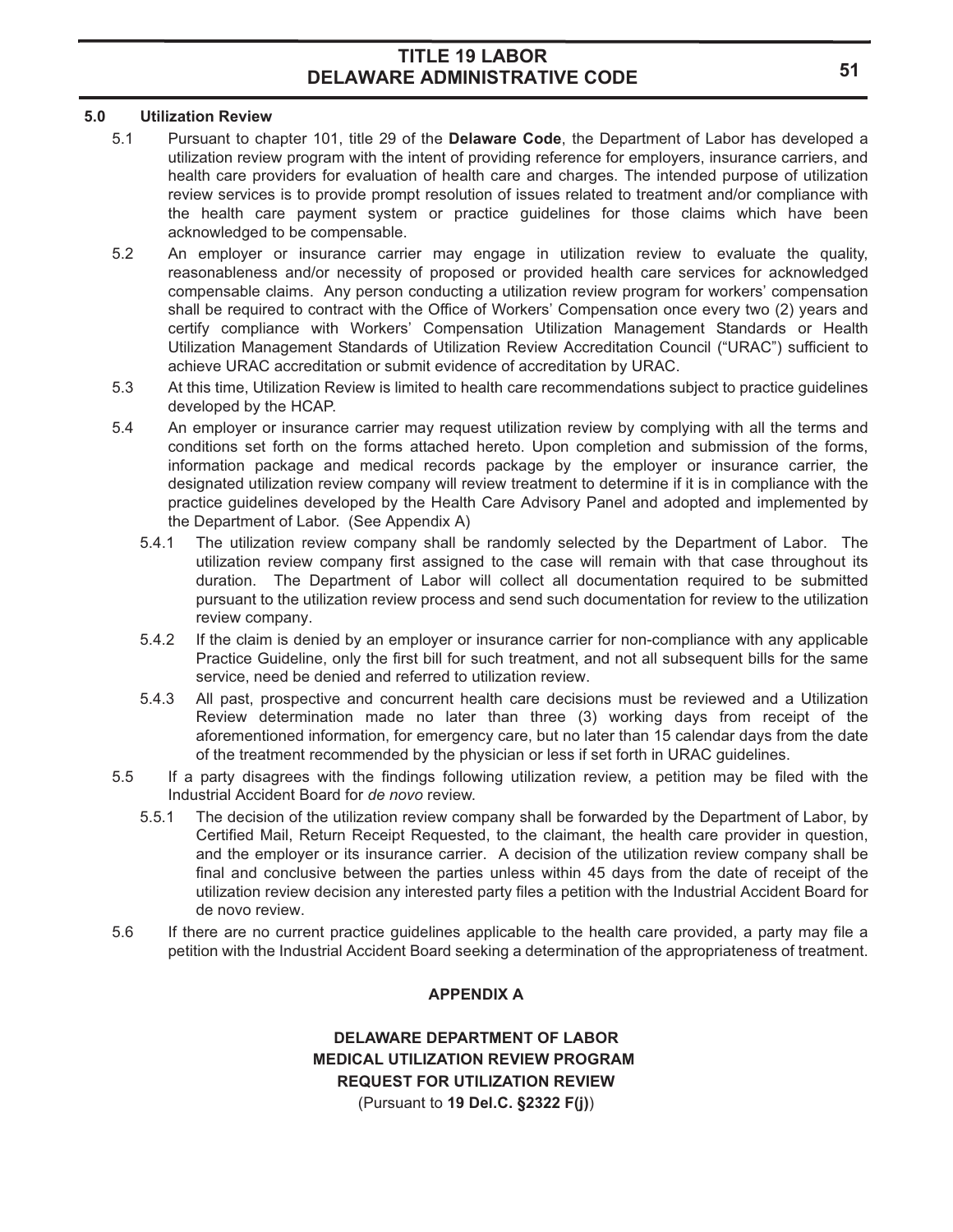**5.0 Utilization Review**

5.1 Pursuant to chapter 101, title 29 of the **Delaware Code**, the Department of Labor has developed a utilization review program with the intent of providing reference for employers, insurance carriers, and health care providers for evaluation of health care and charges. The intended purpose of utilization review services is to provide prompt resolution of issues related to treatment and/or compliance with the health care payment system or practice guidelines for those claims which have been acknowledged to be compensable.

5.2 An employer or insurance carrier may engage in utilization review to evaluate the quality, reasonableness and/or necessity of proposed or provided health care services for acknowledged compensable claims. Any person conducting a utilization review program for workers' compensation shall be required to contract with the Office of Workers' Compensation once every two (2) years and certify compliance with Workers' Compensation Utilization Management Standards or Health Utilization Management Standards of Utilization Review Accreditation Council ("URAC") sufficient to achieve URAC accreditation or submit evidence of accreditation by URAC.

5.3 At this time, Utilization Review is limited to health care recommendations subject to practice guidelines developed by the HCAP.

5.4 An employer or insurance carrier may request utilization review by complying with all the terms and conditions set forth on the forms attached hereto. Upon completion and submission of the forms, information package and medical records package by the employer or insurance carrier, the designated utilization review company will review treatment to determine if it is in compliance with the practice guidelines developed by the Health Care Advisory Panel and adopted and implemented by the Department of Labor. (See Appendix A)

5.4.1 The utilization review company shall be randomly selected by the Department of Labor. The utilization review company first assigned to the case will remain with that case throughout its duration. The Department of Labor will collect all documentation required to be submitted pursuant to the utilization review process and send such documentation for review to the utilization review company.

5.4.2 If the claim is denied by an employer or insurance carrier for non-compliance with any applicable Practice Guideline, only the first bill for such treatment, and not all subsequent bills for the same service, need be denied and referred to utilization review.

5.4.3 All past, prospective and concurrent health care decisions must be reviewed and a Utilization Review determination made no later than three (3) working days from receipt of the aforementioned information, for emergency care, but no later than 15 calendar days from the date of the treatment recommended by the physician or less if set forth in URAC guidelines.

5.5 If a party disagrees with the findings following utilization review, a petition may be filed with the Industrial Accident Board for *de novo* review.

5.5.1 The decision of the utilization review company shall be forwarded by the Department of Labor, by Certified Mail, Return Receipt Requested, to the claimant, the health care provider in question, and the employer or its insurance carrier. A decision of the utilization review company shall be final and conclusive between the parties unless within 45 days from the date of receipt of the utilization review decision any interested party files a petition with the Industrial Accident Board for de novo review.

5.6 If there are no current practice guidelines applicable to the health care provided, a party may file a petition with the Industrial Accident Board seeking a determination of the appropriateness of treatment.

**APPENDIX A**

**DELAWARE DEPARTMENT OF LABOR**
**MEDICAL UTILIZATION REVIEW PROGRAM**
**REQUEST FOR UTILIZATION REVIEW**
(Pursuant to **19 Del.C. §2322 F(j)**)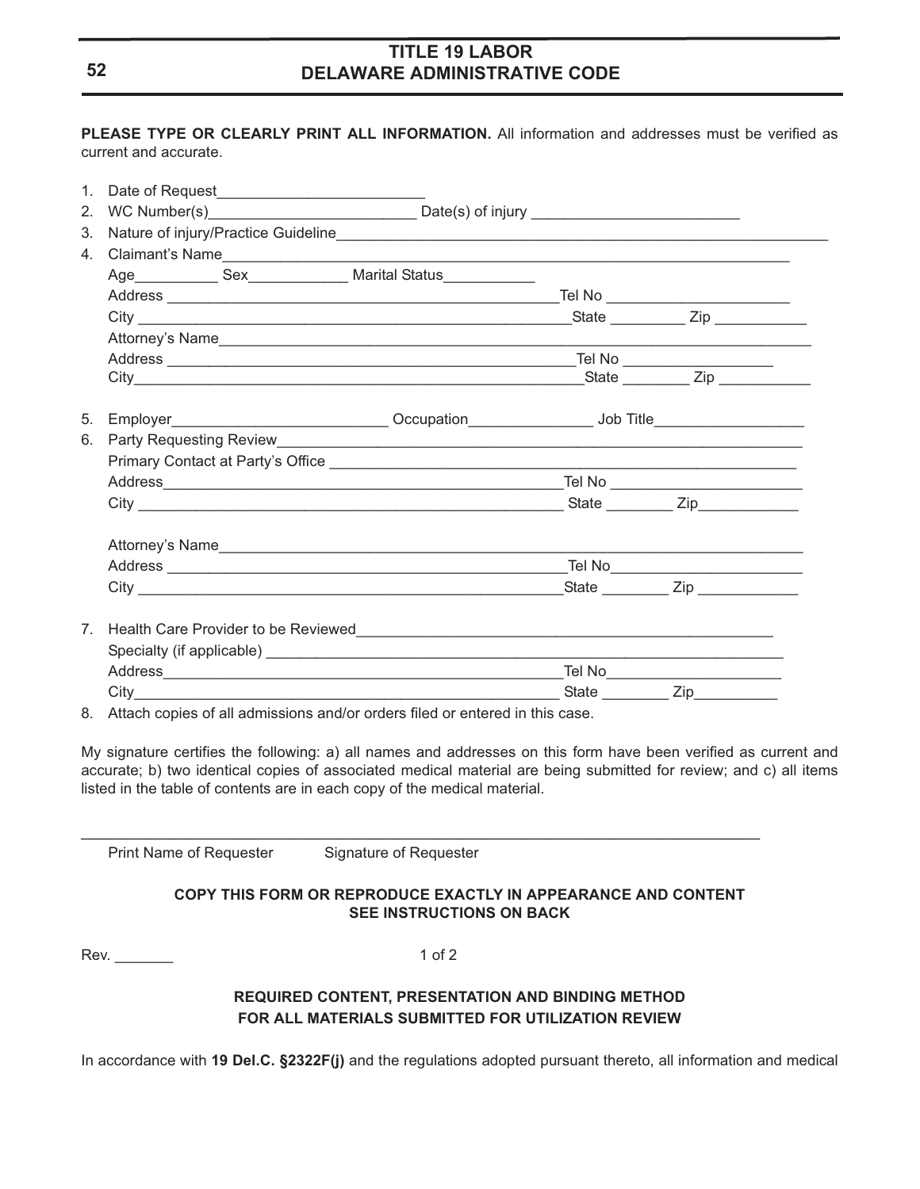**PLEASE TYPE OR CLEARLY PRINT ALL INFORMATION.** All information and addresses must be verified as current and accurate.

1. Date of Request________________________
2. WC Number(s)________________________ Date(s) of injury ________________________
3. Nature of injury/Practice Guideline__________________________________________________________
4. Claimant's Name____________________________________________________________________

   Age__________ Sex____________ Marital Status___________

   Address _____________________________________________Tel No _____________________

   City ________________________________________________State _________ Zip ___________

   Attorney's Name_______________________________________________________________________

   Address _____________________________________________Tel No _________________

   City_________________________________________________State ________ Zip ___________

5. Employer_________________________ Occupation______________ Job Title_________________
6. Party Requesting Review________________________________________________________________

   Primary Contact at Party's Office _______________________________________________________

   Address______________________________________________Tel No ______________________

   City ________________________________________________ State ________ Zip____________

   Attorney's Name_______________________________________________________________________

   Address _____________________________________________Tel No_______________________

   City ________________________________________________State ________ Zip ____________

7. Health Care Provider to be Reviewed_________________________________________________

   Specialty (if applicable) ______________________________________________________________

   Address______________________________________________Tel No_____________________

   City_________________________________________________ State ________ Zip__________

8. Attach copies of all admissions and/or orders filed or entered in this case.

My signature certifies the following: a) all names and addresses on this form have been verified as current and accurate; b) two identical copies of associated medical material are being submitted for review; and c) all items listed in the table of contents are in each copy of the medical material.

_______________________________________________________________________________

Print Name of Requester    Signature of Requester

**COPY THIS FORM OR REPRODUCE EXACTLY IN APPEARANCE AND CONTENT**
**SEE INSTRUCTIONS ON BACK**

Rev. _______

**REQUIRED CONTENT, PRESENTATION AND BINDING METHOD FOR ALL MATERIALS SUBMITTED FOR UTILIZATION REVIEW**

In accordance with **19 Del.C. §2322F(j)** and the regulations adopted pursuant thereto, all information and medical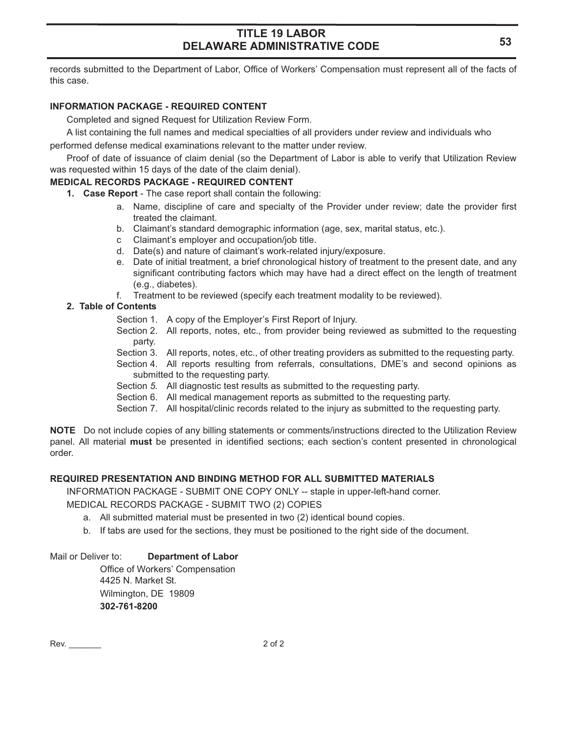records submitted to the Department of Labor, Office of Workers' Compensation must represent all of the facts of this case.

**INFORMATION PACKAGE - REQUIRED CONTENT**

Completed and signed Request for Utilization Review Form.

A list containing the full names and medical specialties of all providers under review and individuals who performed defense medical examinations relevant to the matter under review.

Proof of date of issuance of claim denial (so the Department of Labor is able to verify that Utilization Review was requested within 15 days of the date of the claim denial).

**MEDICAL RECORDS PACKAGE - REQUIRED CONTENT**

1. **Case Report** - The case report shall contain the following:
   - a. Name, discipline of care and specialty of the Provider under review; date the provider first treated the claimant.
   - b. Claimant's standard demographic information (age, sex, marital status, etc.).
   - c Claimant's employer and occupation/job title.
   - d. Date(s) and nature of claimant's work-related injury/exposure.
   - e. Date of initial treatment, a brief chronological history of treatment to the present date, and any significant contributing factors which may have had a direct effect on the length of treatment (e.g., diabetes).
   - f. Treatment to be reviewed (specify each treatment modality to be reviewed).
2. **Table of Contents**
   - Section 1. A copy of the Employer's First Report of Injury.
   - Section 2. All reports, notes, etc., from provider being reviewed as submitted to the requesting party.
   - Section 3. All reports, notes, etc., of other treating providers as submitted to the requesting party.
   - Section 4. All reports resulting from referrals, consultations, DME's and second opinions as submitted to the requesting party.
   - Section *5*. All diagnostic test results as submitted to the requesting party.
   - Section 6. All medical management reports as submitted to the requesting party.
   - Section 7. All hospital/clinic records related to the injury as submitted to the requesting party.

**NOTE** Do not include copies of any billing statements or comments/instructions directed to the Utilization Review panel. All material **must** be presented in identified sections; each section's content presented in chronological order.

**REQUIRED PRESENTATION AND BINDING METHOD FOR ALL SUBMITTED MATERIALS**

INFORMATION PACKAGE - SUBMIT ONE COPY ONLY -- staple in upper-left-hand corner.

MEDICAL RECORDS PACKAGE - SUBMIT TWO (2) COPIES

- a. All submitted material must be presented in two (2) identical bound copies.
- b. If tabs are used for the sections, they must be positioned to the right side of the document.

Mail or Deliver to: **Department of Labor**

Office of Workers' Compensation
4425 N. Market St.
Wilmington, DE 19809
**302-761-8200**

Rev. _______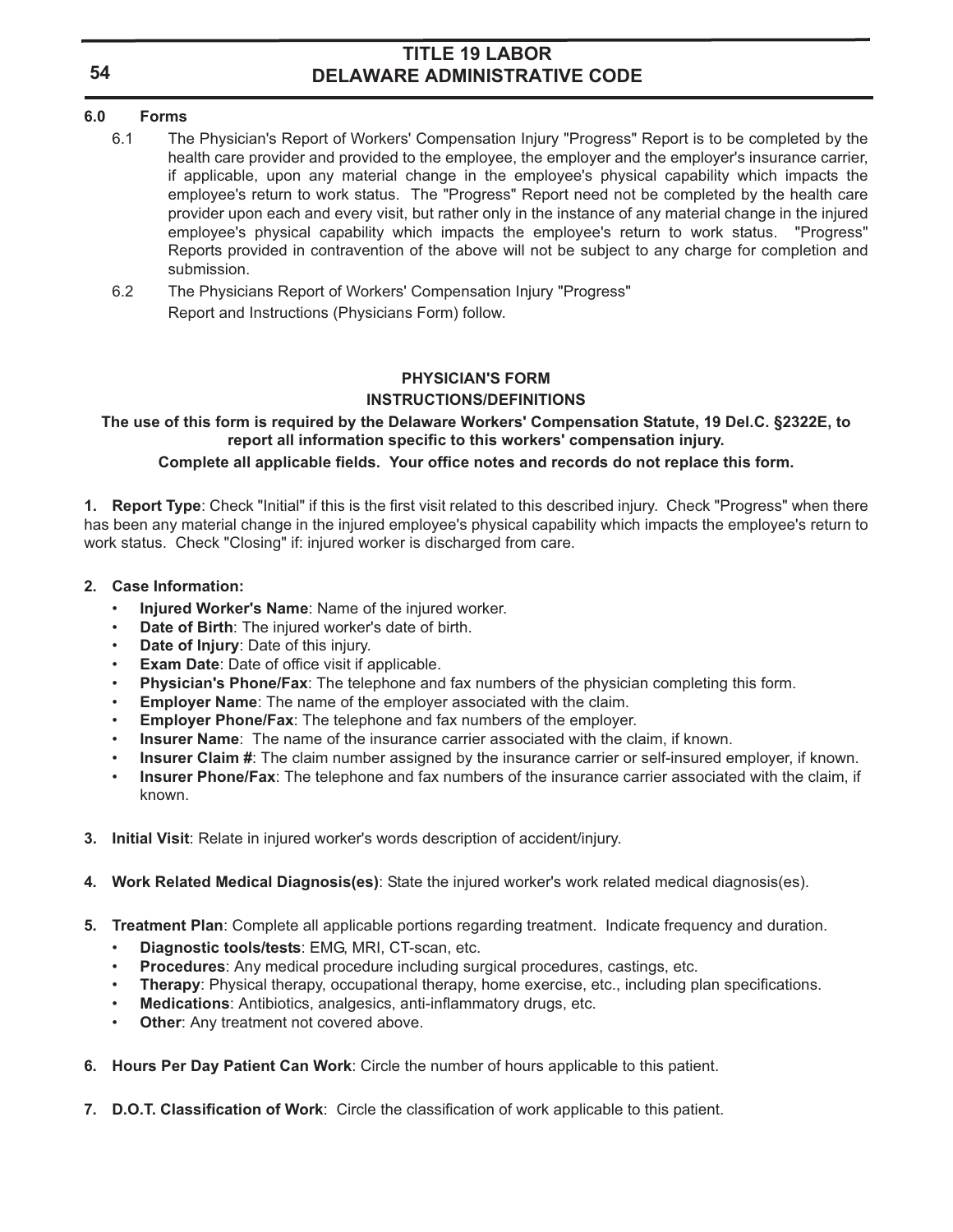**6.0 Forms**

6.1 The Physician's Report of Workers' Compensation Injury "Progress" Report is to be completed by the health care provider and provided to the employee, the employer and the employer's insurance carrier, if applicable, upon any material change in the employee's physical capability which impacts the employee's return to work status. The "Progress" Report need not be completed by the health care provider upon each and every visit, but rather only in the instance of any material change in the injured employee's physical capability which impacts the employee's return to work status. "Progress" Reports provided in contravention of the above will not be subject to any charge for completion and submission.

6.2 The Physicians Report of Workers' Compensation Injury "Progress" Report and Instructions (Physicians Form) follow.

**PHYSICIAN'S FORM**

**INSTRUCTIONS/DEFINITIONS**

**The use of this form is required by the Delaware Workers' Compensation Statute, 19 Del.C. §2322E, to report all information specific to this workers' compensation injury.**

**Complete all applicable fields. Your office notes and records do not replace this form.**

**1. Report Type**: Check "Initial" if this is the first visit related to this described injury. Check "Progress" when there has been any material change in the injured employee's physical capability which impacts the employee's return to work status. Check "Closing" if: injured worker is discharged from care.

**2. Case Information:**

- **Injured Worker's Name**: Name of the injured worker.
- **Date of Birth**: The injured worker's date of birth.
- **Date of Injury**: Date of this injury.
- **Exam Date**: Date of office visit if applicable.
- **Physician's Phone/Fax**: The telephone and fax numbers of the physician completing this form.
- **Employer Name**: The name of the employer associated with the claim.
- **Employer Phone/Fax**: The telephone and fax numbers of the employer.
- **Insurer Name**: The name of the insurance carrier associated with the claim, if known.
- **Insurer Claim #**: The claim number assigned by the insurance carrier or self-insured employer, if known.
- **Insurer Phone/Fax**: The telephone and fax numbers of the insurance carrier associated with the claim, if known.

**3. Initial Visit**: Relate in injured worker's words description of accident/injury.

**4. Work Related Medical Diagnosis(es)**: State the injured worker's work related medical diagnosis(es).

**5. Treatment Plan**: Complete all applicable portions regarding treatment. Indicate frequency and duration.

- **Diagnostic tools/tests**: EMG, MRI, CT-scan, etc.
- **Procedures**: Any medical procedure including surgical procedures, castings, etc.
- **Therapy**: Physical therapy, occupational therapy, home exercise, etc., including plan specifications.
- **Medications**: Antibiotics, analgesics, anti-inflammatory drugs, etc.
- **Other**: Any treatment not covered above.

**6. Hours Per Day Patient Can Work**: Circle the number of hours applicable to this patient.

**7. D.O.T. Classification of Work**: Circle the classification of work applicable to this patient.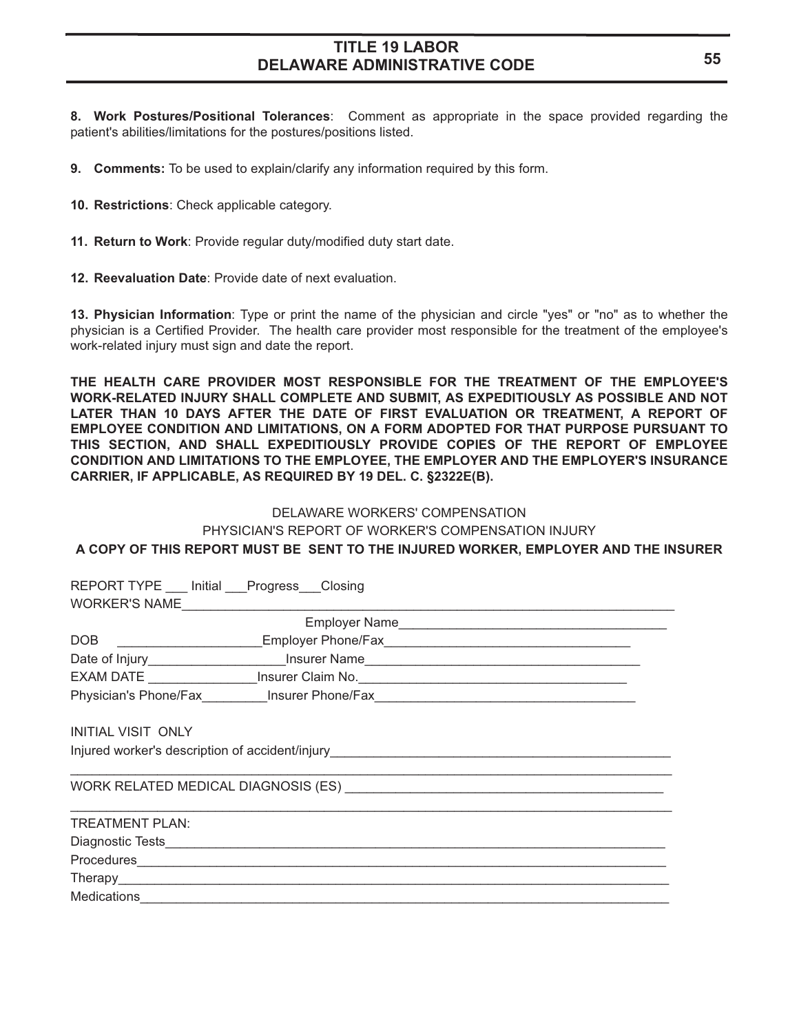**8. Work Postures/Positional Tolerances**: Comment as appropriate in the space provided regarding the patient's abilities/limitations for the postures/positions listed.

**9. Comments:** To be used to explain/clarify any information required by this form.

**10. Restrictions**: Check applicable category.

**11. Return to Work**: Provide regular duty/modified duty start date.

**12. Reevaluation Date**: Provide date of next evaluation.

**13. Physician Information**: Type or print the name of the physician and circle "yes" or "no" as to whether the physician is a Certified Provider. The health care provider most responsible for the treatment of the employee's work-related injury must sign and date the report.

**THE HEALTH CARE PROVIDER MOST RESPONSIBLE FOR THE TREATMENT OF THE EMPLOYEE'S WORK-RELATED INJURY SHALL COMPLETE AND SUBMIT, AS EXPEDITIOUSLY AS POSSIBLE AND NOT LATER THAN 10 DAYS AFTER THE DATE OF FIRST EVALUATION OR TREATMENT, A REPORT OF EMPLOYEE CONDITION AND LIMITATIONS, ON A FORM ADOPTED FOR THAT PURPOSE PURSUANT TO THIS SECTION, AND SHALL EXPEDITIOUSLY PROVIDE COPIES OF THE REPORT OF EMPLOYEE CONDITION AND LIMITATIONS TO THE EMPLOYEE, THE EMPLOYER AND THE EMPLOYER'S INSURANCE CARRIER, IF APPLICABLE, AS REQUIRED BY 19 DEL. C. §2322E(B).**

DELAWARE WORKERS' COMPENSATION

PHYSICIAN'S REPORT OF WORKER'S COMPENSATION INJURY

**A COPY OF THIS REPORT MUST BE SENT TO THE INJURED WORKER, EMPLOYER AND THE INSURER**

REPORT TYPE ___ Initial ___Progress___Closing

WORKER'S NAME______________________________________________________________________

Employer Name____________________________________

DOB ____________________Employer Phone/Fax__________________________________

Date of Injury___________________Insurer Name_____________________________________

EXAM DATE _______________Insurer Claim No.___________________________________

Physician's Phone/Fax_________Insurer Phone/Fax___________________________________

INITIAL VISIT ONLY

Injured worker's description of accident/injury_____________________________________________

______________________________________________________________________________

WORK RELATED MEDICAL DIAGNOSIS (ES) ___________________________________________

______________________________________________________________________________

TREATMENT PLAN:

Diagnostic Tests_______________________________________________________________________

Procedures____________________________________________________________________________

Therapy_______________________________________________________________________________

Medications___________________________________________________________________________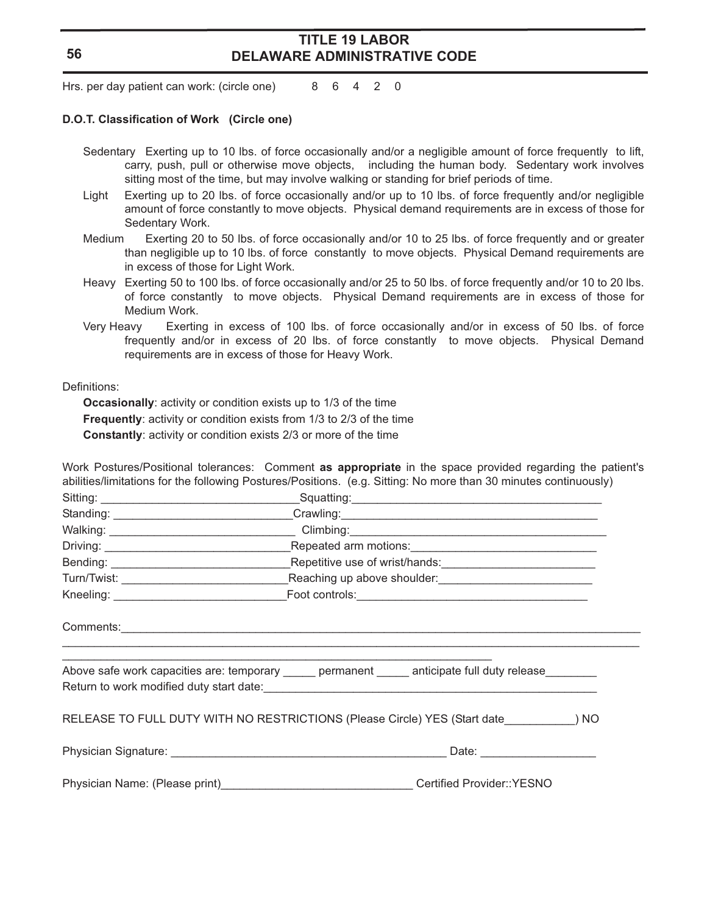Hrs. per day patient can work: (circle one)    8  6  4  2  0

**D.O.T. Classification of Work (Circle one)**

Sedentary  Exerting up to 10 lbs. of force occasionally and/or a negligible amount of force frequently to lift, carry, push, pull or otherwise move objects, including the human body. Sedentary work involves sitting most of the time, but may involve walking or standing for brief periods of time.

Light  Exerting up to 20 lbs. of force occasionally and/or up to 10 lbs. of force frequently and/or negligible amount of force constantly to move objects. Physical demand requirements are in excess of those for Sedentary Work.

Medium  Exerting 20 to 50 lbs. of force occasionally and/or 10 to 25 lbs. of force frequently and or greater than negligible up to 10 lbs. of force constantly to move objects. Physical Demand requirements are in excess of those for Light Work.

Heavy  Exerting 50 to 100 lbs. of force occasionally and/or 25 to 50 lbs. of force frequently and/or 10 to 20 lbs. of force constantly to move objects. Physical Demand requirements are in excess of those for Medium Work.

Very Heavy  Exerting in excess of 100 lbs. of force occasionally and/or in excess of 50 lbs. of force frequently and/or in excess of 20 lbs. of force constantly to move objects. Physical Demand requirements are in excess of those for Heavy Work.

Definitions:

**Occasionally**: activity or condition exists up to 1/3 of the time

**Frequently**: activity or condition exists from 1/3 to 2/3 of the time

**Constantly**: activity or condition exists 2/3 or more of the time

Work Postures/Positional tolerances: Comment **as appropriate** in the space provided regarding the patient's abilities/limitations for the following Postures/Positions. (e.g. Sitting: No more than 30 minutes continuously)

Sitting: ______________________________ Squatting: ________________________________________

Standing: ____________________________ Crawling: _________________________________________

Walking: _____________________________ Climbing: _________________________________________

Driving: _____________________________ Repeated arm motions: _____________________________

Bending: ____________________________ Repetitive use of wrist/hands: ________________________

Turn/Twist: __________________________ Reaching up above shoulder: _________________________

Kneeling: ___________________________ Foot controls: _____________________________________

Comments: ____________________________________________________________________________

______________________________________________________________________________________

______________________________________________________________________

Above safe work capacities are: temporary _____ permanent _____ anticipate full duty release ________

Return to work modified duty start date: ____________________________________________________

RELEASE TO FULL DUTY WITH NO RESTRICTIONS (Please Circle) YES (Start date___________) NO

Physician Signature: __________________________________________ Date: _________________

Physician Name: (Please print)_____________________________ Certified Provider::YESNO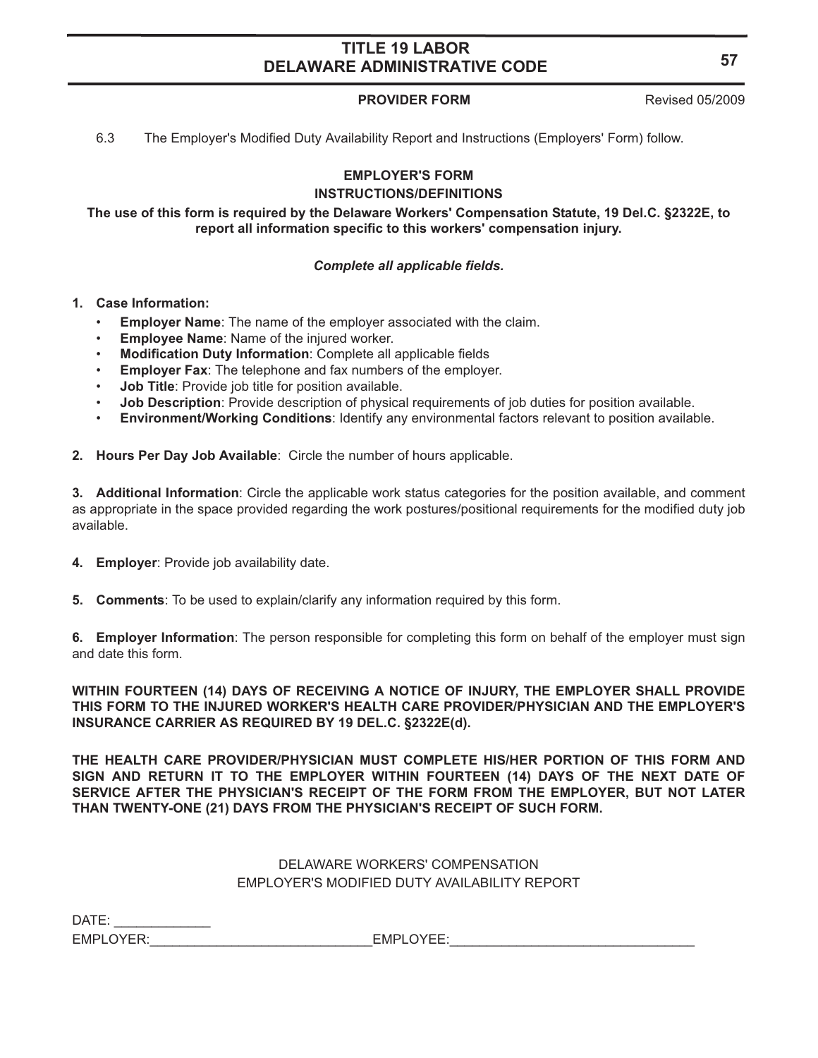**PROVIDER FORM** Revised 05/2009

6.3 The Employer's Modified Duty Availability Report and Instructions (Employers' Form) follow.

## EMPLOYER'S FORM
## INSTRUCTIONS/DEFINITIONS

**The use of this form is required by the Delaware Workers' Compensation Statute, 19 Del.C. §2322E, to report all information specific to this workers' compensation injury.**

***Complete all applicable fields.***

**1. Case Information:**

- **Employer Name**: The name of the employer associated with the claim.
- **Employee Name**: Name of the injured worker.
- **Modification Duty Information**: Complete all applicable fields
- **Employer Fax**: The telephone and fax numbers of the employer.
- **Job Title**: Provide job title for position available.
- **Job Description**: Provide description of physical requirements of job duties for position available.
- **Environment/Working Conditions**: Identify any environmental factors relevant to position available.

**2. Hours Per Day Job Available**: Circle the number of hours applicable.

**3. Additional Information**: Circle the applicable work status categories for the position available, and comment as appropriate in the space provided regarding the work postures/positional requirements for the modified duty job available.

**4. Employer**: Provide job availability date.

**5. Comments**: To be used to explain/clarify any information required by this form.

**6. Employer Information**: The person responsible for completing this form on behalf of the employer must sign and date this form.

**WITHIN FOURTEEN (14) DAYS OF RECEIVING A NOTICE OF INJURY, THE EMPLOYER SHALL PROVIDE THIS FORM TO THE INJURED WORKER'S HEALTH CARE PROVIDER/PHYSICIAN AND THE EMPLOYER'S INSURANCE CARRIER AS REQUIRED BY 19 DEL.C. §2322E(d).**

**THE HEALTH CARE PROVIDER/PHYSICIAN MUST COMPLETE HIS/HER PORTION OF THIS FORM AND SIGN AND RETURN IT TO THE EMPLOYER WITHIN FOURTEEN (14) DAYS OF THE NEXT DATE OF SERVICE AFTER THE PHYSICIAN'S RECEIPT OF THE FORM FROM THE EMPLOYER, BUT NOT LATER THAN TWENTY-ONE (21) DAYS FROM THE PHYSICIAN'S RECEIPT OF SUCH FORM.**

DELAWARE WORKERS' COMPENSATION
EMPLOYER'S MODIFIED DUTY AVAILABILITY REPORT

DATE: _____________

EMPLOYER:_____________________________ EMPLOYEE:________________________________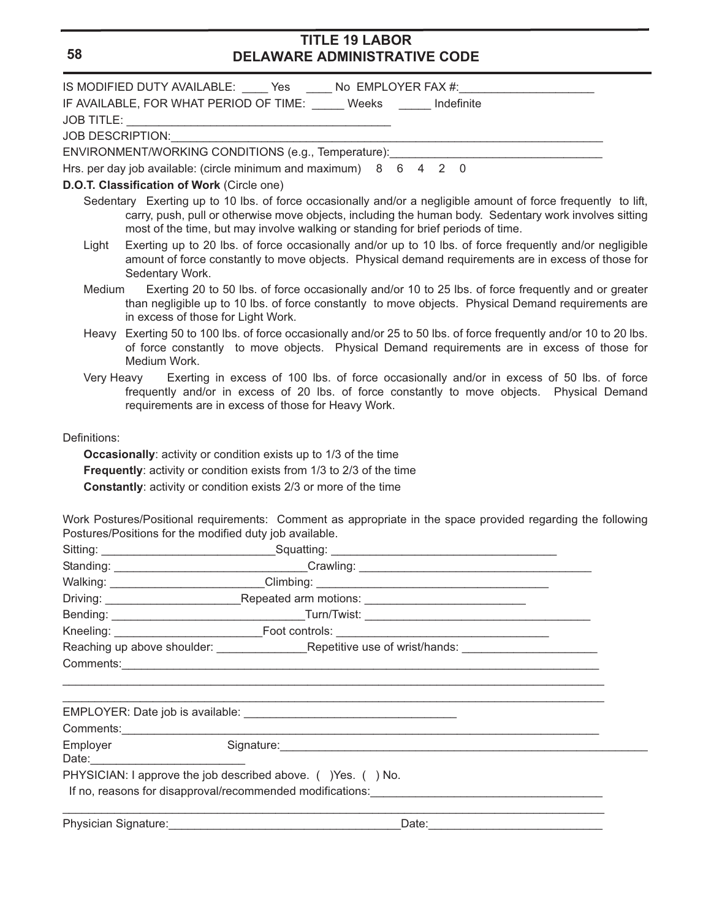IS MODIFIED DUTY AVAILABLE: ____ Yes ____ No EMPLOYER FAX #:____________________

IF AVAILABLE, FOR WHAT PERIOD OF TIME: _____ Weeks _____ Indefinite

JOB TITLE: ______________________________________

JOB DESCRIPTION:___________________________________________________________________

ENVIRONMENT/WORKING CONDITIONS (e.g., Temperature):________________________________

Hrs. per day job available: (circle minimum and maximum) 8 6 4 2 0

**D.O.T. Classification of Work** (Circle one)

Sedentary Exerting up to 10 lbs. of force occasionally and/or a negligible amount of force frequently to lift, carry, push, pull or otherwise move objects, including the human body. Sedentary work involves sitting most of the time, but may involve walking or standing for brief periods of time.

Light Exerting up to 20 lbs. of force occasionally and/or up to 10 lbs. of force frequently and/or negligible amount of force constantly to move objects. Physical demand requirements are in excess of those for Sedentary Work.

Medium Exerting 20 to 50 lbs. of force occasionally and/or 10 to 25 lbs. of force frequently and or greater than negligible up to 10 lbs. of force constantly to move objects. Physical Demand requirements are in excess of those for Light Work.

Heavy Exerting 50 to 100 lbs. of force occasionally and/or 25 to 50 lbs. of force frequently and/or 10 to 20 lbs. of force constantly to move objects. Physical Demand requirements are in excess of those for Medium Work.

Very Heavy Exerting in excess of 100 lbs. of force occasionally and/or in excess of 50 lbs. of force frequently and/or in excess of 20 lbs. of force constantly to move objects. Physical Demand requirements are in excess of those for Heavy Work.

Definitions:

**Occasionally**: activity or condition exists up to 1/3 of the time

**Frequently**: activity or condition exists from 1/3 to 2/3 of the time

**Constantly**: activity or condition exists 2/3 or more of the time

Work Postures/Positional requirements: Comment as appropriate in the space provided regarding the following Postures/Positions for the modified duty job available.

Sitting: __________________________Squatting: __________________________________

Standing: _____________________________Crawling: ____________________________________

Walking: ________________________Climbing: ___________________________________

Driving: _____________________Repeated arm motions: _________________________

Bending: _____________________________Turn/Twist: ___________________________________

Kneeling: ______________________Foot controls: ________________________________

Reaching up above shoulder: ______________Repetitive use of wrist/hands: ____________________

Comments:_________________________________________________________________________

_________________________________________________________________________________

_________________________________________________________________________________

EMPLOYER: Date job is available: ________________________________

Comments:_________________________________________________________________________

Employer Signature:__________________________________________________________

Date:________________________

PHYSICIAN: I approve the job described above. ( )Yes. ( ) No.

If no, reasons for disapproval/recommended modifications:___________________________________

_________________________________________________________________________________

Physician Signature:___________________________________Date:__________________________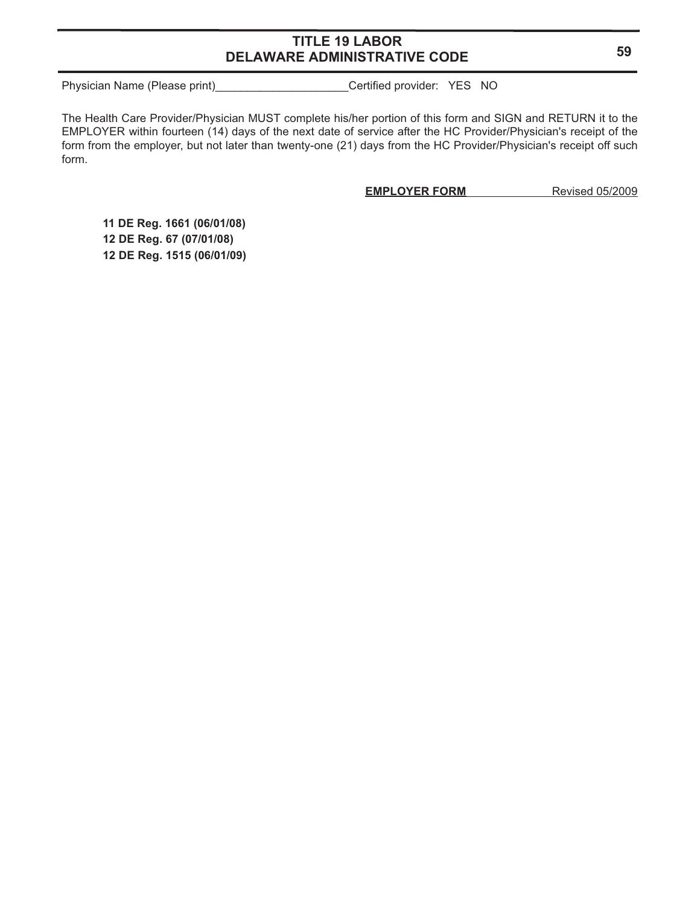Physician Name (Please print)____________________Certified provider: YES NO

The Health Care Provider/Physician MUST complete his/her portion of this form and SIGN and RETURN it to the EMPLOYER within fourteen (14) days of the next date of service after the HC Provider/Physician's receipt of the form from the employer, but not later than twenty-one (21) days from the HC Provider/Physician's receipt off such form.

**EMPLOYER FORM** Revised 05/2009

**11 DE Reg. 1661 (06/01/08)**
**12 DE Reg. 67 (07/01/08)**
**12 DE Reg. 1515 (06/01/09)**